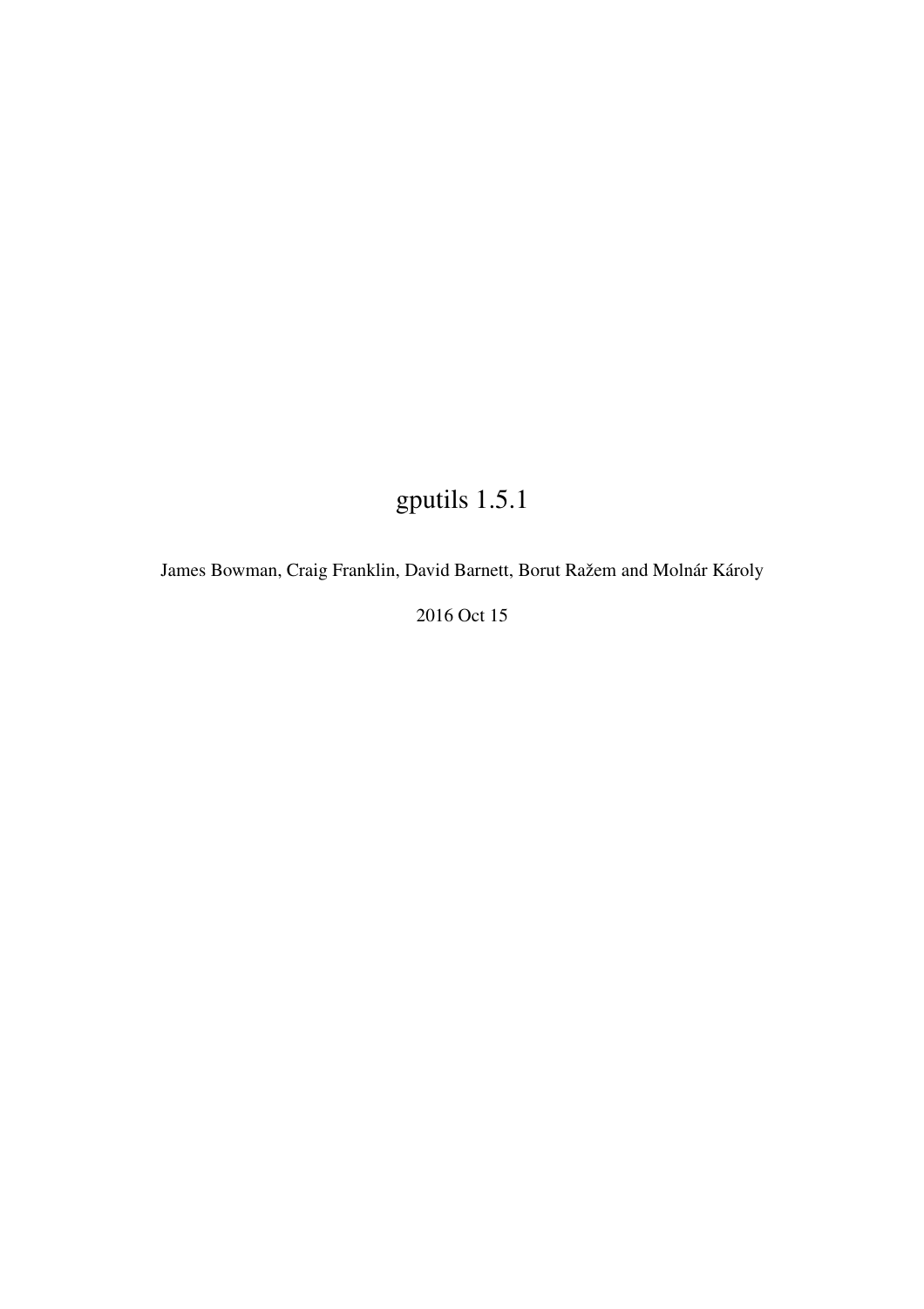# gputils 1.5.1

James Bowman, Craig Franklin, David Barnett, Borut Ražem and Molnár Károly

2016 Oct 15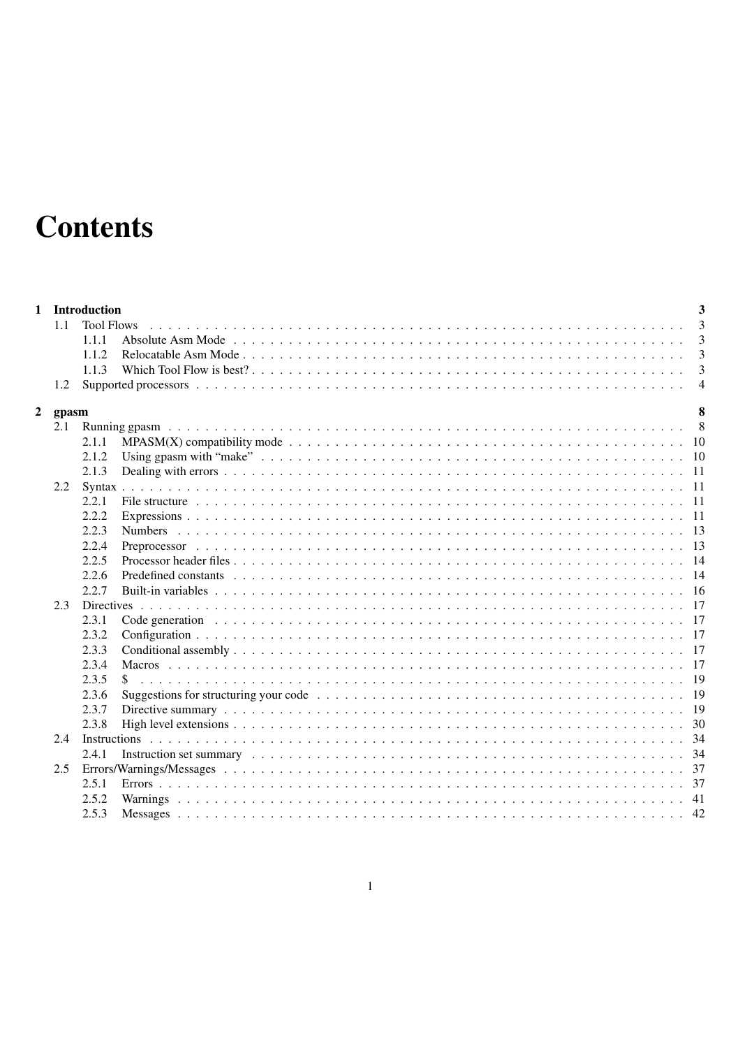# Contents

- **1 Introduction** — 3
  - 1.1 Tool Flows — 3
    - 1.1.1 Absolute Asm Mode — 3
    - 1.1.2 Relocatable Asm Mode — 3
    - 1.1.3 Which Tool Flow is best? — 3
  - 1.2 Supported processors — 4
- **2 gpasm** — 8
  - 2.1 Running gpasm — 8
    - 2.1.1 MPASM(X) compatibility mode — 10
    - 2.1.2 Using gpasm with "make" — 10
    - 2.1.3 Dealing with errors — 11
  - 2.2 Syntax — 11
    - 2.2.1 File structure — 11
    - 2.2.2 Expressions — 11
    - 2.2.3 Numbers — 13
    - 2.2.4 Preprocessor — 13
    - 2.2.5 Processor header files — 14
    - 2.2.6 Predefined constants — 14
    - 2.2.7 Built-in variables — 16
  - 2.3 Directives — 17
    - 2.3.1 Code generation — 17
    - 2.3.2 Configuration — 17
    - 2.3.3 Conditional assembly — 17
    - 2.3.4 Macros — 17
    - 2.3.5 $ — 19
    - 2.3.6 Suggestions for structuring your code — 19
    - 2.3.7 Directive summary — 19
    - 2.3.8 High level extensions — 30
  - 2.4 Instructions — 34
    - 2.4.1 Instruction set summary — 34
  - 2.5 Errors/Warnings/Messages — 37
    - 2.5.1 Errors — 37
    - 2.5.2 Warnings — 41
    - 2.5.3 Messages — 42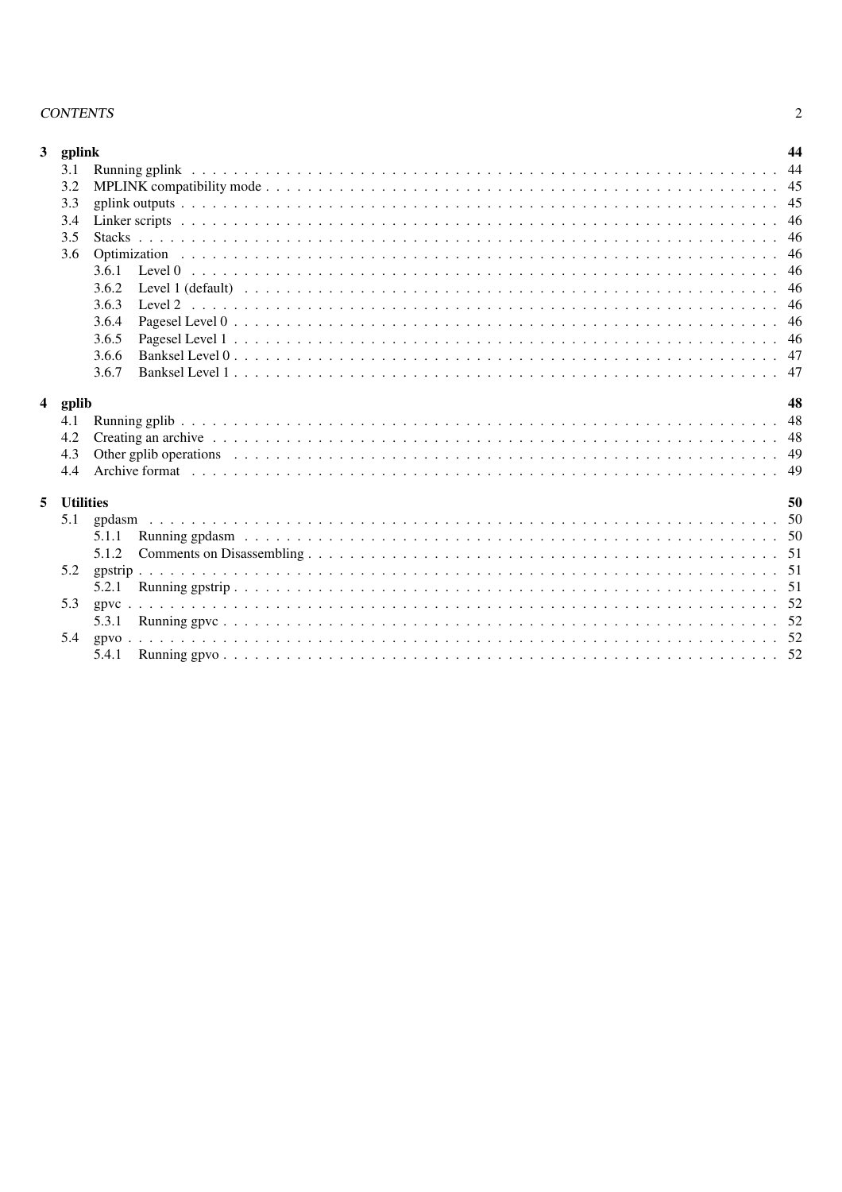**3 gplink** 44

- 3.1 Running gplink . . . 44
- 3.2 MPLINK compatibility mode . . . 45
- 3.3 gplink outputs . . . 45
- 3.4 Linker scripts . . . 46
- 3.5 Stacks . . . 46
- 3.6 Optimization . . . 46
  - 3.6.1 Level 0 . . . 46
  - 3.6.2 Level 1 (default) . . . 46
  - 3.6.3 Level 2 . . . 46
  - 3.6.4 Pagesel Level 0 . . . 46
  - 3.6.5 Pagesel Level 1 . . . 46
  - 3.6.6 Banksel Level 0 . . . 47
  - 3.6.7 Banksel Level 1 . . . 47

**4 gplib** 48

- 4.1 Running gplib . . . 48
- 4.2 Creating an archive . . . 48
- 4.3 Other gplib operations . . . 49
- 4.4 Archive format . . . 49

**5 Utilities** 50

- 5.1 gpdasm . . . 50
  - 5.1.1 Running gpdasm . . . 50
  - 5.1.2 Comments on Disassembling . . . 51
- 5.2 gpstrip . . . 51
  - 5.2.1 Running gpstrip . . . 51
- 5.3 gpvc . . . 52
  - 5.3.1 Running gpvc . . . 52
- 5.4 gpvo . . . 52
  - 5.4.1 Running gpvo . . . 52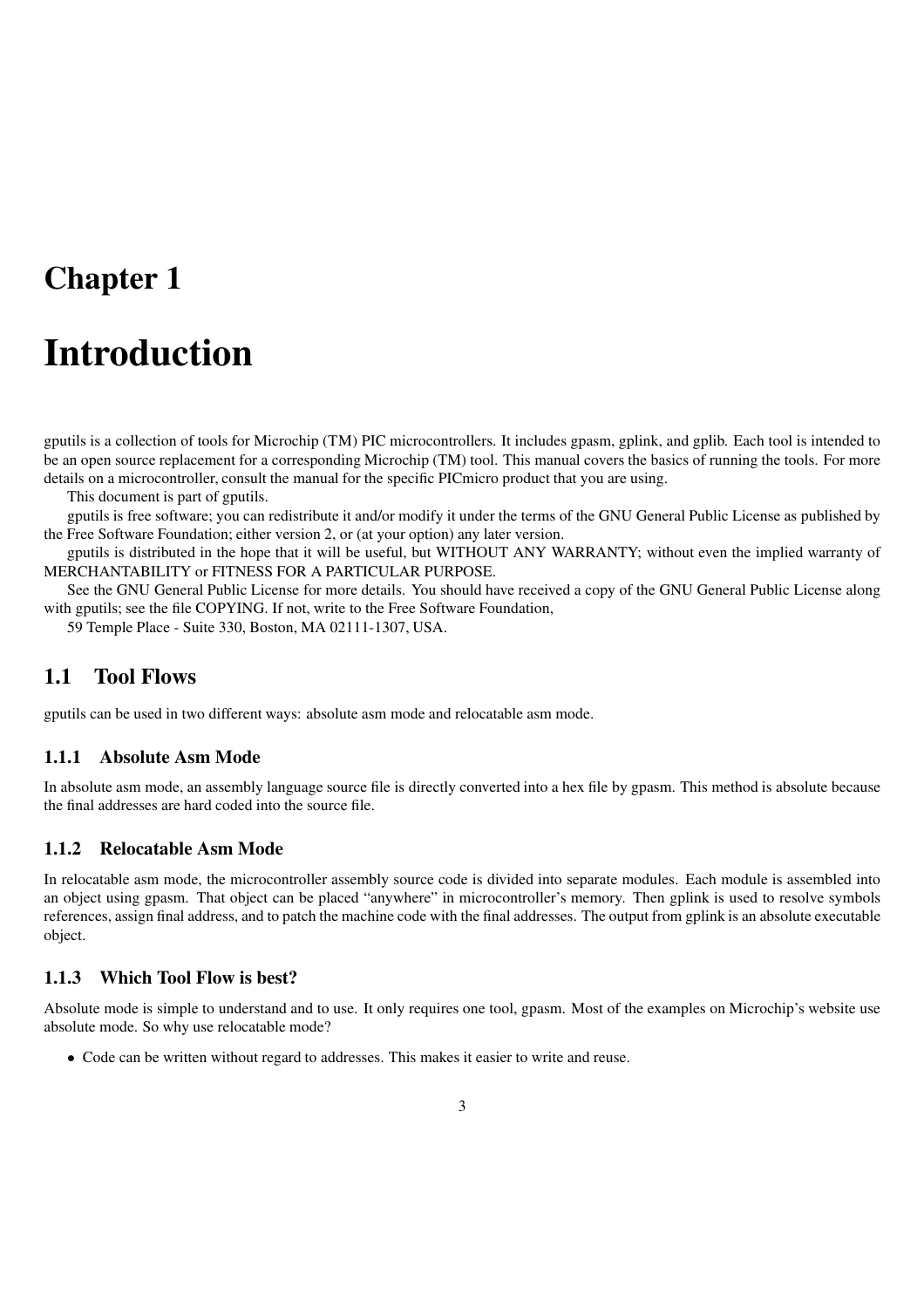# Chapter 1

# Introduction

gputils is a collection of tools for Microchip (TM) PIC microcontrollers. It includes gpasm, gplink, and gplib. Each tool is intended to be an open source replacement for a corresponding Microchip (TM) tool. This manual covers the basics of running the tools. For more details on a microcontroller, consult the manual for the specific PICmicro product that you are using.

This document is part of gputils.

gputils is free software; you can redistribute it and/or modify it under the terms of the GNU General Public License as published by the Free Software Foundation; either version 2, or (at your option) any later version.

gputils is distributed in the hope that it will be useful, but WITHOUT ANY WARRANTY; without even the implied warranty of MERCHANTABILITY or FITNESS FOR A PARTICULAR PURPOSE.

See the GNU General Public License for more details. You should have received a copy of the GNU General Public License along with gputils; see the file COPYING. If not, write to the Free Software Foundation,

59 Temple Place - Suite 330, Boston, MA 02111-1307, USA.

## 1.1 Tool Flows

gputils can be used in two different ways: absolute asm mode and relocatable asm mode.

### 1.1.1 Absolute Asm Mode

In absolute asm mode, an assembly language source file is directly converted into a hex file by gpasm. This method is absolute because the final addresses are hard coded into the source file.

### 1.1.2 Relocatable Asm Mode

In relocatable asm mode, the microcontroller assembly source code is divided into separate modules. Each module is assembled into an object using gpasm. That object can be placed "anywhere" in microcontroller's memory. Then gplink is used to resolve symbols references, assign final address, and to patch the machine code with the final addresses. The output from gplink is an absolute executable object.

### 1.1.3 Which Tool Flow is best?

Absolute mode is simple to understand and to use. It only requires one tool, gpasm. Most of the examples on Microchip's website use absolute mode. So why use relocatable mode?

- Code can be written without regard to addresses. This makes it easier to write and reuse.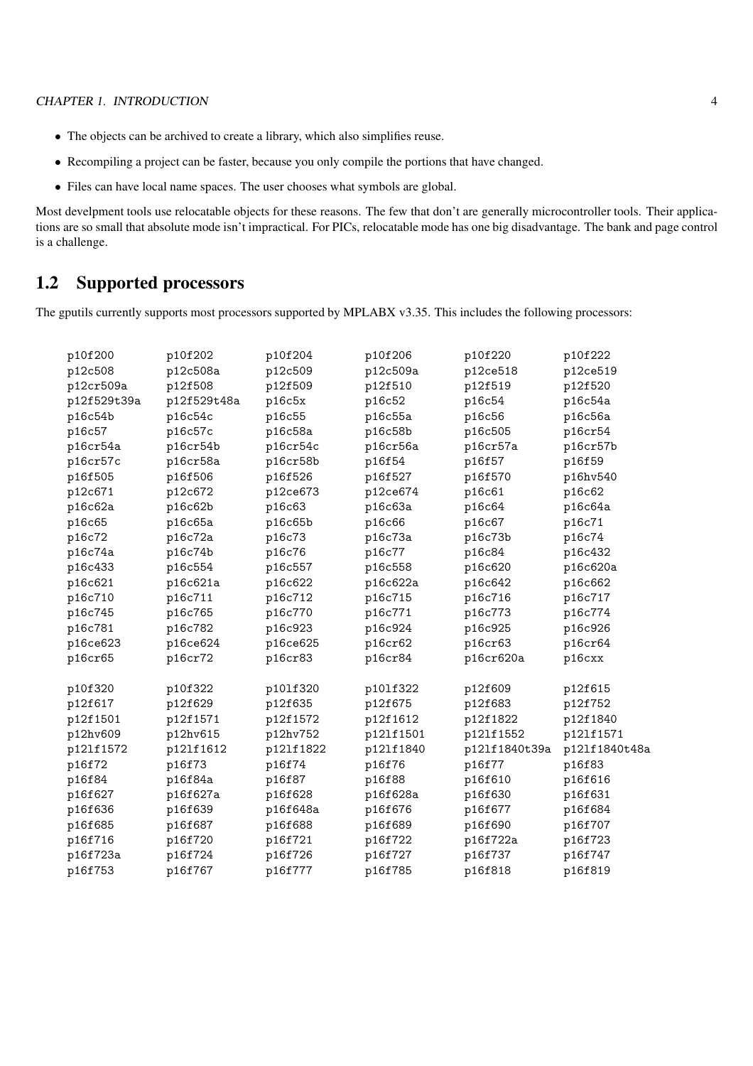- The objects can be archived to create a library, which also simplifies reuse.
- Recompiling a project can be faster, because you only compile the portions that have changed.
- Files can have local name spaces. The user chooses what symbols are global.

Most develpment tools use relocatable objects for these reasons. The few that don't are generally microcontroller tools. Their applications are so small that absolute mode isn't impractical. For PICs, relocatable mode has one big disadvantage. The bank and page control is a challenge.

## 1.2 Supported processors

The gputils currently supports most processors supported by MPLABX v3.35. This includes the following processors:

```
p10f200      p10f202      p10f204      p10f206      p10f220      p10f222
p12c508      p12c508a     p12c509      p12c509a     p12ce518     p12ce519
p12cr509a    p12f508      p12f509      p12f510      p12f519      p12f520
p12f529t39a  p12f529t48a  p16c5x       p16c52       p16c54       p16c54a
p16c54b      p16c54c      p16c55       p16c55a      p16c56       p16c56a
p16c57       p16c57c      p16c58a      p16c58b      p16c505      p16cr54
p16cr54a     p16cr54b     p16cr54c     p16cr56a     p16cr57a     p16cr57b
p16cr57c     p16cr58a     p16cr58b     p16f54       p16f57       p16f59
p16f505      p16f506      p16f526      p16f527      p16f570      p16hv540
p12c671      p12c672      p12ce673     p12ce674     p16c61       p16c62
p16c62a      p16c62b      p16c63       p16c63a      p16c64       p16c64a
p16c65       p16c65a      p16c65b      p16c66       p16c67       p16c71
p16c72       p16c72a      p16c73       p16c73a      p16c73b      p16c74
p16c74a      p16c74b      p16c76       p16c77       p16c84       p16c432
p16c433      p16c554      p16c557      p16c558      p16c620      p16c620a
p16c621      p16c621a     p16c622      p16c622a     p16c642      p16c662
p16c710      p16c711      p16c712      p16c715      p16c716      p16c717
p16c745      p16c765      p16c770      p16c771      p16c773      p16c774
p16c781      p16c782      p16c923      p16c924      p16c925      p16c926
p16ce623     p16ce624     p16ce625     p16cr62      p16cr63      p16cr64
p16cr65      p16cr72      p16cr83      p16cr84      p16cr620a    p16cxx

p10f320      p10f322      p10lf320     p10lf322     p12f609      p12f615
p12f617      p12f629      p12f635      p12f675      p12f683      p12f752
p12f1501     p12f1571     p12f1572     p12f1612     p12f1822     p12f1840
p12hv609     p12hv615     p12hv752     p12lf1501    p12lf1552    p12lf1571
p12lf1572    p12lf1612    p12lf1822    p12lf1840    p12lf1840t39a p12lf1840t48a
p16f72       p16f73       p16f74       p16f76       p16f77       p16f83
p16f84       p16f84a      p16f87       p16f88       p16f610      p16f616
p16f627      p16f627a     p16f628      p16f628a     p16f630      p16f631
p16f636      p16f639      p16f648a     p16f676      p16f677      p16f684
p16f685      p16f687      p16f688      p16f689      p16f690      p16f707
p16f716      p16f720      p16f721      p16f722      p16f722a     p16f723
p16f723a     p16f724      p16f726      p16f727      p16f737      p16f747
p16f753      p16f767      p16f777      p16f785      p16f818      p16f819
```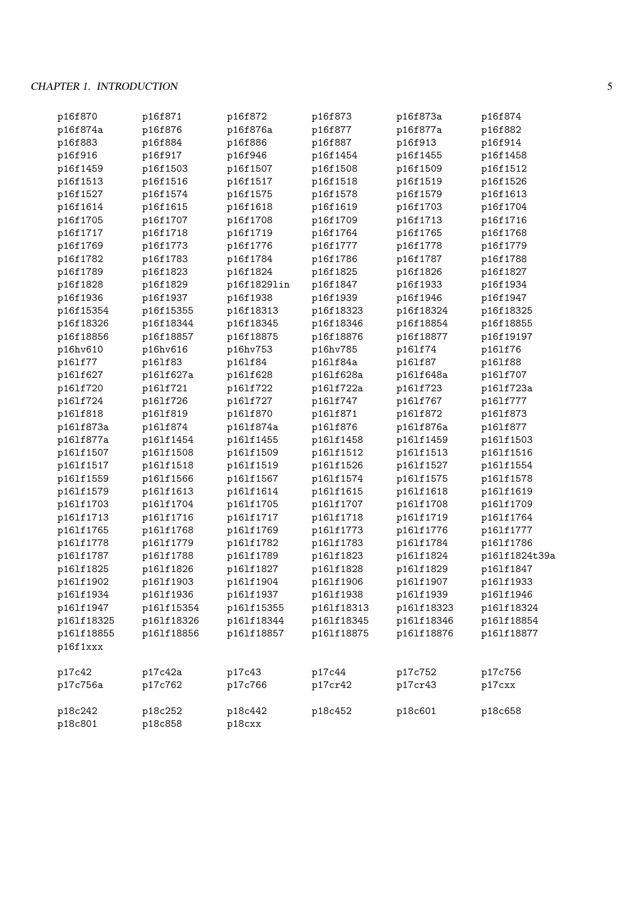```
p16f870       p16f871       p16f872       p16f873       p16f873a      p16f874
p16f874a      p16f876       p16f876a      p16f877       p16f877a      p16f882
p16f883       p16f884       p16f886       p16f887       p16f913       p16f914
p16f916       p16f917       p16f946       p16f1454      p16f1455      p16f1458
p16f1459      p16f1503      p16f1507      p16f1508      p16f1509      p16f1512
p16f1513      p16f1516      p16f1517      p16f1518      p16f1519      p16f1526
p16f1527      p16f1574      p16f1575      p16f1578      p16f1579      p16f1613
p16f1614      p16f1615      p16f1618      p16f1619      p16f1703      p16f1704
p16f1705      p16f1707      p16f1708      p16f1709      p16f1713      p16f1716
p16f1717      p16f1718      p16f1719      p16f1764      p16f1765      p16f1768
p16f1769      p16f1773      p16f1776      p16f1777      p16f1778      p16f1779
p16f1782      p16f1783      p16f1784      p16f1786      p16f1787      p16f1788
p16f1789      p16f1823      p16f1824      p16f1825      p16f1826      p16f1827
p16f1828      p16f1829      p16f1829lin   p16f1847      p16f1933      p16f1934
p16f1936      p16f1937      p16f1938      p16f1939      p16f1946      p16f1947
p16f15354     p16f15355     p16f18313     p16f18323     p16f18324     p16f18325
p16f18326     p16f18344     p16f18345     p16f18346     p16f18854     p16f18855
p16f18856     p16f18857     p16f18875     p16f18876     p16f18877     p16f19197
p16hv610      p16hv616      p16hv753      p16hv785      p16lf74       p16lf76
p16lf77       p16lf83       p16lf84       p16lf84a      p16lf87       p16lf88
p16lf627      p16lf627a     p16lf628      p16lf628a     p16lf648a     p16lf707
p16lf720      p16lf721      p16lf722      p16lf722a     p16lf723      p16lf723a
p16lf724      p16lf726      p16lf727      p16lf747      p16lf767      p16lf777
p16lf818      p16lf819      p16lf870      p16lf871      p16lf872      p16lf873
p16lf873a     p16lf874      p16lf874a     p16lf876      p16lf876a     p16lf877
p16lf877a     p16lf1454     p16lf1455     p16lf1458     p16lf1459     p16lf1503
p16lf1507     p16lf1508     p16lf1509     p16lf1512     p16lf1513     p16lf1516
p16lf1517     p16lf1518     p16lf1519     p16lf1526     p16lf1527     p16lf1554
p16lf1559     p16lf1566     p16lf1567     p16lf1574     p16lf1575     p16lf1578
p16lf1579     p16lf1613     p16lf1614     p16lf1615     p16lf1618     p16lf1619
p16lf1703     p16lf1704     p16lf1705     p16lf1707     p16lf1708     p16lf1709
p16lf1713     p16lf1716     p16lf1717     p16lf1718     p16lf1719     p16lf1764
p16lf1765     p16lf1768     p16lf1769     p16lf1773     p16lf1776     p16lf1777
p16lf1778     p16lf1779     p16lf1782     p16lf1783     p16lf1784     p16lf1786
p16lf1787     p16lf1788     p16lf1789     p16lf1823     p16lf1824     p16lf1824t39a
p16lf1825     p16lf1826     p16lf1827     p16lf1828     p16lf1829     p16lf1847
p16lf1902     p16lf1903     p16lf1904     p16lf1906     p16lf1907     p16lf1933
p16lf1934     p16lf1936     p16lf1937     p16lf1938     p16lf1939     p16lf1946
p16lf1947     p16lf15354    p16lf15355    p16lf18313    p16lf18323    p16lf18324
p16lf18325    p16lf18326    p16lf18344    p16lf18345    p16lf18346    p16lf18854
p16lf18855    p16lf18856    p16lf18857    p16lf18875    p16lf18876    p16lf18877
p16f1xxx

p17c42        p17c42a       p17c43        p17c44        p17c752       p17c756
p17c756a      p17c762       p17c766       p17cr42       p17cr43       p17cxx

p18c242       p18c252       p18c442       p18c452       p18c601       p18c658
p18c801       p18c858       p18cxx
```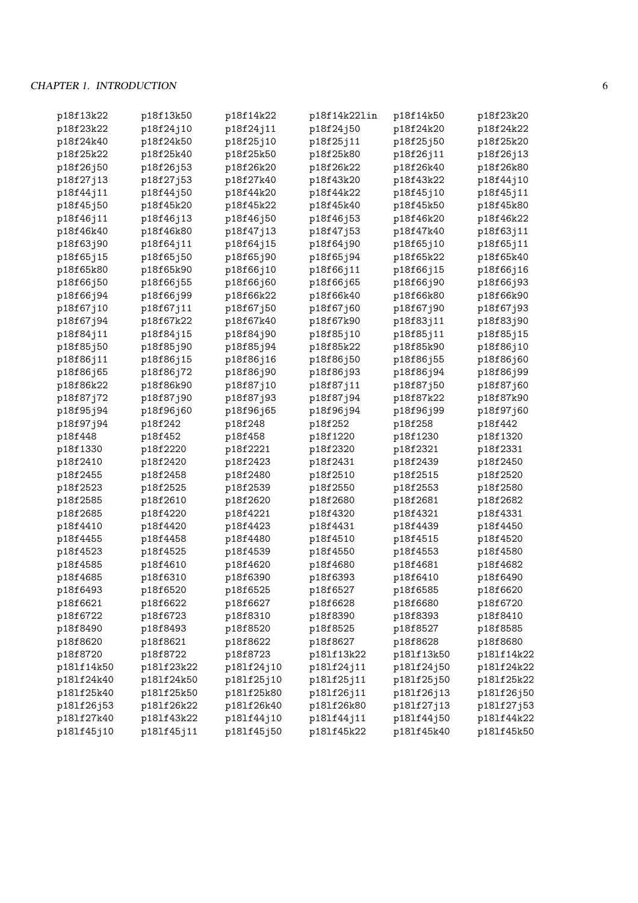```
p18f13k22     p18f13k50     p18f14k22     p18f14k22lin  p18f14k50     p18f23k20
p18f23k22     p18f24j10     p18f24j11     p18f24j50     p18f24k20     p18f24k22
p18f24k40     p18f24k50     p18f25j10     p18f25j11     p18f25j50     p18f25k20
p18f25k22     p18f25k40     p18f25k50     p18f25k80     p18f26j11     p18f26j13
p18f26j50     p18f26j53     p18f26k20     p18f26k22     p18f26k40     p18f26k80
p18f27j13     p18f27j53     p18f27k40     p18f43k20     p18f43k22     p18f44j10
p18f44j11     p18f44j50     p18f44k20     p18f44k22     p18f45j10     p18f45j11
p18f45j50     p18f45k20     p18f45k22     p18f45k40     p18f45k50     p18f45k80
p18f46j11     p18f46j13     p18f46j50     p18f46j53     p18f46k20     p18f46k22
p18f46k40     p18f46k80     p18f47j13     p18f47j53     p18f47k40     p18f63j11
p18f63j90     p18f64j11     p18f64j15     p18f64j90     p18f65j10     p18f65j11
p18f65j15     p18f65j50     p18f65j90     p18f65j94     p18f65k22     p18f65k40
p18f65k80     p18f65k90     p18f66j10     p18f66j11     p18f66j15     p18f66j16
p18f66j50     p18f66j55     p18f66j60     p18f66j65     p18f66j90     p18f66j93
p18f66j94     p18f66j99     p18f66k22     p18f66k40     p18f66k80     p18f66k90
p18f67j10     p18f67j11     p18f67j50     p18f67j60     p18f67j90     p18f67j93
p18f67j94     p18f67k22     p18f67k40     p18f67k90     p18f83j11     p18f83j90
p18f84j11     p18f84j15     p18f84j90     p18f85j10     p18f85j11     p18f85j15
p18f85j50     p18f85j90     p18f85j94     p18f85k22     p18f85k90     p18f86j10
p18f86j11     p18f86j15     p18f86j16     p18f86j50     p18f86j55     p18f86j60
p18f86j65     p18f86j72     p18f86j90     p18f86j93     p18f86j94     p18f86j99
p18f86k22     p18f86k90     p18f87j10     p18f87j11     p18f87j50     p18f87j60
p18f87j72     p18f87j90     p18f87j93     p18f87j94     p18f87k22     p18f87k90
p18f95j94     p18f96j60     p18f96j65     p18f96j94     p18f96j99     p18f97j60
p18f97j94     p18f242       p18f248       p18f252       p18f258       p18f442
p18f448       p18f452       p18f458       p18f1220      p18f1230      p18f1320
p18f1330      p18f2220      p18f2221      p18f2320      p18f2321      p18f2331
p18f2410      p18f2420      p18f2423      p18f2431      p18f2439      p18f2450
p18f2455      p18f2458      p18f2480      p18f2510      p18f2515      p18f2520
p18f2523      p18f2525      p18f2539      p18f2550      p18f2553      p18f2580
p18f2585      p18f2610      p18f2620      p18f2680      p18f2681      p18f2682
p18f2685      p18f4220      p18f4221      p18f4320      p18f4321      p18f4331
p18f4410      p18f4420      p18f4423      p18f4431      p18f4439      p18f4450
p18f4455      p18f4458      p18f4480      p18f4510      p18f4515      p18f4520
p18f4523      p18f4525      p18f4539      p18f4550      p18f4553      p18f4580
p18f4585      p18f4610      p18f4620      p18f4680      p18f4681      p18f4682
p18f4685      p18f6310      p18f6390      p18f6393      p18f6410      p18f6490
p18f6493      p18f6520      p18f6525      p18f6527      p18f6585      p18f6620
p18f6621      p18f6622      p18f6627      p18f6628      p18f6680      p18f6720
p18f6722      p18f6723      p18f8310      p18f8390      p18f8393      p18f8410
p18f8490      p18f8493      p18f8520      p18f8525      p18f8527      p18f8585
p18f8620      p18f8621      p18f8622      p18f8627      p18f8628      p18f8680
p18f8720      p18f8722      p18f8723      p18lf13k22    p18lf13k50    p18lf14k22
p18lf14k50    p18lf23k22    p18lf24j10    p18lf24j11    p18lf24j50    p18lf24k22
p18lf24k40    p18lf24k50    p18lf25j10    p18lf25j11    p18lf25j50    p18lf25k22
p18lf25k40    p18lf25k50    p18lf25k80    p18lf26j11    p18lf26j13    p18lf26j50
p18lf26j53    p18lf26k22    p18lf26k40    p18lf26k80    p18lf27j13    p18lf27j53
p18lf27k40    p18lf43k22    p18lf44j10    p18lf44j11    p18lf44j50    p18lf44k22
p18lf45j10    p18lf45j11    p18lf45j50    p18lf45k22    p18lf45k40    p18lf45k50
```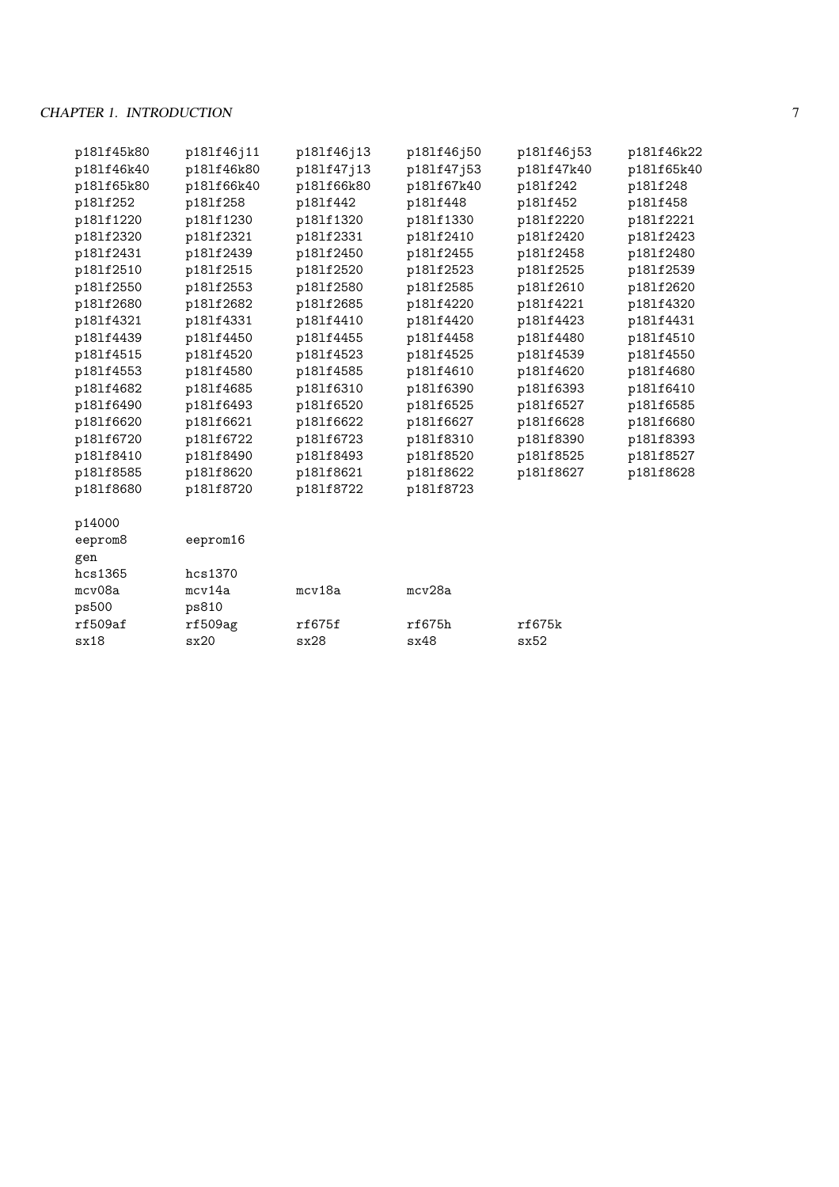```
p18lf45k80    p18lf46j11    p18lf46j13    p18lf46j50    p18lf46j53    p18lf46k22
p18lf46k40    p18lf46k80    p18lf47j13    p18lf47j53    p18lf47k40    p18lf65k40
p18lf65k80    p18lf66k40    p18lf66k80    p18lf67k40    p18lf242      p18lf248
p18lf252      p18lf258      p18lf442      p18lf448      p18lf452      p18lf458
p18lf1220     p18lf1230     p18lf1320     p18lf1330     p18lf2220     p18lf2221
p18lf2320     p18lf2321     p18lf2331     p18lf2410     p18lf2420     p18lf2423
p18lf2431     p18lf2439     p18lf2450     p18lf2455     p18lf2458     p18lf2480
p18lf2510     p18lf2515     p18lf2520     p18lf2523     p18lf2525     p18lf2539
p18lf2550     p18lf2553     p18lf2580     p18lf2585     p18lf2610     p18lf2620
p18lf2680     p18lf2682     p18lf2685     p18lf4220     p18lf4221     p18lf4320
p18lf4321     p18lf4331     p18lf4410     p18lf4420     p18lf4423     p18lf4431
p18lf4439     p18lf4450     p18lf4455     p18lf4458     p18lf4480     p18lf4510
p18lf4515     p18lf4520     p18lf4523     p18lf4525     p18lf4539     p18lf4550
p18lf4553     p18lf4580     p18lf4585     p18lf4610     p18lf4620     p18lf4680
p18lf4682     p18lf4685     p18lf6310     p18lf6390     p18lf6393     p18lf6410
p18lf6490     p18lf6493     p18lf6520     p18lf6525     p18lf6527     p18lf6585
p18lf6620     p18lf6621     p18lf6622     p18lf6627     p18lf6628     p18lf6680
p18lf6720     p18lf6722     p18lf6723     p18lf8310     p18lf8390     p18lf8393
p18lf8410     p18lf8490     p18lf8493     p18lf8520     p18lf8525     p18lf8527
p18lf8585     p18lf8620     p18lf8621     p18lf8622     p18lf8627     p18lf8628
p18lf8680     p18lf8720     p18lf8722     p18lf8723

p14000
eeprom8       eeprom16
gen
hcs1365       hcs1370
mcv08a        mcv14a        mcv18a        mcv28a
ps500         ps810
rf509af       rf509ag       rf675f        rf675h        rf675k
sx18          sx20          sx28          sx48          sx52
```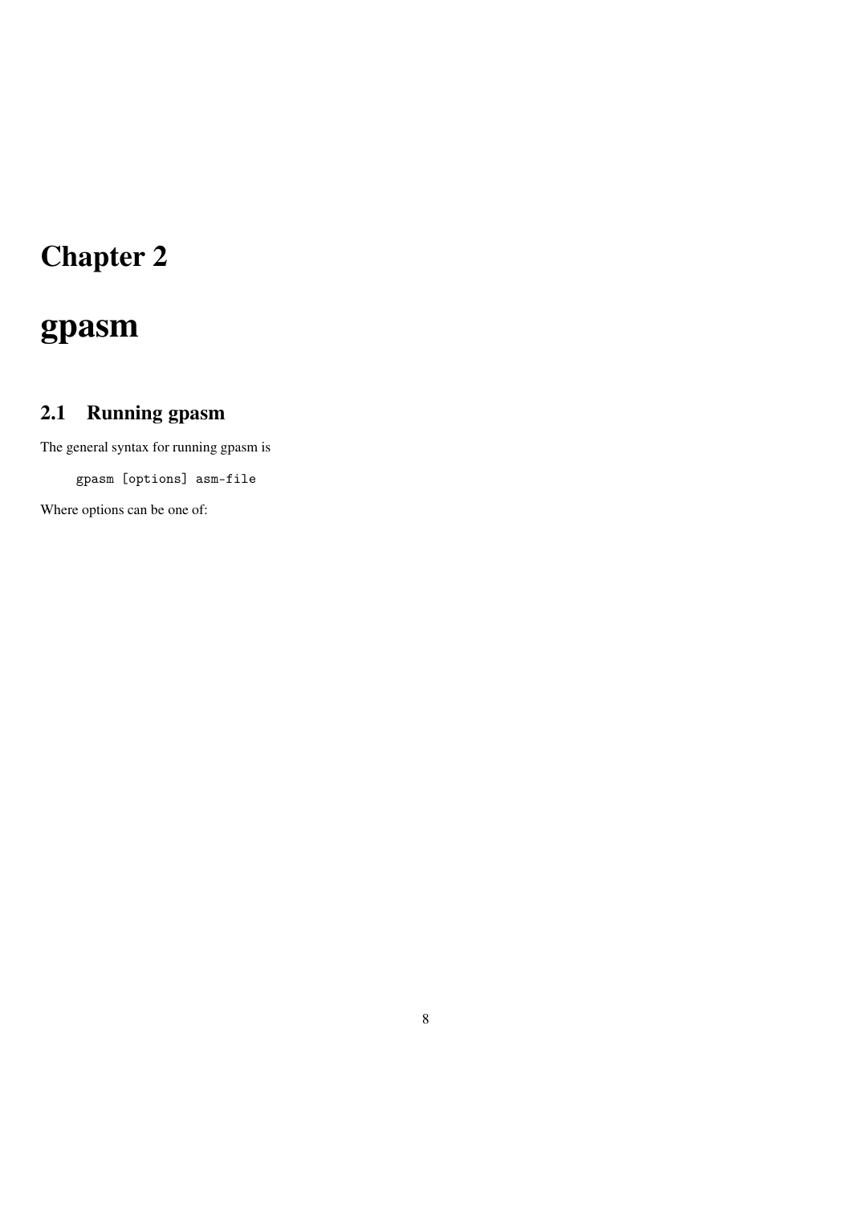# Chapter 2

# gpasm

## 2.1 Running gpasm

The general syntax for running gpasm is

```
gpasm [options] asm-file
```

Where options can be one of: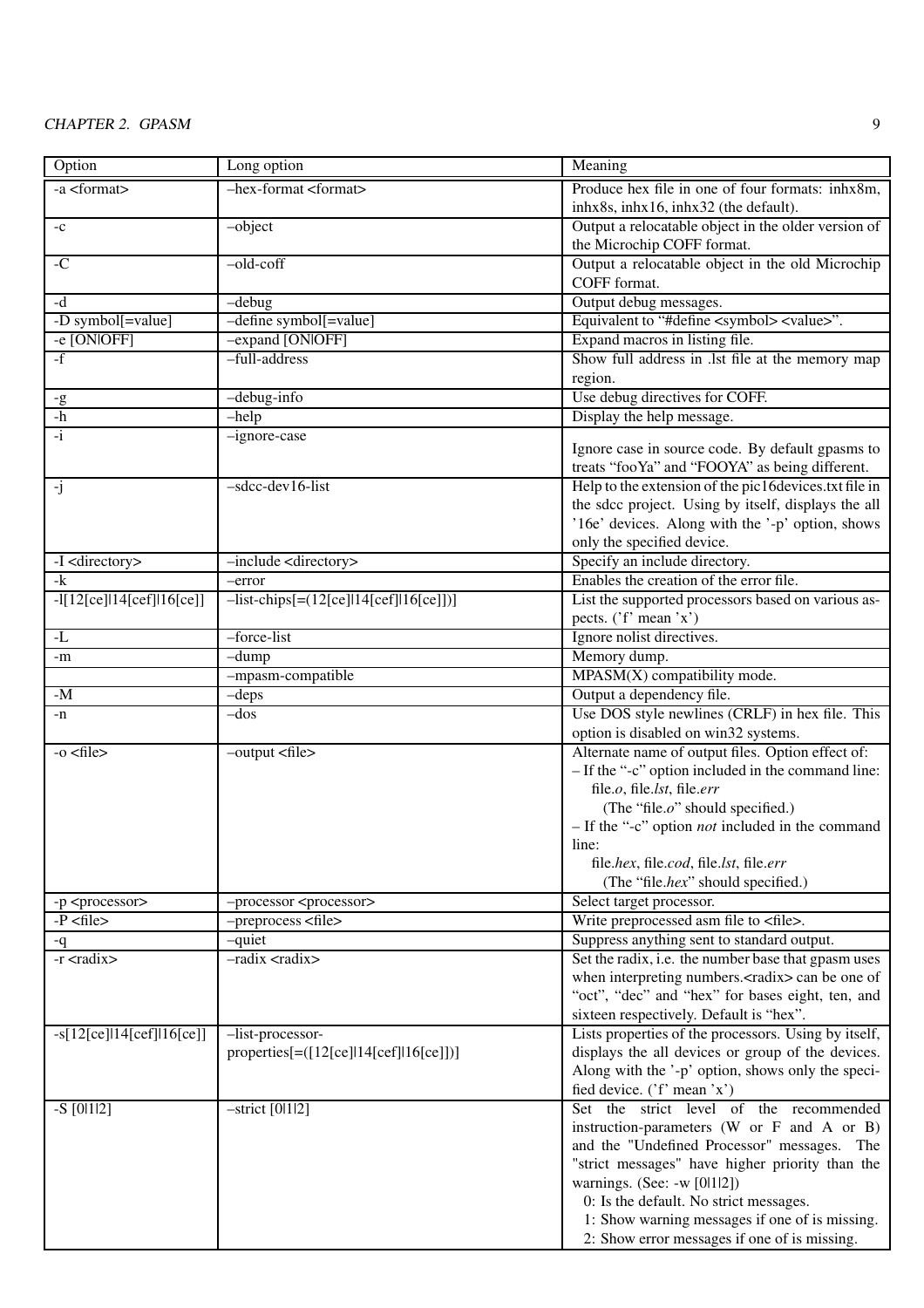| Option | Long option | Meaning |
|---|---|---|
| -a <format> | –hex-format <format> | Produce hex file in one of four formats: inhx8m, inhx8s, inhx16, inhx32 (the default). |
| -c | –object | Output a relocatable object in the older version of the Microchip COFF format. |
| -C | –old-coff | Output a relocatable object in the old Microchip COFF format. |
| -d | –debug | Output debug messages. |
| -D symbol[=value] | –define symbol[=value] | Equivalent to "#define <symbol> <value>". |
| -e [ON\|OFF] | –expand [ON\|OFF] | Expand macros in listing file. |
| -f | –full-address | Show full address in .lst file at the memory map region. |
| -g | –debug-info | Use debug directives for COFF. |
| -h | –help | Display the help message. |
| -i | –ignore-case | Ignore case in source code. By default gpasms to treats "fooYa" and "FOOYA" as being different. |
| -j | –sdcc-dev16-list | Help to the extension of the pic16devices.txt file in the sdcc project. Using by itself, displays the all '16e' devices. Along with the '-p' option, shows only the specified device. |
| -I <directory> | –include <directory> | Specify an include directory. |
| -k | –error | Enables the creation of the error file. |
| -l[12[ce]\|14[cef]\|16[ce]] | –list-chips[=(12[ce]\|14[cef]\|16[ce])] | List the supported processors based on various aspects. ('f' mean 'x') |
| -L | –force-list | Ignore nolist directives. |
| -m | –dump | Memory dump. |
| | –mpasm-compatible | MPASM(X) compatibility mode. |
| -M | –deps | Output a dependency file. |
| -n | –dos | Use DOS style newlines (CRLF) in hex file. This option is disabled on win32 systems. |
| -o <file> | –output <file> | Alternate name of output files. Option effect of:<br>– If the "-c" option included in the command line:<br>file.*o*, file.*lst*, file.*err*<br>(The "file.*o*" should specified.)<br>– If the "-c" option *not* included in the command line:<br>file.*hex*, file.*cod*, file.*lst*, file.*err*<br>(The "file.*hex*" should specified.) |
| -p <processor> | –processor <processor> | Select target processor. |
| -P <file> | –preprocess <file> | Write preprocessed asm file to <file>. |
| -q | –quiet | Suppress anything sent to standard output. |
| -r <radix> | –radix <radix> | Set the radix, i.e. the number base that gpasm uses when interpreting numbers.<radix> can be one of "oct", "dec" and "hex" for bases eight, ten, and sixteen respectively. Default is "hex". |
| -s[12[ce]\|14[cef]\|16[ce]] | –list-processor-properties[=([12[ce]\|14[cef]\|16[ce]])] | Lists properties of the processors. Using by itself, displays the all devices or group of the devices. Along with the '-p' option, shows only the specified device. ('f' mean 'x') |
| -S [0\|1\|2] | –strict [0\|1\|2] | Set the strict level of the recommended instruction-parameters (W or F and A or B) and the "Undefined Processor" messages. The "strict messages" have higher priority than the warnings. (See: -w [0\|1\|2])<br>0: Is the default. No strict messages.<br>1: Show warning messages if one of is missing.<br>2: Show error messages if one of is missing. |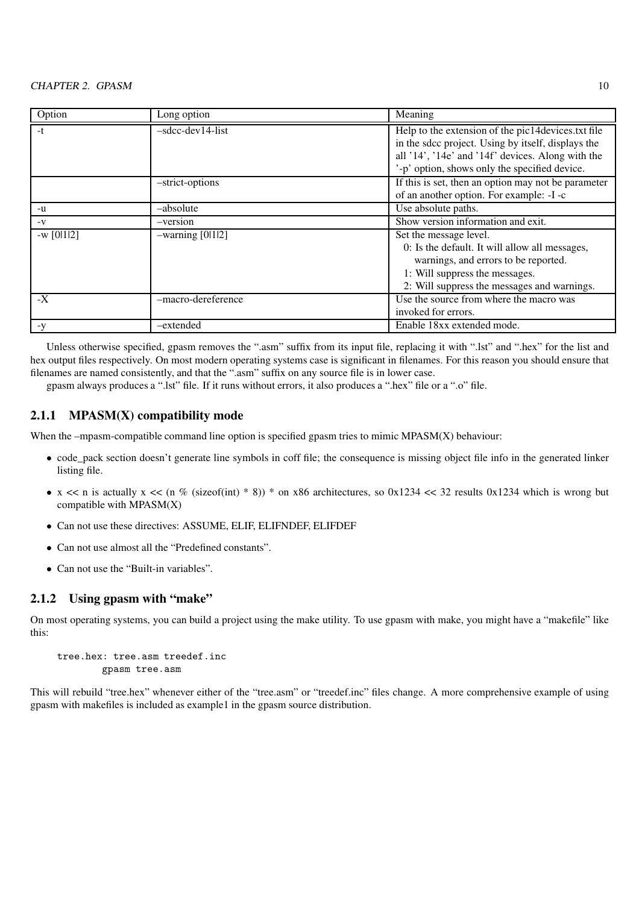| Option | Long option | Meaning |
| --- | --- | --- |
| -t | –sdcc-dev14-list | Help to the extension of the pic14devices.txt file in the sdcc project. Using by itself, displays the all '14', '14e' and '14f' devices. Along with the '-p' option, shows only the specified device. |
| | –strict-options | If this is set, then an option may not be parameter of an another option. For example: -I -c |
| -u | –absolute | Use absolute paths. |
| -v | –version | Show version information and exit. |
| -w [0\|1\|2] | –warning [0\|1\|2] | Set the message level.<br>0: Is the default. It will allow all messages, warnings, and errors to be reported.<br>1: Will suppress the messages.<br>2: Will suppress the messages and warnings. |
| -X | –macro-dereference | Use the source from where the macro was invoked for errors. |
| -y | –extended | Enable 18xx extended mode. |

Unless otherwise specified, gpasm removes the ".asm" suffix from its input file, replacing it with ".lst" and ".hex" for the list and hex output files respectively. On most modern operating systems case is significant in filenames. For this reason you should ensure that filenames are named consistently, and that the ".asm" suffix on any source file is in lower case.

gpasm always produces a ".lst" file. If it runs without errors, it also produces a ".hex" file or a ".o" file.

### 2.1.1 MPASM(X) compatibility mode

When the –mpasm-compatible command line option is specified gpasm tries to mimic MPASM(X) behaviour:

- code_pack section doesn't generate line symbols in coff file; the consequence is missing object file info in the generated linker listing file.
- x << n is actually x << (n % (sizeof(int) * 8)) * on x86 architectures, so 0x1234 << 32 results 0x1234 which is wrong but compatible with MPASM(X)
- Can not use these directives: ASSUME, ELIF, ELIFNDEF, ELIFDEF
- Can not use almost all the "Predefined constants".
- Can not use the "Built-in variables".

### 2.1.2 Using gpasm with "make"

On most operating systems, you can build a project using the make utility. To use gpasm with make, you might have a "makefile" like this:

```
tree.hex: tree.asm treedef.inc
        gpasm tree.asm
```

This will rebuild "tree.hex" whenever either of the "tree.asm" or "treedef.inc" files change. A more comprehensive example of using gpasm with makefiles is included as example1 in the gpasm source distribution.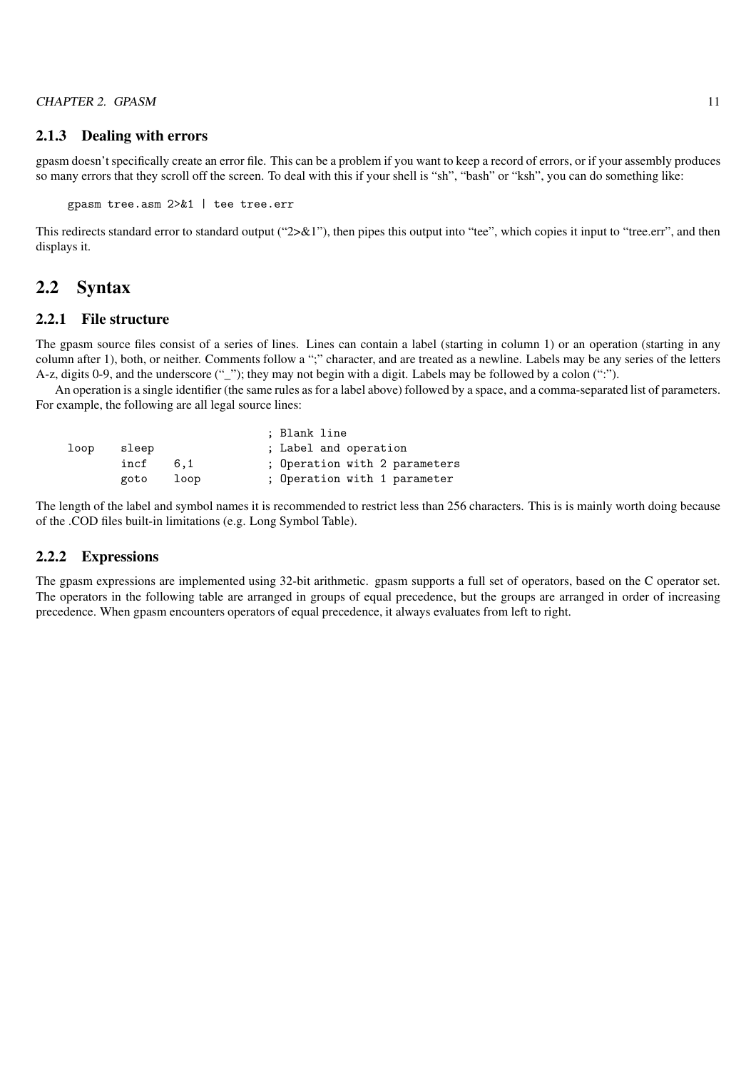### 2.1.3 Dealing with errors

gpasm doesn't specifically create an error file. This can be a problem if you want to keep a record of errors, or if your assembly produces so many errors that they scroll off the screen. To deal with this if your shell is "sh", "bash" or "ksh", you can do something like:

```
gpasm tree.asm 2>&1 | tee tree.err
```

This redirects standard error to standard output ("2>&1"), then pipes this output into "tee", which copies it input to "tree.err", and then displays it.

## 2.2 Syntax

### 2.2.1 File structure

The gpasm source files consist of a series of lines. Lines can contain a label (starting in column 1) or an operation (starting in any column after 1), both, or neither. Comments follow a ";" character, and are treated as a newline. Labels may be any series of the letters A-z, digits 0-9, and the underscore ("_"); they may not begin with a digit. Labels may be followed by a colon (":").

An operation is a single identifier (the same rules as for a label above) followed by a space, and a comma-separated list of parameters. For example, the following are all legal source lines:

```
                            ; Blank line
loop    sleep               ; Label and operation
        incf    6,1         ; Operation with 2 parameters
        goto    loop        ; Operation with 1 parameter
```

The length of the label and symbol names it is recommended to restrict less than 256 characters. This is is mainly worth doing because of the .COD files built-in limitations (e.g. Long Symbol Table).

### 2.2.2 Expressions

The gpasm expressions are implemented using 32-bit arithmetic. gpasm supports a full set of operators, based on the C operator set. The operators in the following table are arranged in groups of equal precedence, but the groups are arranged in order of increasing precedence. When gpasm encounters operators of equal precedence, it always evaluates from left to right.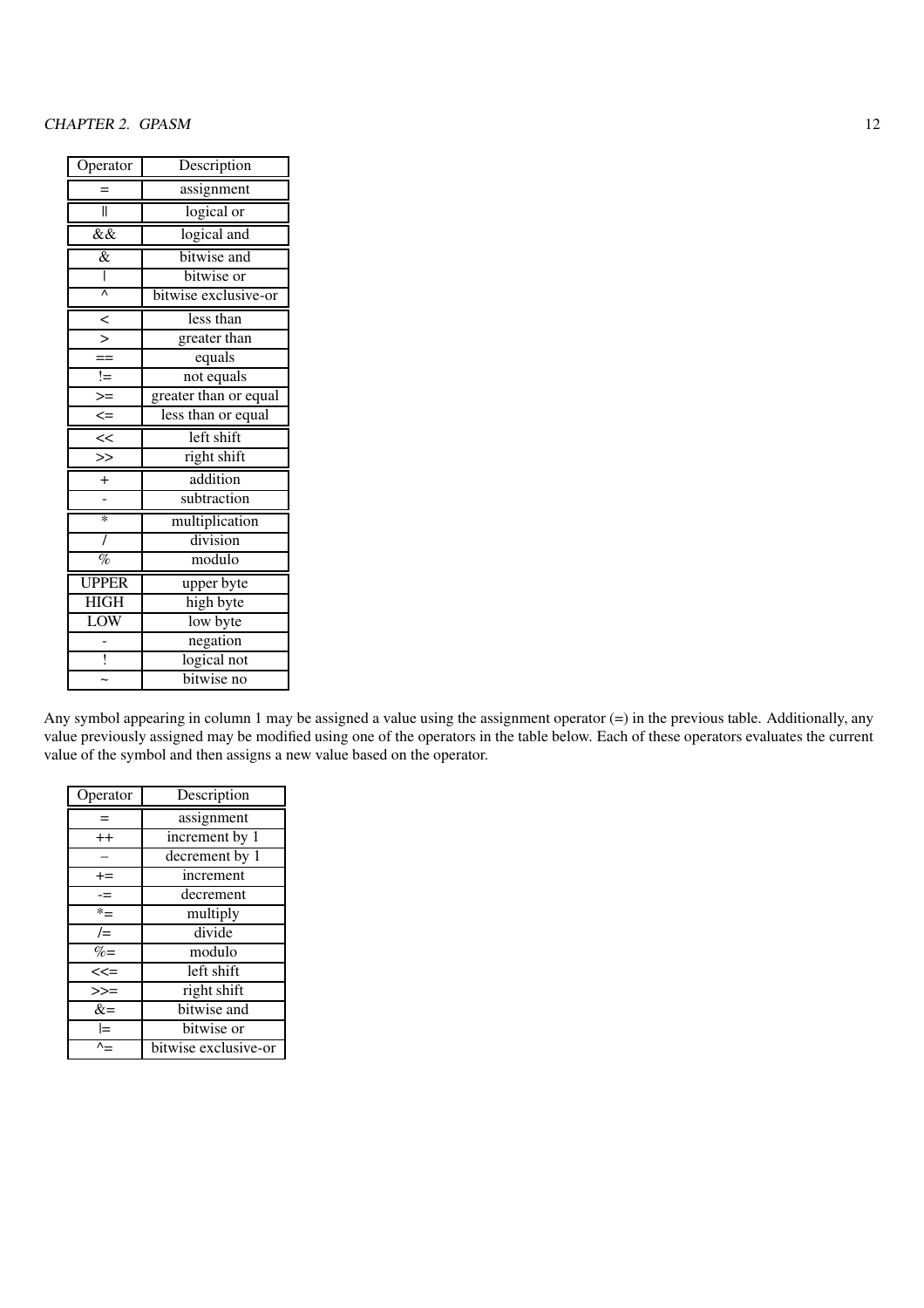| Operator | Description |
|---|---|
| = | assignment |
| \|\| | logical or |
| && | logical and |
| & | bitwise and |
| \| | bitwise or |
| ^ | bitwise exclusive-or |
| < | less than |
| > | greater than |
| == | equals |
| != | not equals |
| >= | greater than or equal |
| <= | less than or equal |
| << | left shift |
| >> | right shift |
| + | addition |
| - | subtraction |
| * | multiplication |
| / | division |
| % | modulo |
| UPPER | upper byte |
| HIGH | high byte |
| LOW | low byte |
| - | negation |
| ! | logical not |
| ~ | bitwise no |

Any symbol appearing in column 1 may be assigned a value using the assignment operator (=) in the previous table. Additionally, any value previously assigned may be modified using one of the operators in the table below. Each of these operators evaluates the current value of the symbol and then assigns a new value based on the operator.

| Operator | Description |
|---|---|
| = | assignment |
| ++ | increment by 1 |
| – | decrement by 1 |
| += | increment |
| -= | decrement |
| *= | multiply |
| /= | divide |
| %= | modulo |
| <<= | left shift |
| >>= | right shift |
| &= | bitwise and |
| \|= | bitwise or |
| ^= | bitwise exclusive-or |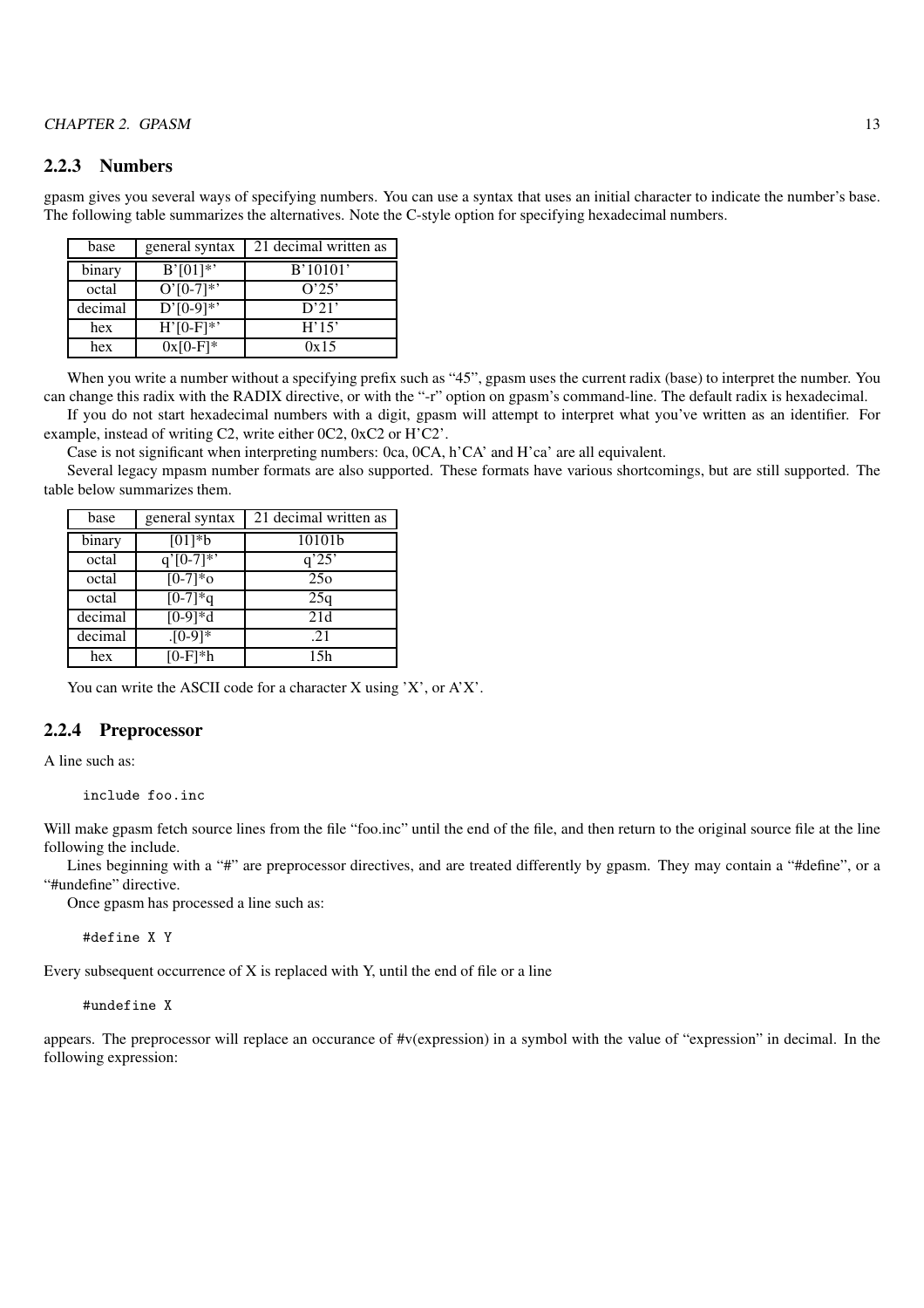### 2.2.3 Numbers

gpasm gives you several ways of specifying numbers. You can use a syntax that uses an initial character to indicate the number's base. The following table summarizes the alternatives. Note the C-style option for specifying hexadecimal numbers.

| base | general syntax | 21 decimal written as |
|---|---|---|
| binary | B'[01]*' | B'10101' |
| octal | O'[0-7]*' | O'25' |
| decimal | D'[0-9]*' | D'21' |
| hex | H'[0-F]*' | H'15' |
| hex | 0x[0-F]* | 0x15 |

When you write a number without a specifying prefix such as "45", gpasm uses the current radix (base) to interpret the number. You can change this radix with the RADIX directive, or with the "-r" option on gpasm's command-line. The default radix is hexadecimal.

If you do not start hexadecimal numbers with a digit, gpasm will attempt to interpret what you've written as an identifier. For example, instead of writing C2, write either 0C2, 0xC2 or H'C2'.

Case is not significant when interpreting numbers: 0ca, 0CA, h'CA' and H'ca' are all equivalent.

Several legacy mpasm number formats are also supported. These formats have various shortcomings, but are still supported. The table below summarizes them.

| base | general syntax | 21 decimal written as |
|---|---|---|
| binary | [01]*b | 10101b |
| octal | q'[0-7]*' | q'25' |
| octal | [0-7]*o | 25o |
| octal | [0-7]*q | 25q |
| decimal | [0-9]*d | 21d |
| decimal | .[0-9]* | .21 |
| hex | [0-F]*h | 15h |

You can write the ASCII code for a character X using 'X', or A'X'.

### 2.2.4 Preprocessor

A line such as:

```
include foo.inc
```

Will make gpasm fetch source lines from the file "foo.inc" until the end of the file, and then return to the original source file at the line following the include.

Lines beginning with a "#" are preprocessor directives, and are treated differently by gpasm. They may contain a "#define", or a "#undefine" directive.

Once gpasm has processed a line such as:

```
#define X Y
```

Every subsequent occurrence of X is replaced with Y, until the end of file or a line

```
#undefine X
```

appears. The preprocessor will replace an occurance of #v(expression) in a symbol with the value of "expression" in decimal. In the following expression: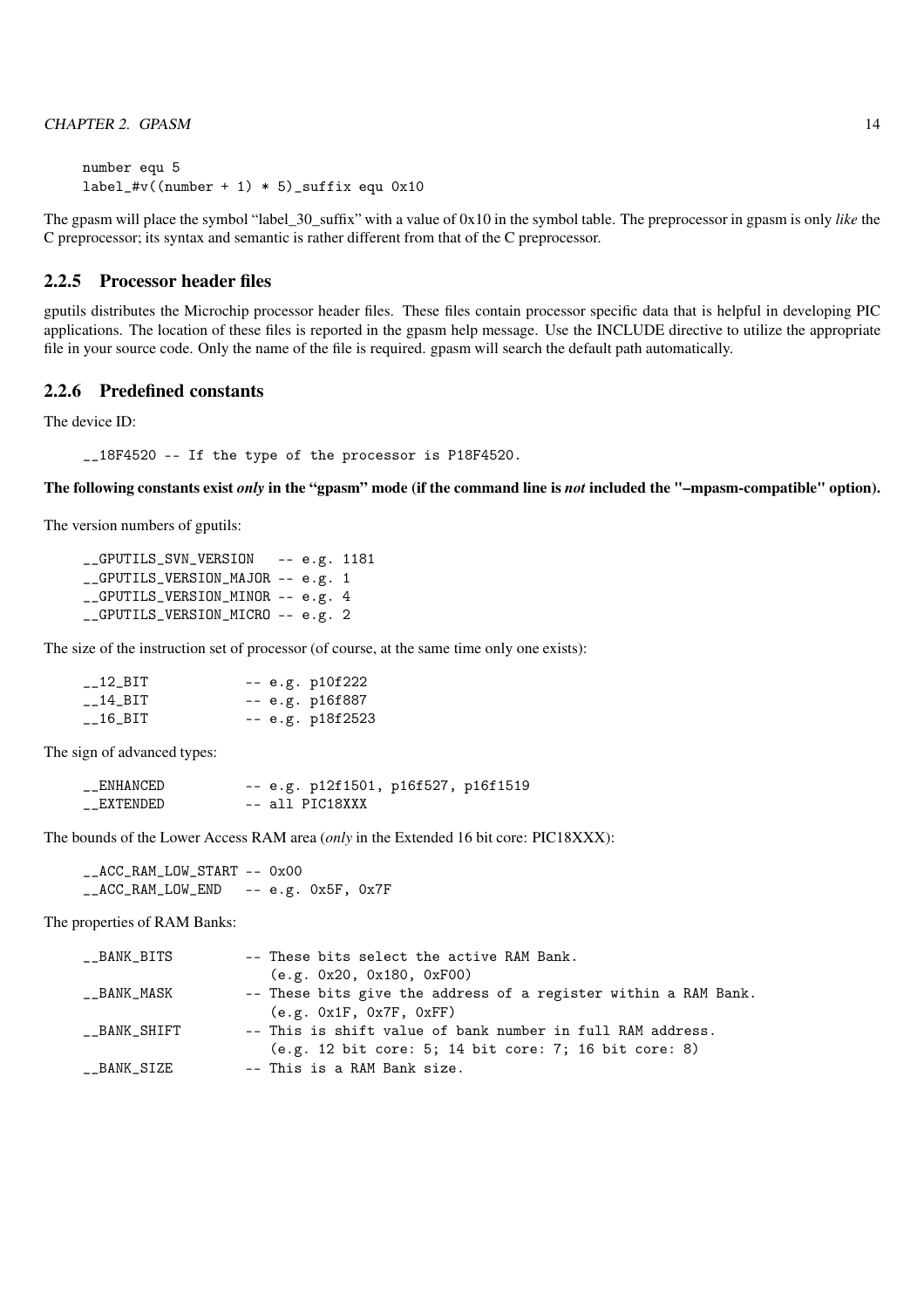```
number equ 5
label_#v((number + 1) * 5)_suffix equ 0x10
```

The gpasm will place the symbol "label_30_suffix" with a value of 0x10 in the symbol table. The preprocessor in gpasm is only *like* the C preprocessor; its syntax and semantic is rather different from that of the C preprocessor.

### 2.2.5 Processor header files

gputils distributes the Microchip processor header files. These files contain processor specific data that is helpful in developing PIC applications. The location of these files is reported in the gpasm help message. Use the INCLUDE directive to utilize the appropriate file in your source code. Only the name of the file is required. gpasm will search the default path automatically.

### 2.2.6 Predefined constants

The device ID:

```
__18F4520 -- If the type of the processor is P18F4520.
```

**The following constants exist *only* in the "gpasm" mode (if the command line is *not* included the "–mpasm-compatible" option).**

The version numbers of gputils:

```
__GPUTILS_SVN_VERSION   -- e.g. 1181
__GPUTILS_VERSION_MAJOR -- e.g. 1
__GPUTILS_VERSION_MINOR -- e.g. 4
__GPUTILS_VERSION_MICRO -- e.g. 2
```

The size of the instruction set of processor (of course, at the same time only one exists):

```
__12_BIT            -- e.g. p10f222
__14_BIT            -- e.g. p16f887
__16_BIT            -- e.g. p18f2523
```

The sign of advanced types:

```
__ENHANCED          -- e.g. p12f1501, p16f527, p16f1519
__EXTENDED          -- all PIC18XXX
```

The bounds of the Lower Access RAM area (*only* in the Extended 16 bit core: PIC18XXX):

```
__ACC_RAM_LOW_START -- 0x00
__ACC_RAM_LOW_END   -- e.g. 0x5F, 0x7F
```

The properties of RAM Banks:

```
__BANK_BITS         -- These bits select the active RAM Bank.
                       (e.g. 0x20, 0x180, 0xF00)
__BANK_MASK         -- These bits give the address of a register within a RAM Bank.
                       (e.g. 0x1F, 0x7F, 0xFF)
__BANK_SHIFT        -- This is shift value of bank number in full RAM address.
                       (e.g. 12 bit core: 5; 14 bit core: 7; 16 bit core: 8)
__BANK_SIZE         -- This is a RAM Bank size.
```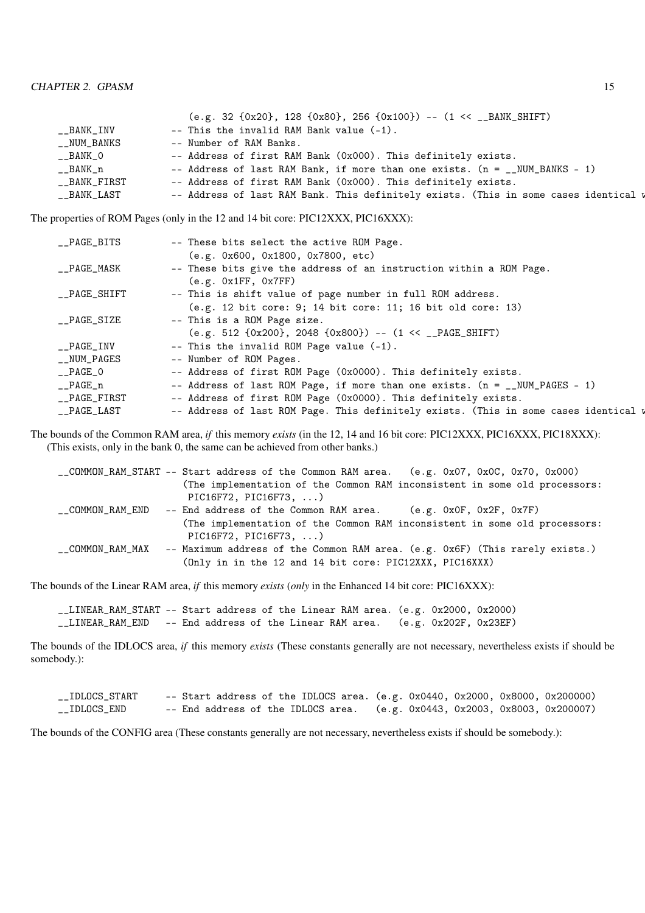```
                      (e.g. 32 {0x20}, 128 {0x80}, 256 {0x100}) -- (1 << __BANK_SHIFT)
__BANK_INV          -- This the invalid RAM Bank value (-1).
__NUM_BANKS         -- Number of RAM Banks.
__BANK_0            -- Address of first RAM Bank (0x000). This definitely exists.
__BANK_n            -- Address of last RAM Bank, if more than one exists. (n = __NUM_BANKS - 1)
__BANK_FIRST        -- Address of first RAM Bank (0x000). This definitely exists.
__BANK_LAST         -- Address of last RAM Bank. This definitely exists. (This in some cases identical w
```

The properties of ROM Pages (only in the 12 and 14 bit core: PIC12XXX, PIC16XXX):

```
__PAGE_BITS         -- These bits select the active ROM Page.
                       (e.g. 0x600, 0x1800, 0x7800, etc)
__PAGE_MASK         -- These bits give the address of an instruction within a ROM Page.
                       (e.g. 0x1FF, 0x7FF)
__PAGE_SHIFT        -- This is shift value of page number in full ROM address.
                       (e.g. 12 bit core: 9; 14 bit core: 11; 16 bit old core: 13)
__PAGE_SIZE         -- This is a ROM Page size.
                       (e.g. 512 {0x200}, 2048 {0x800}) -- (1 << __PAGE_SHIFT)
__PAGE_INV          -- This the invalid ROM Page value (-1).
__NUM_PAGES         -- Number of ROM Pages.
__PAGE_0            -- Address of first ROM Page (0x0000). This definitely exists.
__PAGE_n            -- Address of last ROM Page, if more than one exists. (n = __NUM_PAGES - 1)
__PAGE_FIRST        -- Address of first ROM Page (0x0000). This definitely exists.
__PAGE_LAST         -- Address of last ROM Page. This definitely exists. (This in some cases identical w
```

The bounds of the Common RAM area, *if* this memory *exists* (in the 12, 14 and 16 bit core: PIC12XXX, PIC16XXX, PIC18XXX): (This exists, only in the bank 0, the same can be achieved from other banks.)

```
__COMMON_RAM_START -- Start address of the Common RAM area.   (e.g. 0x07, 0x0C, 0x70, 0x000)
                      (The implementation of the Common RAM inconsistent in some old processors:
                       PIC16F72, PIC16F73, ...)
__COMMON_RAM_END   -- End address of the Common RAM area.     (e.g. 0x0F, 0x2F, 0x7F)
                      (The implementation of the Common RAM inconsistent in some old processors:
                       PIC16F72, PIC16F73, ...)
__COMMON_RAM_MAX   -- Maximum address of the Common RAM area. (e.g. 0x6F) (This rarely exists.)
                      (Only in in the 12 and 14 bit core: PIC12XXX, PIC16XXX)
```

The bounds of the Linear RAM area, *if* this memory *exists* (*only* in the Enhanced 14 bit core: PIC16XXX):

```
__LINEAR_RAM_START -- Start address of the Linear RAM area. (e.g. 0x2000, 0x2000)
__LINEAR_RAM_END   -- End address of the Linear RAM area.   (e.g. 0x202F, 0x23EF)
```

The bounds of the IDLOCS area, *if* this memory *exists* (These constants generally are not necessary, nevertheless exists if should be somebody.):

```
__IDLOCS_START     -- Start address of the IDLOCS area. (e.g. 0x0440, 0x2000, 0x8000, 0x200000)
__IDLOCS_END       -- End address of the IDLOCS area.   (e.g. 0x0443, 0x2003, 0x8003, 0x200007)
```

The bounds of the CONFIG area (These constants generally are not necessary, nevertheless exists if should be somebody.):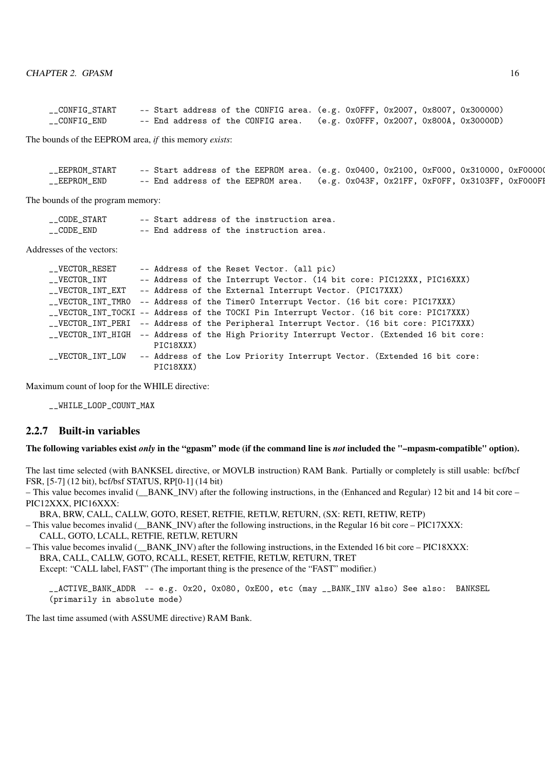```
__CONFIG_START     -- Start address of the CONFIG area. (e.g. 0x0FFF, 0x2007, 0x8007, 0x300000)
__CONFIG_END       -- End address of the CONFIG area.   (e.g. 0x0FFF, 0x2007, 0x800A, 0x30000D)
```

The bounds of the EEPROM area, *if* this memory *exists*:

```
__EEPROM_START     -- Start address of the EEPROM area. (e.g. 0x0400, 0x2100, 0xF000, 0x310000, 0xF0000
__EEPROM_END       -- End address of the EEPROM area.   (e.g. 0x043F, 0x21FF, 0xF0FF, 0x3103FF, 0xF000FF
```

The bounds of the program memory:

```
__CODE_START       -- Start address of the instruction area.
__CODE_END         -- End address of the instruction area.
```

Addresses of the vectors:

```
__VECTOR_RESET     -- Address of the Reset Vector. (all pic)
__VECTOR_INT       -- Address of the Interrupt Vector. (14 bit core: PIC12XXX, PIC16XXX)
__VECTOR_INT_EXT   -- Address of the External Interrupt Vector. (PIC17XXX)
__VECTOR_INT_TMR0  -- Address of the Timer0 Interrupt Vector. (16 bit core: PIC17XXX)
__VECTOR_INT_TOCKI -- Address of the TOCKI Pin Interrupt Vector. (16 bit core: PIC17XXX)
__VECTOR_INT_PERI  -- Address of the Peripheral Interrupt Vector. (16 bit core: PIC17XXX)
__VECTOR_INT_HIGH  -- Address of the High Priority Interrupt Vector. (Extended 16 bit core:
                      PIC18XXX)
__VECTOR_INT_LOW   -- Address of the Low Priority Interrupt Vector. (Extended 16 bit core:
                      PIC18XXX)
```

Maximum count of loop for the WHILE directive:

```
__WHILE_LOOP_COUNT_MAX
```

### 2.2.7 Built-in variables

**The following variables exist *only* in the "gpasm" mode (if the command line is *not* included the "–mpasm-compatible" option).**

The last time selected (with BANKSEL directive, or MOVLB instruction) RAM Bank. Partially or completely is still usable: bcf/bcf FSR, [5-7] (12 bit), bcf/bsf STATUS, RP[0-1] (14 bit)

– This value becomes invalid (__BANK_INV) after the following instructions, in the (Enhanced and Regular) 12 bit and 14 bit core – PIC12XXX, PIC16XXX:
  BRA, BRW, CALL, CALLW, GOTO, RESET, RETFIE, RETLW, RETURN, (SX: RETI, RETIW, RETP)

– This value becomes invalid (__BANK_INV) after the following instructions, in the Regular 16 bit core – PIC17XXX:
  CALL, GOTO, LCALL, RETFIE, RETLW, RETURN

– This value becomes invalid (__BANK_INV) after the following instructions, in the Extended 16 bit core – PIC18XXX:
  BRA, CALL, CALLW, GOTO, RCALL, RESET, RETFIE, RETLW, RETURN, TRET
  Except: "CALL label, FAST" (The important thing is the presence of the "FAST" modifier.)

```
__ACTIVE_BANK_ADDR  -- e.g. 0x20, 0x080, 0xE00, etc (may __BANK_INV also) See also:  BANKSEL
(primarily in absolute mode)
```

The last time assumed (with ASSUME directive) RAM Bank.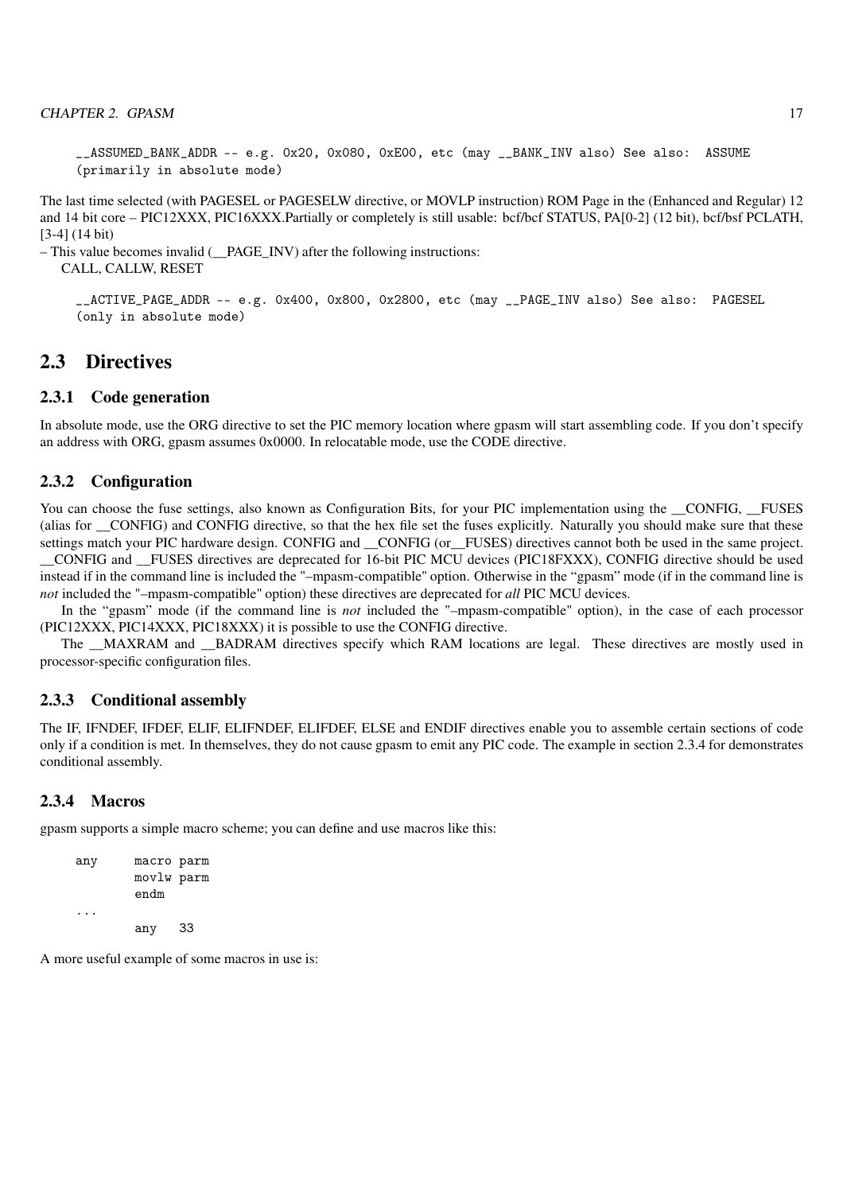```
__ASSUMED_BANK_ADDR -- e.g. 0x20, 0x080, 0xE00, etc (may __BANK_INV also) See also:  ASSUME
(primarily in absolute mode)
```

The last time selected (with PAGESEL or PAGESELW directive, or MOVLP instruction) ROM Page in the (Enhanced and Regular) 12 and 14 bit core – PIC12XXX, PIC16XXX.Partially or completely is still usable: bcf/bcf STATUS, PA[0-2] (12 bit), bcf/bsf PCLATH, [3-4] (14 bit)
– This value becomes invalid (__PAGE_INV) after the following instructions:
CALL, CALLW, RESET

```
__ACTIVE_PAGE_ADDR -- e.g. 0x400, 0x800, 0x2800, etc (may __PAGE_INV also) See also:  PAGESEL
(only in absolute mode)
```

## 2.3 Directives

### 2.3.1 Code generation

In absolute mode, use the ORG directive to set the PIC memory location where gpasm will start assembling code. If you don't specify an address with ORG, gpasm assumes 0x0000. In relocatable mode, use the CODE directive.

### 2.3.2 Configuration

You can choose the fuse settings, also known as Configuration Bits, for your PIC implementation using the __CONFIG, __FUSES (alias for __CONFIG) and CONFIG directive, so that the hex file set the fuses explicitly. Naturally you should make sure that these settings match your PIC hardware design. CONFIG and __CONFIG (or__FUSES) directives cannot both be used in the same project. __CONFIG and __FUSES directives are deprecated for 16-bit PIC MCU devices (PIC18FXXX), CONFIG directive should be used instead if in the command line is included the "–mpasm-compatible" option. Otherwise in the "gpasm" mode (if in the command line is *not* included the "–mpasm-compatible" option) these directives are deprecated for *all* PIC MCU devices.

In the "gpasm" mode (if the command line is *not* included the "–mpasm-compatible" option), in the case of each processor (PIC12XXX, PIC14XXX, PIC18XXX) it is possible to use the CONFIG directive.

The __MAXRAM and __BADRAM directives specify which RAM locations are legal. These directives are mostly used in processor-specific configuration files.

### 2.3.3 Conditional assembly

The IF, IFNDEF, IFDEF, ELIF, ELIFNDEF, ELIFDEF, ELSE and ENDIF directives enable you to assemble certain sections of code only if a condition is met. In themselves, they do not cause gpasm to emit any PIC code. The example in section 2.3.4 for demonstrates conditional assembly.

### 2.3.4 Macros

gpasm supports a simple macro scheme; you can define and use macros like this:

```
any     macro parm
        movlw parm
        endm
...
        any   33
```

A more useful example of some macros in use is: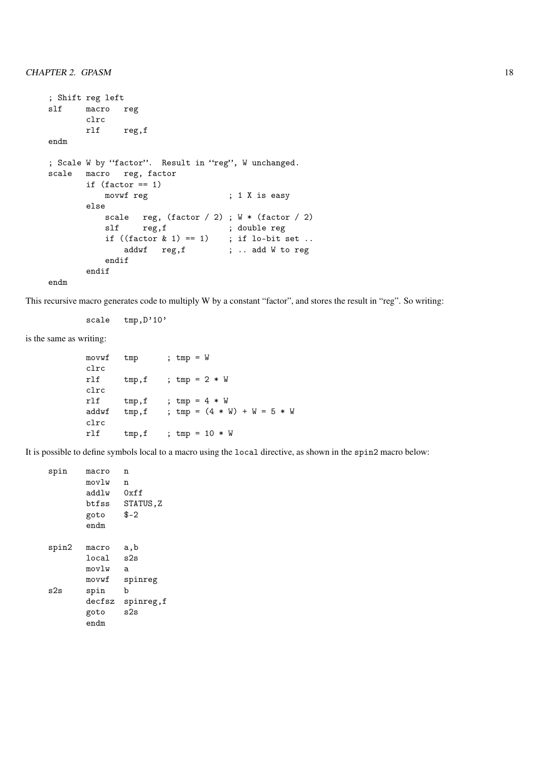```
; Shift reg left
slf     macro   reg
        clrc
        rlf     reg,f
endm

; Scale W by ''factor''.  Result in ''reg'', W unchanged.
scale   macro   reg, factor
        if (factor == 1)
            movwf reg                ; 1 X is easy
        else
            scale   reg, (factor / 2) ; W * (factor / 2)
            slf     reg,f            ; double reg
            if ((factor & 1) == 1)    ; if lo-bit set ..
                addwf   reg,f         ; .. add W to reg
            endif
        endif
endm
```

This recursive macro generates code to multiply W by a constant "factor", and stores the result in "reg". So writing:

```
        scale   tmp,D'10'
```

is the same as writing:

```
        movwf   tmp      ; tmp = W
        clrc
        rlf     tmp,f    ; tmp = 2 * W
        clrc
        rlf     tmp,f    ; tmp = 4 * W
        addwf   tmp,f    ; tmp = (4 * W) + W = 5 * W
        clrc
        rlf     tmp,f    ; tmp = 10 * W
```

It is possible to define symbols local to a macro using the `local` directive, as shown in the `spin2` macro below:

```
spin    macro   n
        movlw   n
        addlw   0xff
        btfss   STATUS,Z
        goto    $-2
        endm

spin2   macro   a,b
        local   s2s
        movlw   a
        movwf   spinreg
s2s     spin    b
        decfsz  spinreg,f
        goto    s2s
        endm
```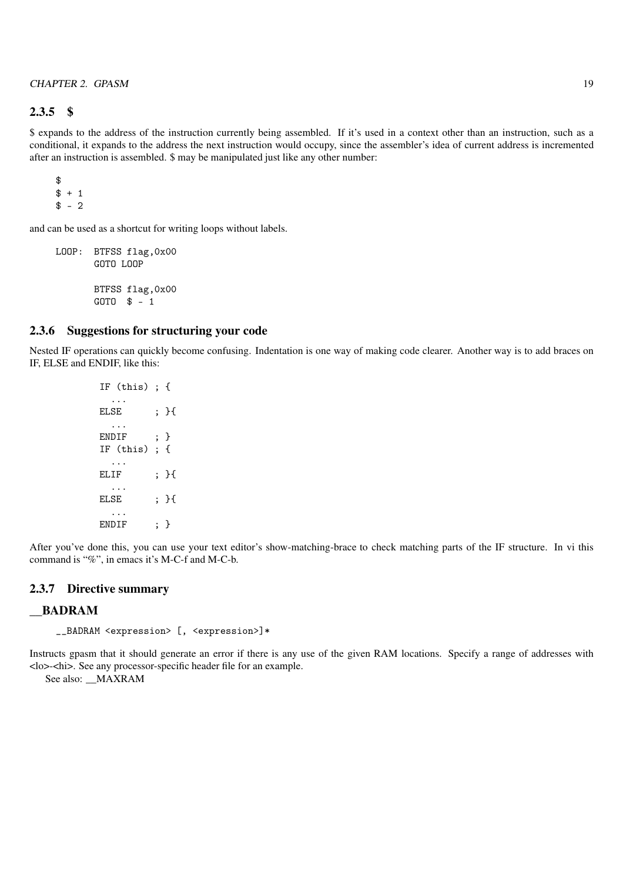### 2.3.5 $

$ expands to the address of the instruction currently being assembled. If it's used in a context other than an instruction, such as a conditional, it expands to the address the next instruction would occupy, since the assembler's idea of current address is incremented after an instruction is assembled. $ may be manipulated just like any other number:

```
$
$ + 1
$ - 2
```

and can be used as a shortcut for writing loops without labels.

```
LOOP:  BTFSS flag,0x00
       GOTO LOOP

       BTFSS flag,0x00
       GOTO  $ - 1
```

### 2.3.6 Suggestions for structuring your code

Nested IF operations can quickly become confusing. Indentation is one way of making code clearer. Another way is to add braces on IF, ELSE and ENDIF, like this:

```
IF (this) ; {
  ...
ELSE      ; }{
  ...
ENDIF     ; }
IF (this) ; {
  ...
ELIF      ; }{
  ...
ELSE      ; }{
  ...
ENDIF     ; }
```

After you've done this, you can use your text editor's show-matching-brace to check matching parts of the IF structure. In vi this command is "%", in emacs it's M-C-f and M-C-b.

### 2.3.7 Directive summary

## __BADRAM

```
__BADRAM <expression> [, <expression>]*
```

Instructs gpasm that it should generate an error if there is any use of the given RAM locations. Specify a range of addresses with <lo>-<hi>. See any processor-specific header file for an example.

See also: __MAXRAM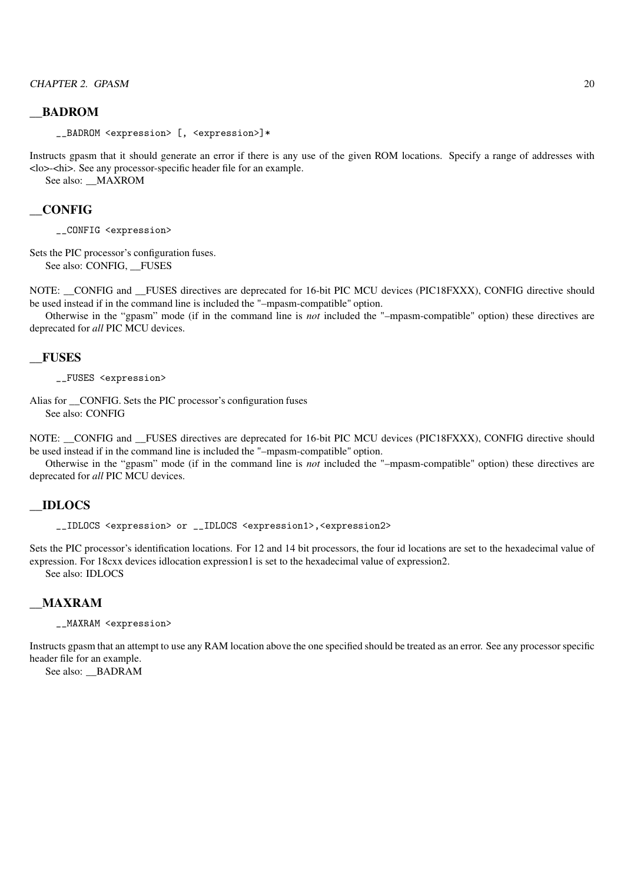## __BADROM

```
__BADROM <expression> [, <expression>]*
```

Instructs gpasm that it should generate an error if there is any use of the given ROM locations. Specify a range of addresses with <lo>-<hi>. See any processor-specific header file for an example.

See also: __MAXROM

## __CONFIG

```
__CONFIG <expression>
```

Sets the PIC processor's configuration fuses.

See also: CONFIG, __FUSES

NOTE: __CONFIG and __FUSES directives are deprecated for 16-bit PIC MCU devices (PIC18FXXX), CONFIG directive should be used instead if in the command line is included the "–mpasm-compatible" option.

Otherwise in the "gpasm" mode (if in the command line is *not* included the "–mpasm-compatible" option) these directives are deprecated for *all* PIC MCU devices.

## __FUSES

```
__FUSES <expression>
```

Alias for __CONFIG. Sets the PIC processor's configuration fuses

See also: CONFIG

NOTE: __CONFIG and __FUSES directives are deprecated for 16-bit PIC MCU devices (PIC18FXXX), CONFIG directive should be used instead if in the command line is included the "–mpasm-compatible" option.

Otherwise in the "gpasm" mode (if in the command line is *not* included the "–mpasm-compatible" option) these directives are deprecated for *all* PIC MCU devices.

## __IDLOCS

```
__IDLOCS <expression> or __IDLOCS <expression1>,<expression2>
```

Sets the PIC processor's identification locations. For 12 and 14 bit processors, the four id locations are set to the hexadecimal value of expression. For 18cxx devices idlocation expression1 is set to the hexadecimal value of expression2.

See also: IDLOCS

## __MAXRAM

```
__MAXRAM <expression>
```

Instructs gpasm that an attempt to use any RAM location above the one specified should be treated as an error. See any processor specific header file for an example.

See also: __BADRAM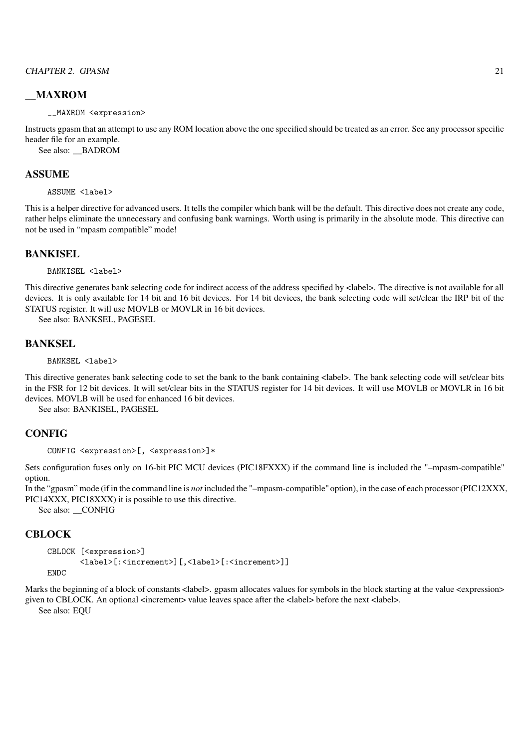## __MAXROM

```
__MAXROM <expression>
```

Instructs gpasm that an attempt to use any ROM location above the one specified should be treated as an error. See any processor specific header file for an example.

See also: __BADROM

## ASSUME

```
ASSUME <label>
```

This is a helper directive for advanced users. It tells the compiler which bank will be the default. This directive does not create any code, rather helps eliminate the unnecessary and confusing bank warnings. Worth using is primarily in the absolute mode. This directive can not be used in "mpasm compatible" mode!

## BANKISEL

```
BANKISEL <label>
```

This directive generates bank selecting code for indirect access of the address specified by <label>. The directive is not available for all devices. It is only available for 14 bit and 16 bit devices. For 14 bit devices, the bank selecting code will set/clear the IRP bit of the STATUS register. It will use MOVLB or MOVLR in 16 bit devices.

See also: BANKSEL, PAGESEL

## BANKSEL

```
BANKSEL <label>
```

This directive generates bank selecting code to set the bank to the bank containing <label>. The bank selecting code will set/clear bits in the FSR for 12 bit devices. It will set/clear bits in the STATUS register for 14 bit devices. It will use MOVLB or MOVLR in 16 bit devices. MOVLB will be used for enhanced 16 bit devices.

See also: BANKISEL, PAGESEL

## CONFIG

```
CONFIG <expression>[, <expression>]*
```

Sets configuration fuses only on 16-bit PIC MCU devices (PIC18FXXX) if the command line is included the "–mpasm-compatible" option.

In the "gpasm" mode (if in the command line is *not* included the "–mpasm-compatible" option), in the case of each processor (PIC12XXX, PIC14XXX, PIC18XXX) it is possible to use this directive.

See also: __CONFIG

## CBLOCK

```
CBLOCK [<expression>]
       <label>[:<increment>][,<label>[:<increment>]]
ENDC
```

Marks the beginning of a block of constants <label>. gpasm allocates values for symbols in the block starting at the value <expression> given to CBLOCK. An optional <increment> value leaves space after the <label> before the next <label>.

See also: EQU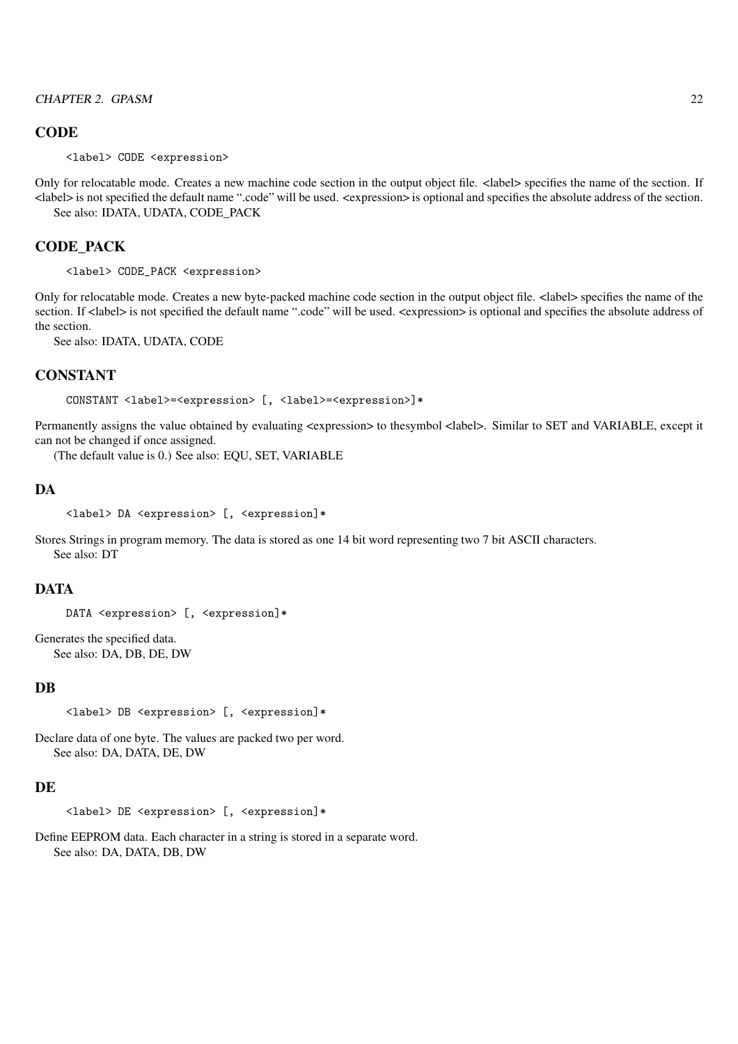## CODE

```
<label> CODE <expression>
```

Only for relocatable mode. Creates a new machine code section in the output object file. <label> specifies the name of the section. If <label> is not specified the default name ".code" will be used. <expression> is optional and specifies the absolute address of the section.

See also: IDATA, UDATA, CODE_PACK

## CODE_PACK

```
<label> CODE_PACK <expression>
```

Only for relocatable mode. Creates a new byte-packed machine code section in the output object file. <label> specifies the name of the section. If <label> is not specified the default name ".code" will be used. <expression> is optional and specifies the absolute address of the section.

See also: IDATA, UDATA, CODE

## CONSTANT

```
CONSTANT <label>=<expression> [, <label>=<expression>]*
```

Permanently assigns the value obtained by evaluating <expression> to thesymbol <label>. Similar to SET and VARIABLE, except it can not be changed if once assigned.

(The default value is 0.) See also: EQU, SET, VARIABLE

## DA

```
<label> DA <expression> [, <expression>]*
```

Stores Strings in program memory. The data is stored as one 14 bit word representing two 7 bit ASCII characters.

See also: DT

## DATA

```
DATA <expression> [, <expression>]*
```

Generates the specified data.

See also: DA, DB, DE, DW

## DB

```
<label> DB <expression> [, <expression>]*
```

Declare data of one byte. The values are packed two per word.

See also: DA, DATA, DE, DW

## DE

```
<label> DE <expression> [, <expression>]*
```

Define EEPROM data. Each character in a string is stored in a separate word.

See also: DA, DATA, DB, DW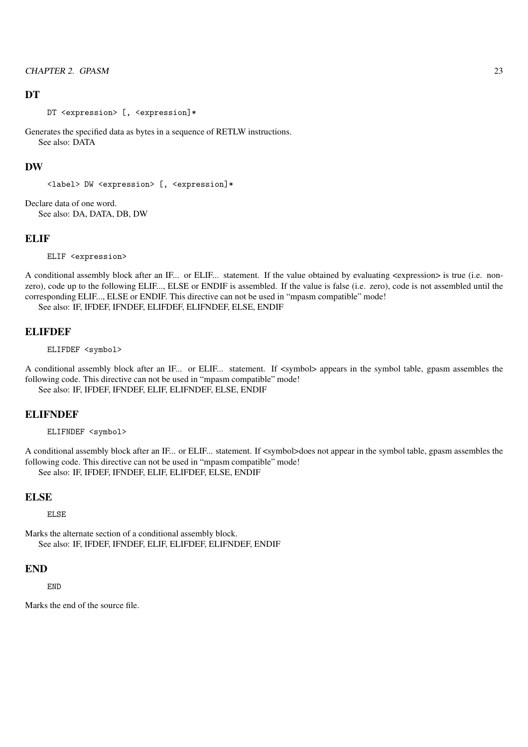### DT

```
DT <expression> [, <expression]*
```

Generates the specified data as bytes in a sequence of RETLW instructions.

See also: DATA

### DW

```
<label> DW <expression> [, <expression]*
```

Declare data of one word.

See also: DA, DATA, DB, DW

### ELIF

```
ELIF <expression>
```

A conditional assembly block after an IF... or ELIF... statement. If the value obtained by evaluating <expression> is true (i.e. non-zero), code up to the following ELIF..., ELSE or ENDIF is assembled. If the value is false (i.e. zero), code is not assembled until the corresponding ELIF..., ELSE or ENDIF. This directive can not be used in "mpasm compatible" mode!

See also: IF, IFDEF, IFNDEF, ELIFDEF, ELIFNDEF, ELSE, ENDIF

### ELIFDEF

```
ELIFDEF <symbol>
```

A conditional assembly block after an IF... or ELIF... statement. If <symbol> appears in the symbol table, gpasm assembles the following code. This directive can not be used in "mpasm compatible" mode!

See also: IF, IFDEF, IFNDEF, ELIF, ELIFNDEF, ELSE, ENDIF

### ELIFNDEF

```
ELIFNDEF <symbol>
```

A conditional assembly block after an IF... or ELIF... statement. If <symbol>does not appear in the symbol table, gpasm assembles the following code. This directive can not be used in "mpasm compatible" mode!

See also: IF, IFDEF, IFNDEF, ELIF, ELIFDEF, ELSE, ENDIF

### ELSE

```
ELSE
```

Marks the alternate section of a conditional assembly block.

See also: IF, IFDEF, IFNDEF, ELIF, ELIFDEF, ELIFNDEF, ENDIF

### END

```
END
```

Marks the end of the source file.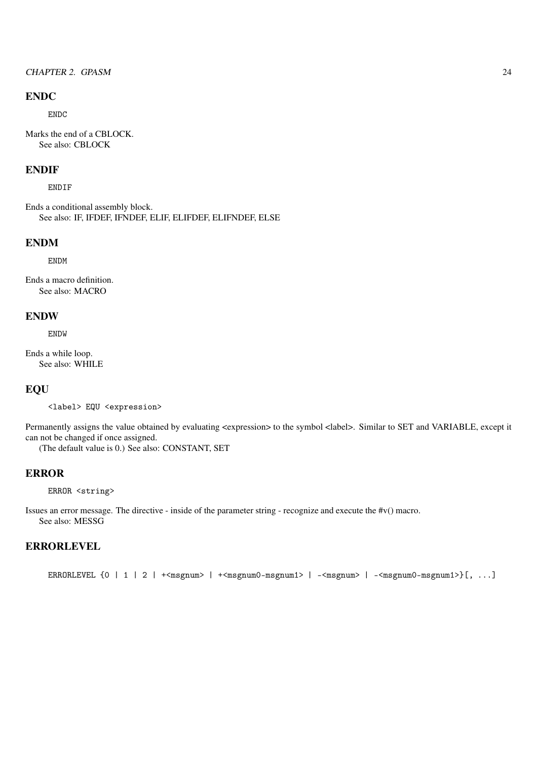## ENDC

```
ENDC
```

Marks the end of a CBLOCK.

See also: CBLOCK

## ENDIF

```
ENDIF
```

Ends a conditional assembly block.

See also: IF, IFDEF, IFNDEF, ELIF, ELIFDEF, ELIFNDEF, ELSE

## ENDM

```
ENDM
```

Ends a macro definition.

See also: MACRO

## ENDW

```
ENDW
```

Ends a while loop.

See also: WHILE

## EQU

```
<label> EQU <expression>
```

Permanently assigns the value obtained by evaluating <expression> to the symbol <label>. Similar to SET and VARIABLE, except it can not be changed if once assigned.

(The default value is 0.) See also: CONSTANT, SET

## ERROR

```
ERROR <string>
```

Issues an error message. The directive - inside of the parameter string - recognize and execute the #v() macro.

See also: MESSG

## ERRORLEVEL

```
ERRORLEVEL {0 | 1 | 2 | +<msgnum> | +<msgnum0-msgnum1> | -<msgnum> | -<msgnum0-msgnum1>}[, ...]
```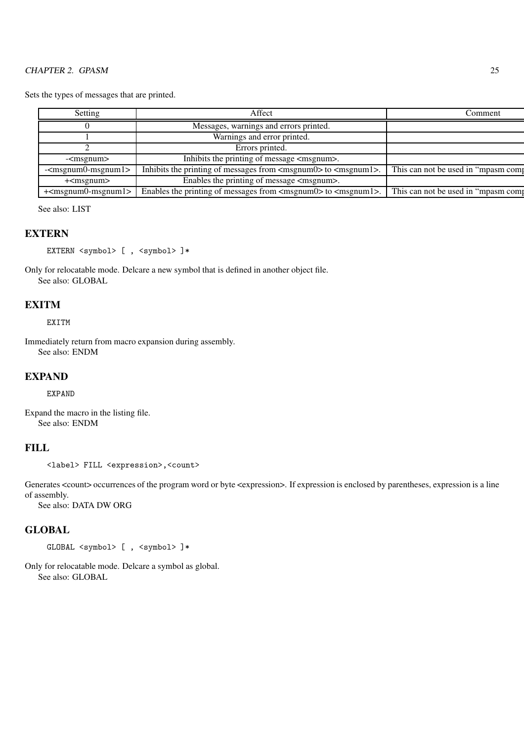Sets the types of messages that are printed.

| Setting | Affect | Comment |
|---|---|---|
| 0 | Messages, warnings and errors printed. | |
| 1 | Warnings and error printed. | |
| 2 | Errors printed. | |
| -<msgnum> | Inhibits the printing of message <msgnum>. | |
| -<msgnum0-msgnum1> | Inhibits the printing of messages from <msgnum0> to <msgnum1>. | This can not be used in "mpasm comp |
| +<msgnum> | Enables the printing of message <msgnum>. | |
| +<msgnum0-msgnum1> | Enables the printing of messages from <msgnum0> to <msgnum1>. | This can not be used in "mpasm comp |

See also: LIST

## EXTERN

```
EXTERN <symbol> [ , <symbol> ]*
```

Only for relocatable mode. Delcare a new symbol that is defined in another object file.
See also: GLOBAL

## EXITM

```
EXITM
```

Immediately return from macro expansion during assembly.
See also: ENDM

## EXPAND

```
EXPAND
```

Expand the macro in the listing file.
See also: ENDM

## FILL

```
<label> FILL <expression>,<count>
```

Generates <count> occurrences of the program word or byte <expression>. If expression is enclosed by parentheses, expression is a line of assembly.
See also: DATA DW ORG

## GLOBAL

```
GLOBAL <symbol> [ , <symbol> ]*
```

Only for relocatable mode. Delcare a symbol as global.
See also: GLOBAL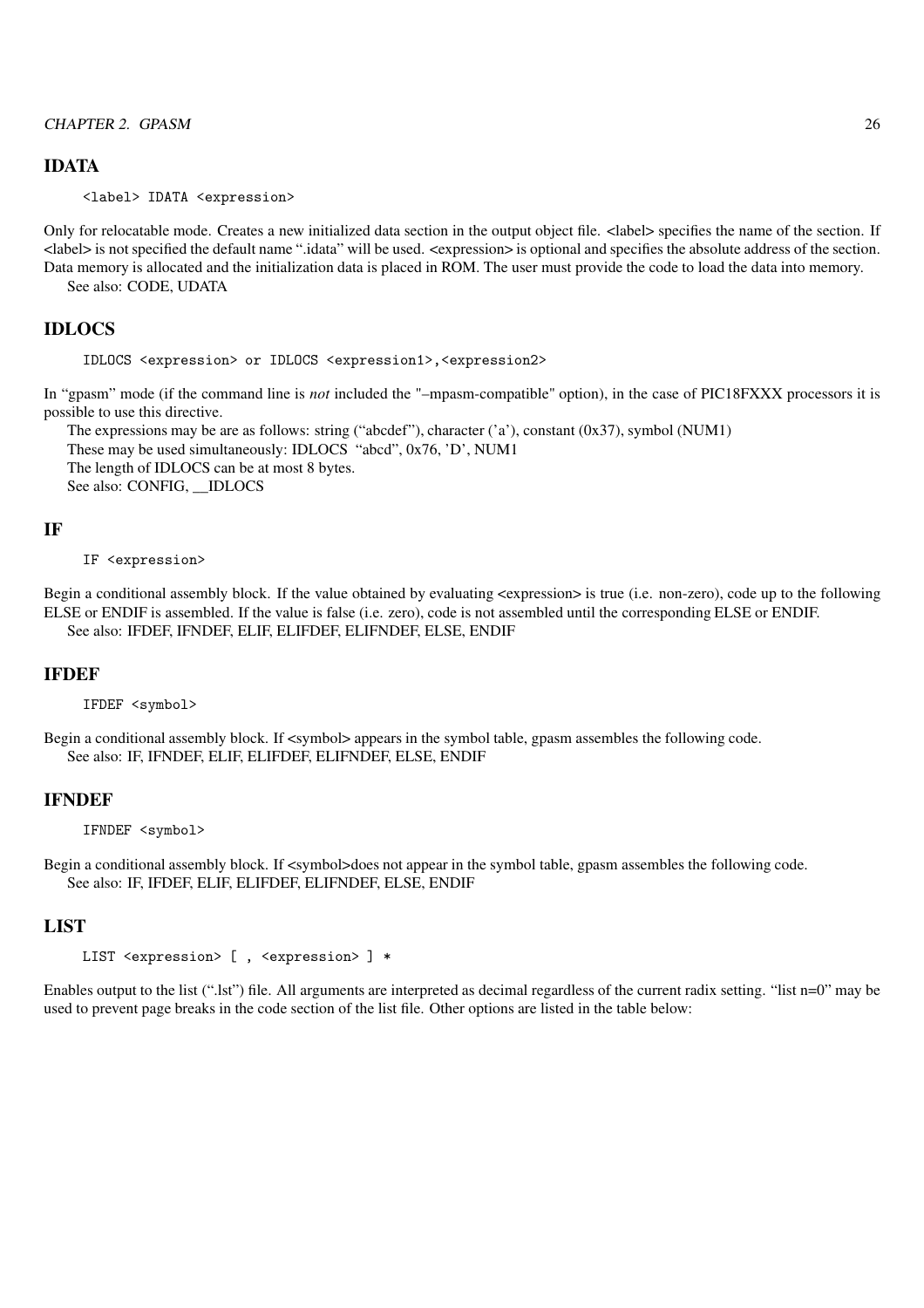## IDATA

```
<label> IDATA <expression>
```

Only for relocatable mode. Creates a new initialized data section in the output object file. <label> specifies the name of the section. If <label> is not specified the default name ".idata" will be used. <expression> is optional and specifies the absolute address of the section. Data memory is allocated and the initialization data is placed in ROM. The user must provide the code to load the data into memory.

See also: CODE, UDATA

## IDLOCS

```
IDLOCS <expression> or IDLOCS <expression1>,<expression2>
```

In "gpasm" mode (if the command line is *not* included the "–mpasm-compatible" option), in the case of PIC18FXXX processors it is possible to use this directive.

The expressions may be are as follows: string ("abcdef"), character ('a'), constant (0x37), symbol (NUM1)

These may be used simultaneously: IDLOCS "abcd", 0x76, 'D', NUM1

The length of IDLOCS can be at most 8 bytes.

See also: CONFIG, __IDLOCS

## IF

```
IF <expression>
```

Begin a conditional assembly block. If the value obtained by evaluating <expression> is true (i.e. non-zero), code up to the following ELSE or ENDIF is assembled. If the value is false (i.e. zero), code is not assembled until the corresponding ELSE or ENDIF.

See also: IFDEF, IFNDEF, ELIF, ELIFDEF, ELIFNDEF, ELSE, ENDIF

## IFDEF

```
IFDEF <symbol>
```

Begin a conditional assembly block. If <symbol> appears in the symbol table, gpasm assembles the following code.

See also: IF, IFNDEF, ELIF, ELIFDEF, ELIFNDEF, ELSE, ENDIF

## IFNDEF

```
IFNDEF <symbol>
```

Begin a conditional assembly block. If <symbol>does not appear in the symbol table, gpasm assembles the following code.

See also: IF, IFDEF, ELIF, ELIFDEF, ELIFNDEF, ELSE, ENDIF

## LIST

```
LIST <expression> [ , <expression> ] *
```

Enables output to the list (".lst") file. All arguments are interpreted as decimal regardless of the current radix setting. "list n=0" may be used to prevent page breaks in the code section of the list file. Other options are listed in the table below: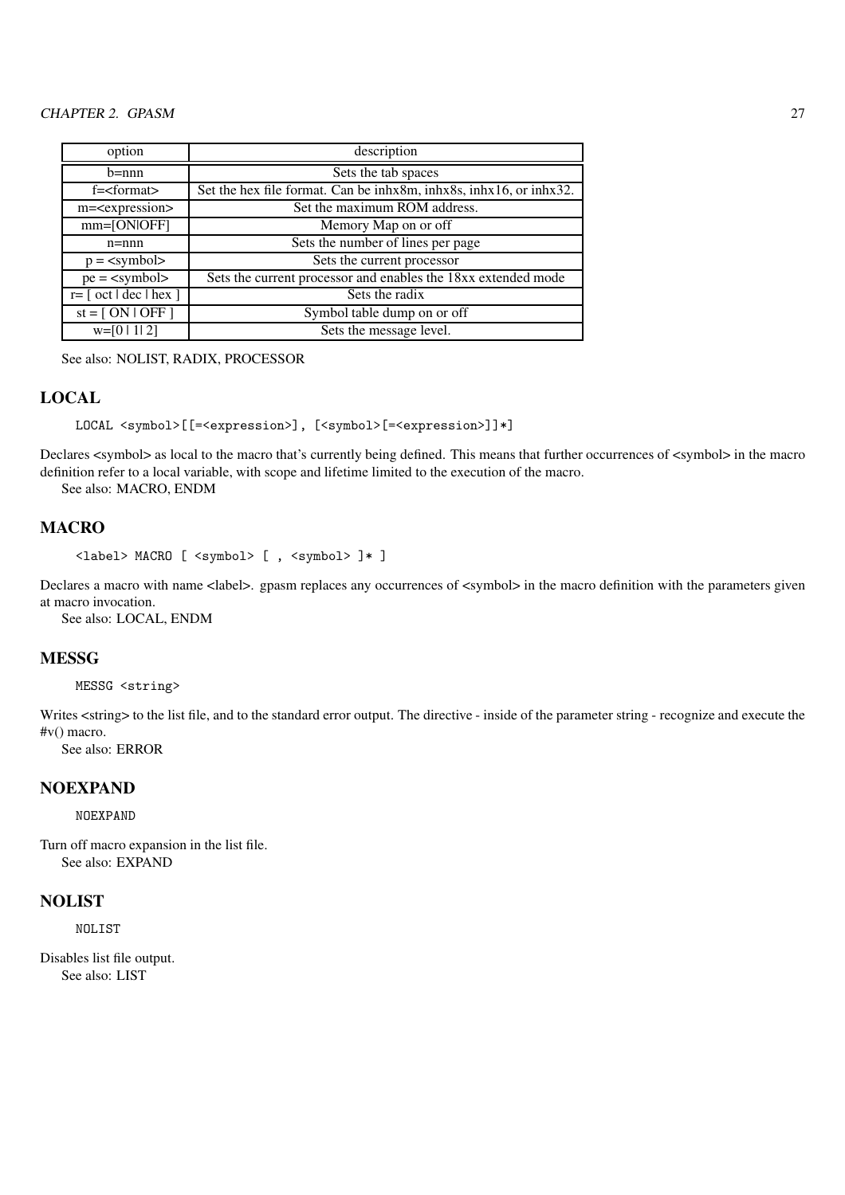| option | description |
|---|---|
| b=nnn | Sets the tab spaces |
| f=<format> | Set the hex file format. Can be inhx8m, inhx8s, inhx16, or inhx32. |
| m=<expression> | Set the maximum ROM address. |
| mm=[ON|OFF] | Memory Map on or off |
| n=nnn | Sets the number of lines per page |
| p = <symbol> | Sets the current processor |
| pe = <symbol> | Sets the current processor and enables the 18xx extended mode |
| r= [ oct | dec | hex ] | Sets the radix |
| st = [ ON | OFF ] | Symbol table dump on or off |
| w=[0 | 1| 2] | Sets the message level. |

See also: NOLIST, RADIX, PROCESSOR

## LOCAL

```
LOCAL <symbol>[[=<expression>], [<symbol>[=<expression>]]*]
```

Declares <symbol> as local to the macro that's currently being defined. This means that further occurrences of <symbol> in the macro definition refer to a local variable, with scope and lifetime limited to the execution of the macro.

See also: MACRO, ENDM

## MACRO

```
<label> MACRO [ <symbol> [ , <symbol> ]* ]
```

Declares a macro with name <label>. gpasm replaces any occurrences of <symbol> in the macro definition with the parameters given at macro invocation.

See also: LOCAL, ENDM

## MESSG

```
MESSG <string>
```

Writes <string> to the list file, and to the standard error output. The directive - inside of the parameter string - recognize and execute the #v() macro.

See also: ERROR

## NOEXPAND

```
NOEXPAND
```

Turn off macro expansion in the list file.

See also: EXPAND

## NOLIST

```
NOLIST
```

Disables list file output.

See also: LIST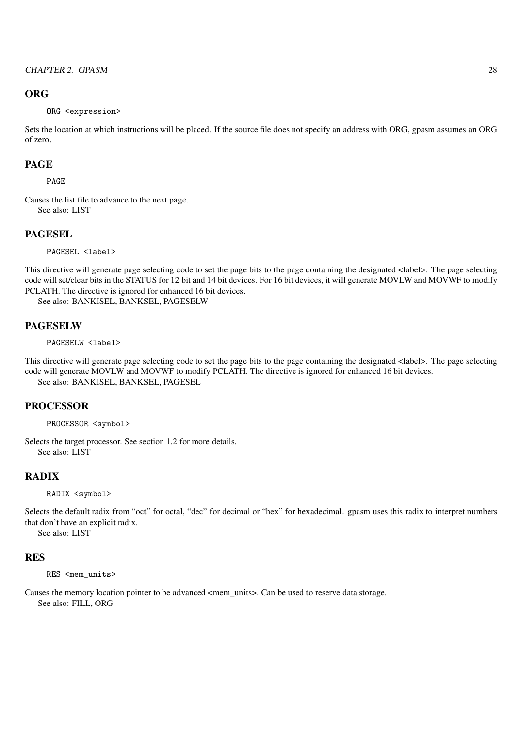## ORG

```
ORG <expression>
```

Sets the location at which instructions will be placed. If the source file does not specify an address with ORG, gpasm assumes an ORG of zero.

## PAGE

```
PAGE
```

Causes the list file to advance to the next page.

See also: LIST

## PAGESEL

```
PAGESEL <label>
```

This directive will generate page selecting code to set the page bits to the page containing the designated <label>. The page selecting code will set/clear bits in the STATUS for 12 bit and 14 bit devices. For 16 bit devices, it will generate MOVLW and MOVWF to modify PCLATH. The directive is ignored for enhanced 16 bit devices.

See also: BANKISEL, BANKSEL, PAGESELW

## PAGESELW

```
PAGESELW <label>
```

This directive will generate page selecting code to set the page bits to the page containing the designated <label>. The page selecting code will generate MOVLW and MOVWF to modify PCLATH. The directive is ignored for enhanced 16 bit devices.

See also: BANKISEL, BANKSEL, PAGESEL

## PROCESSOR

```
PROCESSOR <symbol>
```

Selects the target processor. See section 1.2 for more details.

See also: LIST

## RADIX

```
RADIX <symbol>
```

Selects the default radix from “oct” for octal, “dec” for decimal or “hex” for hexadecimal. gpasm uses this radix to interpret numbers that don’t have an explicit radix.

See also: LIST

## RES

```
RES <mem_units>
```

Causes the memory location pointer to be advanced <mem_units>. Can be used to reserve data storage.

See also: FILL, ORG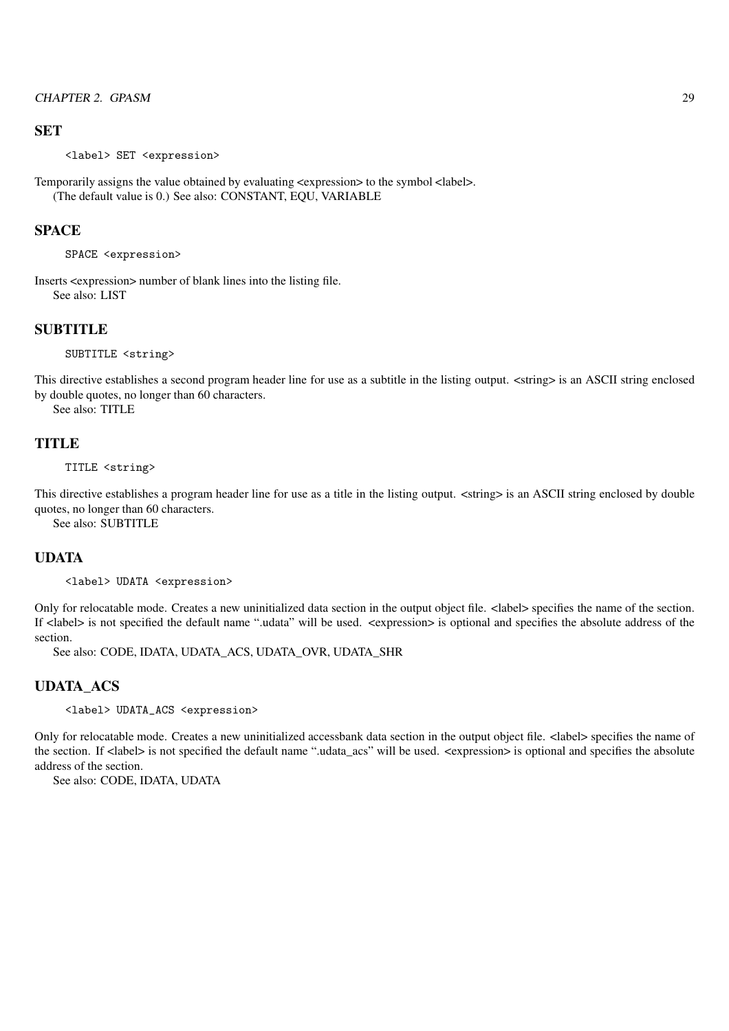## SET

```
<label> SET <expression>
```

Temporarily assigns the value obtained by evaluating <expression> to the symbol <label>.
(The default value is 0.) See also: CONSTANT, EQU, VARIABLE

## SPACE

```
SPACE <expression>
```

Inserts <expression> number of blank lines into the listing file.
See also: LIST

## SUBTITLE

```
SUBTITLE <string>
```

This directive establishes a second program header line for use as a subtitle in the listing output. <string> is an ASCII string enclosed by double quotes, no longer than 60 characters.
See also: TITLE

## TITLE

```
TITLE <string>
```

This directive establishes a program header line for use as a title in the listing output. <string> is an ASCII string enclosed by double quotes, no longer than 60 characters.
See also: SUBTITLE

## UDATA

```
<label> UDATA <expression>
```

Only for relocatable mode. Creates a new uninitialized data section in the output object file. <label> specifies the name of the section. If <label> is not specified the default name ".udata" will be used. <expression> is optional and specifies the absolute address of the section.
See also: CODE, IDATA, UDATA_ACS, UDATA_OVR, UDATA_SHR

## UDATA_ACS

```
<label> UDATA_ACS <expression>
```

Only for relocatable mode. Creates a new uninitialized accessbank data section in the output object file. <label> specifies the name of the section. If <label> is not specified the default name ".udata_acs" will be used. <expression> is optional and specifies the absolute address of the section.
See also: CODE, IDATA, UDATA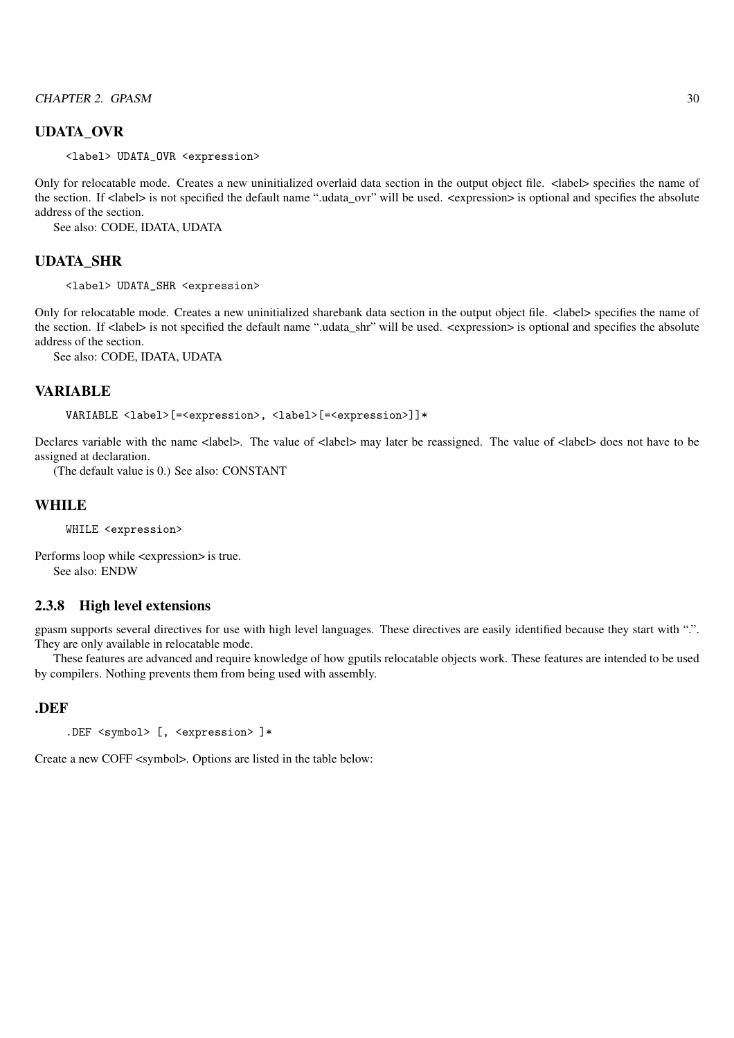### UDATA_OVR

```
<label> UDATA_OVR <expression>
```

Only for relocatable mode. Creates a new uninitialized overlaid data section in the output object file. <label> specifies the name of the section. If <label> is not specified the default name ".udata_ovr" will be used. <expression> is optional and specifies the absolute address of the section.

See also: CODE, IDATA, UDATA

### UDATA_SHR

```
<label> UDATA_SHR <expression>
```

Only for relocatable mode. Creates a new uninitialized sharebank data section in the output object file. <label> specifies the name of the section. If <label> is not specified the default name ".udata_shr" will be used. <expression> is optional and specifies the absolute address of the section.

See also: CODE, IDATA, UDATA

### VARIABLE

```
VARIABLE <label>[=<expression>, <label>[=<expression>]]*
```

Declares variable with the name <label>. The value of <label> may later be reassigned. The value of <label> does not have to be assigned at declaration.

(The default value is 0.) See also: CONSTANT

### WHILE

```
WHILE <expression>
```

Performs loop while <expression> is true.

See also: ENDW

## 2.3.8 High level extensions

gpasm supports several directives for use with high level languages. These directives are easily identified because they start with ".". They are only available in relocatable mode.

These features are advanced and require knowledge of how gputils relocatable objects work. These features are intended to be used by compilers. Nothing prevents them from being used with assembly.

### .DEF

```
.DEF <symbol> [, <expression> ]*
```

Create a new COFF <symbol>. Options are listed in the table below: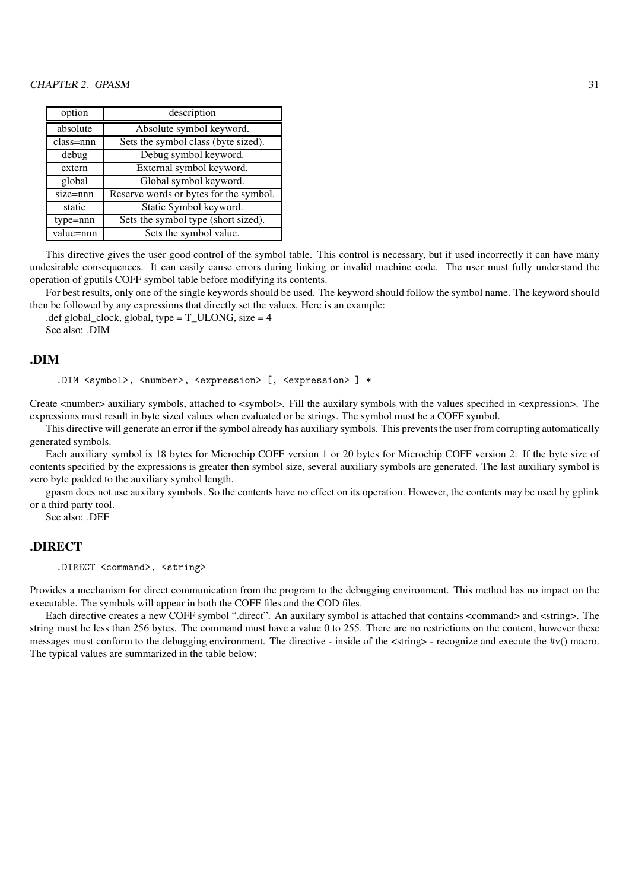| option | description |
| --- | --- |
| absolute | Absolute symbol keyword. |
| class=nnn | Sets the symbol class (byte sized). |
| debug | Debug symbol keyword. |
| extern | External symbol keyword. |
| global | Global symbol keyword. |
| size=nnn | Reserve words or bytes for the symbol. |
| static | Static Symbol keyword. |
| type=nnn | Sets the symbol type (short sized). |
| value=nnn | Sets the symbol value. |

This directive gives the user good control of the symbol table. This control is necessary, but if used incorrectly it can have many undesirable consequences. It can easily cause errors during linking or invalid machine code. The user must fully understand the operation of gputils COFF symbol table before modifying its contents.

For best results, only one of the single keywords should be used. The keyword should follow the symbol name. The keyword should then be followed by any expressions that directly set the values. Here is an example:

.def global_clock, global, type = T_ULONG, size = 4

See also: .DIM

## .DIM

```
.DIM <symbol>, <number>, <expression> [, <expression> ] *
```

Create <number> auxiliary symbols, attached to <symbol>. Fill the auxilary symbols with the values specified in <expression>. The expressions must result in byte sized values when evaluated or be strings. The symbol must be a COFF symbol.

This directive will generate an error if the symbol already has auxiliary symbols. This prevents the user from corrupting automatically generated symbols.

Each auxiliary symbol is 18 bytes for Microchip COFF version 1 or 20 bytes for Microchip COFF version 2. If the byte size of contents specified by the expressions is greater then symbol size, several auxiliary symbols are generated. The last auxiliary symbol is zero byte padded to the auxiliary symbol length.

gpasm does not use auxilary symbols. So the contents have no effect on its operation. However, the contents may be used by gplink or a third party tool.

See also: .DEF

## .DIRECT

```
.DIRECT <command>, <string>
```

Provides a mechanism for direct communication from the program to the debugging environment. This method has no impact on the executable. The symbols will appear in both the COFF files and the COD files.

Each directive creates a new COFF symbol ".direct". An auxilary symbol is attached that contains <command> and <string>. The string must be less than 256 bytes. The command must have a value 0 to 255. There are no restrictions on the content, however these messages must conform to the debugging environment. The directive - inside of the <string> - recognize and execute the #v() macro. The typical values are summarized in the table below: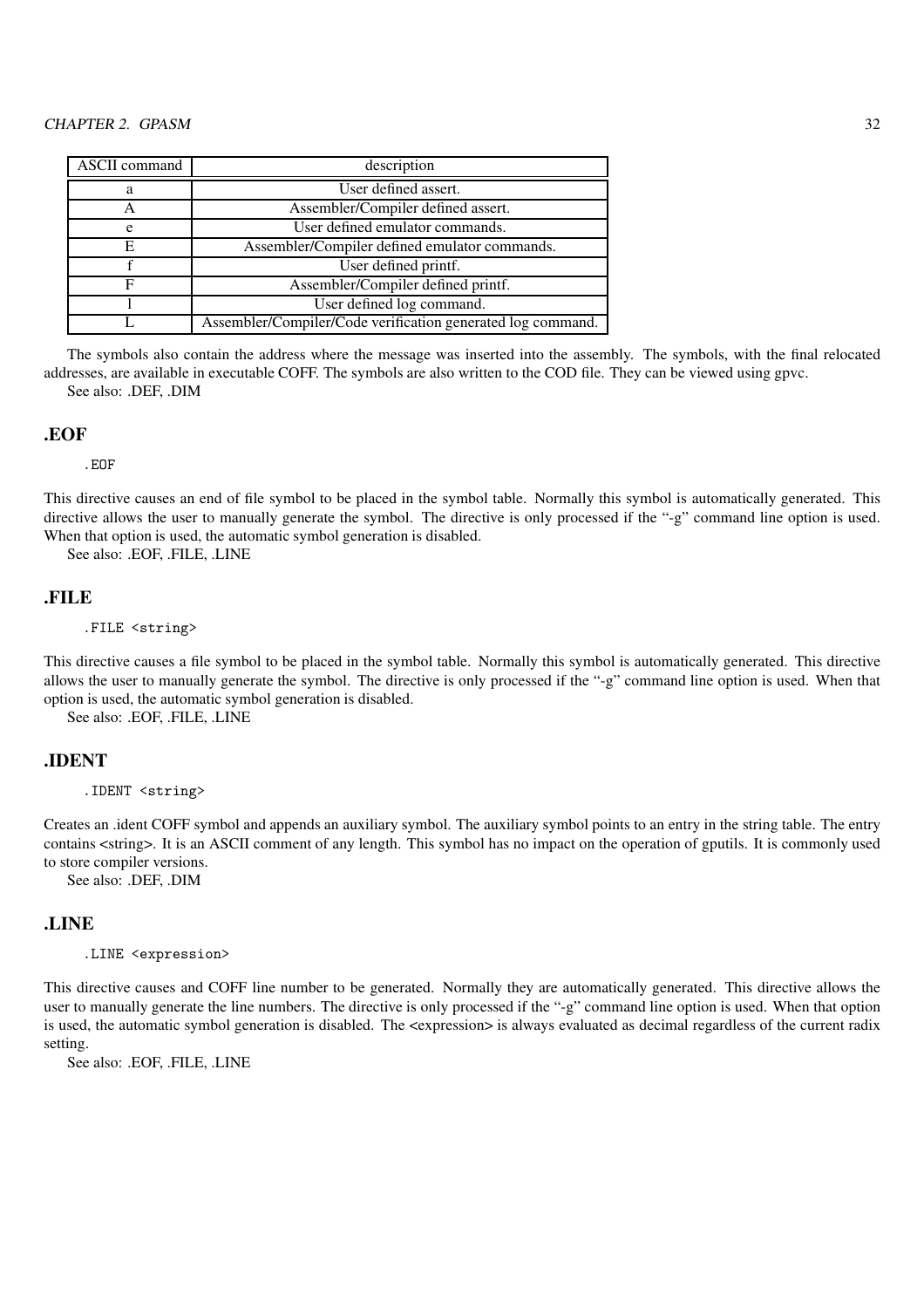| ASCII command | description |
|---|---|
| a | User defined assert. |
| A | Assembler/Compiler defined assert. |
| e | User defined emulator commands. |
| E | Assembler/Compiler defined emulator commands. |
| f | User defined printf. |
| F | Assembler/Compiler defined printf. |
| l | User defined log command. |
| L | Assembler/Compiler/Code verification generated log command. |

The symbols also contain the address where the message was inserted into the assembly. The symbols, with the final relocated addresses, are available in executable COFF. The symbols are also written to the COD file. They can be viewed using gpvc.

See also: .DEF, .DIM

## .EOF

```
.EOF
```

This directive causes an end of file symbol to be placed in the symbol table. Normally this symbol is automatically generated. This directive allows the user to manually generate the symbol. The directive is only processed if the "-g" command line option is used. When that option is used, the automatic symbol generation is disabled.

See also: .EOF, .FILE, .LINE

## .FILE

```
.FILE <string>
```

This directive causes a file symbol to be placed in the symbol table. Normally this symbol is automatically generated. This directive allows the user to manually generate the symbol. The directive is only processed if the "-g" command line option is used. When that option is used, the automatic symbol generation is disabled.

See also: .EOF, .FILE, .LINE

## .IDENT

```
.IDENT <string>
```

Creates an .ident COFF symbol and appends an auxiliary symbol. The auxiliary symbol points to an entry in the string table. The entry contains <string>. It is an ASCII comment of any length. This symbol has no impact on the operation of gputils. It is commonly used to store compiler versions.

See also: .DEF, .DIM

## .LINE

```
.LINE <expression>
```

This directive causes and COFF line number to be generated. Normally they are automatically generated. This directive allows the user to manually generate the line numbers. The directive is only processed if the "-g" command line option is used. When that option is used, the automatic symbol generation is disabled. The <expression> is always evaluated as decimal regardless of the current radix setting.

See also: .EOF, .FILE, .LINE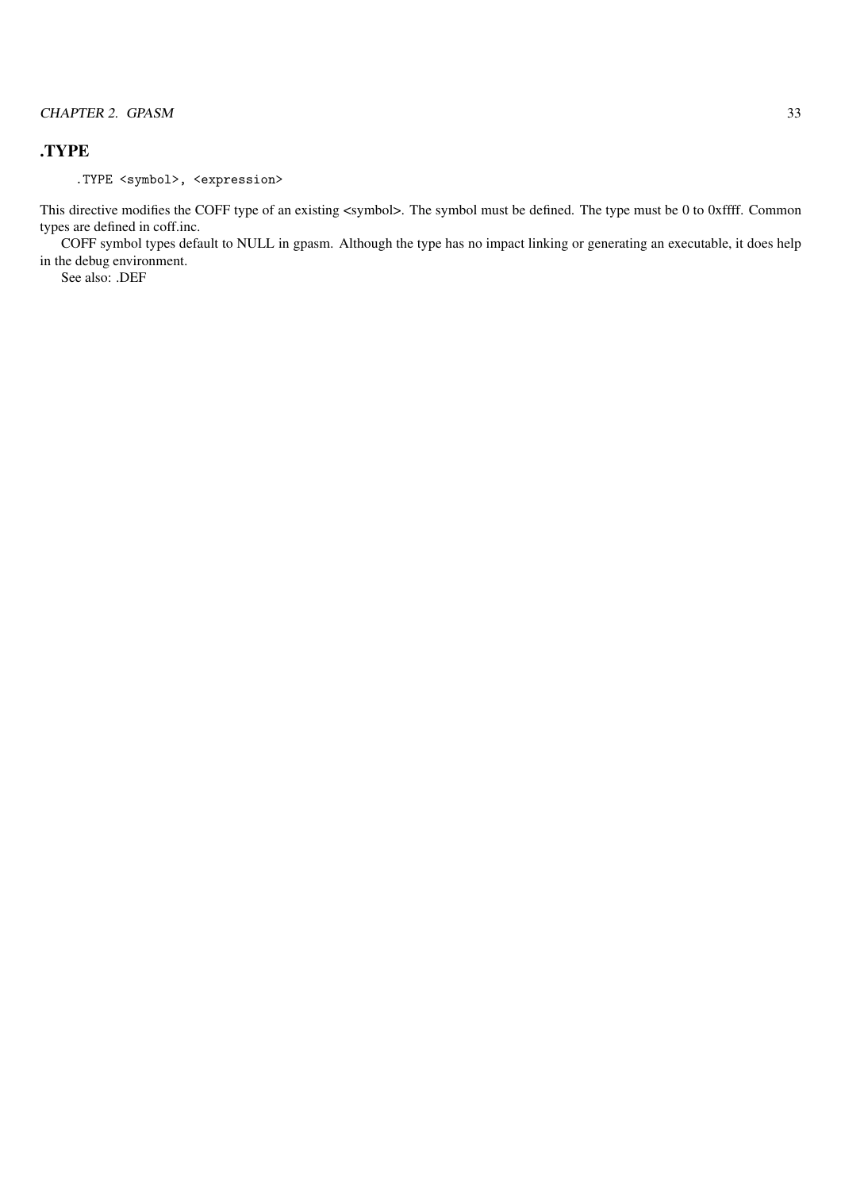## .TYPE

```
.TYPE <symbol>, <expression>
```

This directive modifies the COFF type of an existing <symbol>. The symbol must be defined. The type must be 0 to 0xffff. Common types are defined in coff.inc.

COFF symbol types default to NULL in gpasm. Although the type has no impact linking or generating an executable, it does help in the debug environment.

See also: .DEF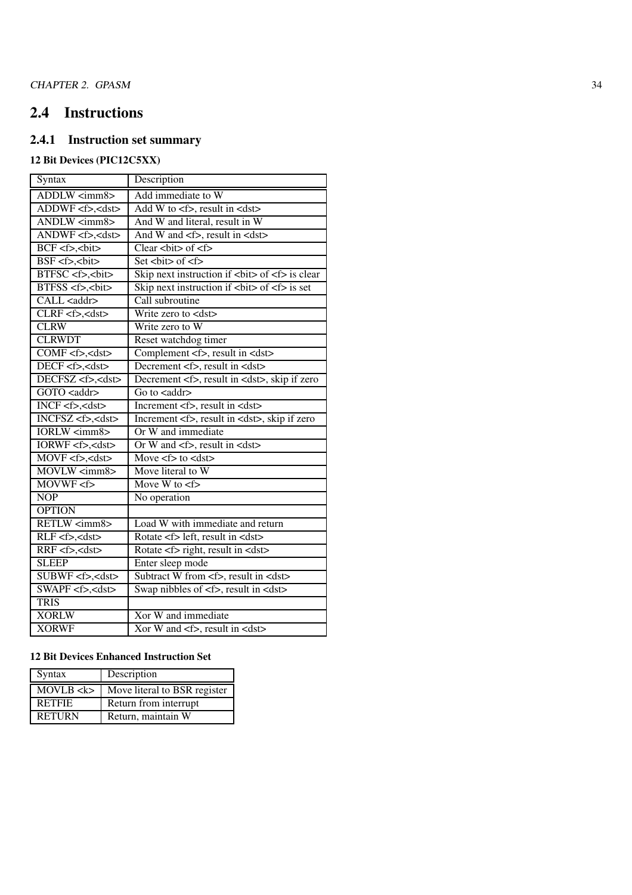## 2.4 Instructions

### 2.4.1 Instruction set summary

**12 Bit Devices (PIC12C5XX)**

| Syntax | Description |
|---|---|
| ADDLW <imm8> | Add immediate to W |
| ADDWF <f>,<dst> | Add W to <f>, result in <dst> |
| ANDLW <imm8> | And W and literal, result in W |
| ANDWF <f>,<dst> | And W and <f>, result in <dst> |
| BCF <f>,<bit> | Clear <bit> of <f> |
| BSF <f>,<bit> | Set <bit> of <f> |
| BTFSC <f>,<bit> | Skip next instruction if <bit> of <f> is clear |
| BTFSS <f>,<bit> | Skip next instruction if <bit> of <f> is set |
| CALL <addr> | Call subroutine |
| CLRF <f>,<dst> | Write zero to <dst> |
| CLRW | Write zero to W |
| CLRWDT | Reset watchdog timer |
| COMF <f>,<dst> | Complement <f>, result in <dst> |
| DECF <f>,<dst> | Decrement <f>, result in <dst> |
| DECFSZ <f>,<dst> | Decrement <f>, result in <dst>, skip if zero |
| GOTO <addr> | Go to <addr> |
| INCF <f>,<dst> | Increment <f>, result in <dst> |
| INCFSZ <f>,<dst> | Increment <f>, result in <dst>, skip if zero |
| IORLW <imm8> | Or W and immediate |
| IORWF <f>,<dst> | Or W and <f>, result in <dst> |
| MOVF <f>,<dst> | Move <f> to <dst> |
| MOVLW <imm8> | Move literal to W |
| MOVWF <f> | Move W to <f> |
| NOP | No operation |
| OPTION | |
| RETLW <imm8> | Load W with immediate and return |
| RLF <f>,<dst> | Rotate <f> left, result in <dst> |
| RRF <f>,<dst> | Rotate <f> right, result in <dst> |
| SLEEP | Enter sleep mode |
| SUBWF <f>,<dst> | Subtract W from <f>, result in <dst> |
| SWAPF <f>,<dst> | Swap nibbles of <f>, result in <dst> |
| TRIS | |
| XORLW | Xor W and immediate |
| XORWF | Xor W and <f>, result in <dst> |

**12 Bit Devices Enhanced Instruction Set**

| Syntax | Description |
|---|---|
| MOVLB <k> | Move literal to BSR register |
| RETFIE | Return from interrupt |
| RETURN | Return, maintain W |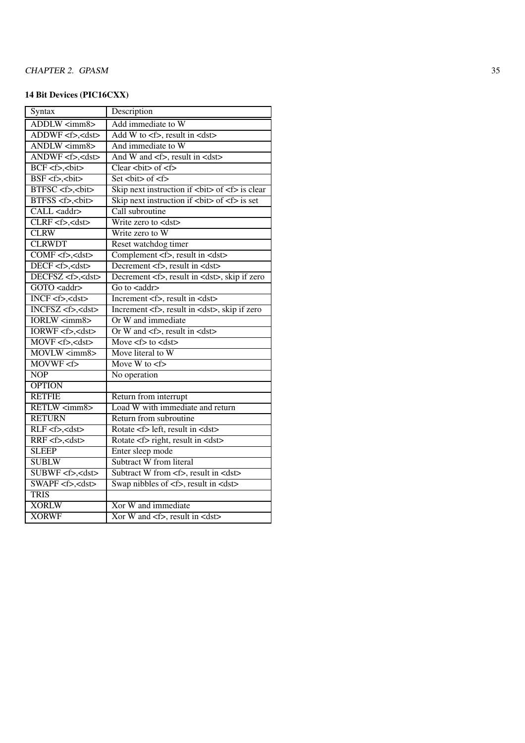**14 Bit Devices (PIC16CXX)**

| Syntax | Description |
|---|---|
| ADDLW <imm8> | Add immediate to W |
| ADDWF <f>,<dst> | Add W to <f>, result in <dst> |
| ANDLW <imm8> | And immediate to W |
| ANDWF <f>,<dst> | And W and <f>, result in <dst> |
| BCF <f>,<bit> | Clear <bit> of <f> |
| BSF <f>,<bit> | Set <bit> of <f> |
| BTFSC <f>,<bit> | Skip next instruction if <bit> of <f> is clear |
| BTFSS <f>,<bit> | Skip next instruction if <bit> of <f> is set |
| CALL <addr> | Call subroutine |
| CLRF <f>,<dst> | Write zero to <dst> |
| CLRW | Write zero to W |
| CLRWDT | Reset watchdog timer |
| COMF <f>,<dst> | Complement <f>, result in <dst> |
| DECF <f>,<dst> | Decrement <f>, result in <dst> |
| DECFSZ <f>,<dst> | Decrement <f>, result in <dst>, skip if zero |
| GOTO <addr> | Go to <addr> |
| INCF <f>,<dst> | Increment <f>, result in <dst> |
| INCFSZ <f>,<dst> | Increment <f>, result in <dst>, skip if zero |
| IORLW <imm8> | Or W and immediate |
| IORWF <f>,<dst> | Or W and <f>, result in <dst> |
| MOVF <f>,<dst> | Move <f> to <dst> |
| MOVLW <imm8> | Move literal to W |
| MOVWF <f> | Move W to <f> |
| NOP | No operation |
| OPTION | |
| RETFIE | Return from interrupt |
| RETLW <imm8> | Load W with immediate and return |
| RETURN | Return from subroutine |
| RLF <f>,<dst> | Rotate <f> left, result in <dst> |
| RRF <f>,<dst> | Rotate <f> right, result in <dst> |
| SLEEP | Enter sleep mode |
| SUBLW | Subtract W from literal |
| SUBWF <f>,<dst> | Subtract W from <f>, result in <dst> |
| SWAPF <f>,<dst> | Swap nibbles of <f>, result in <dst> |
| TRIS | |
| XORLW | Xor W and immediate |
| XORWF | Xor W and <f>, result in <dst> |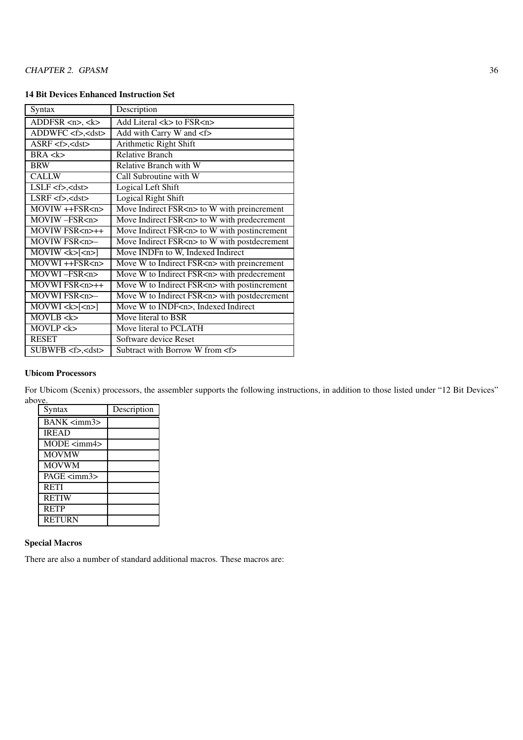### 14 Bit Devices Enhanced Instruction Set

| Syntax | Description |
|---|---|
| ADDFSR <n>, <k> | Add Literal <k> to FSR<n> |
| ADDWFC <f>,<dst> | Add with Carry W and <f> |
| ASRF <f>,<dst> | Arithmetic Right Shift |
| BRA <k> | Relative Branch |
| BRW | Relative Branch with W |
| CALLW | Call Subroutine with W |
| LSLF <f>,<dst> | Logical Left Shift |
| LSRF <f>,<dst> | Logical Right Shift |
| MOVIW ++FSR<n> | Move Indirect FSR<n> to W with preincrement |
| MOVIW –FSR<n> | Move Indirect FSR<n> to W with predecrement |
| MOVIW FSR<n>++ | Move Indirect FSR<n> to W with postincrement |
| MOVIW FSR<n>– | Move Indirect FSR<n> to W with postdecrement |
| MOVIW <k>[<n>] | Move INDFn to W, Indexed Indirect |
| MOVWI ++FSR<n> | Move W to Indirect FSR<n> with preincrement |
| MOVWI –FSR<n> | Move W to Indirect FSR<n> with predecrement |
| MOVWI FSR<n>++ | Move W to Indirect FSR<n> with postincrement |
| MOVWI FSR<n>– | Move W to Indirect FSR<n> with postdecrement |
| MOVWI <k>[<n>] | Move W to INDF<n>, Indexed Indirect |
| MOVLB <k> | Move literal to BSR |
| MOVLP <k> | Move literal to PCLATH |
| RESET | Software device Reset |
| SUBWFB <f>,<dst> | Subtract with Borrow W from <f> |

### Ubicom Processors

For Ubicom (Scenix) processors, the assembler supports the following instructions, in addition to those listed under "12 Bit Devices" above.

| Syntax | Description |
|---|---|
| BANK <imm3> | |
| IREAD | |
| MODE <imm4> | |
| MOVMW | |
| MOVWM | |
| PAGE <imm3> | |
| RETI | |
| RETIW | |
| RETP | |
| RETURN | |

### Special Macros

There are also a number of standard additional macros. These macros are: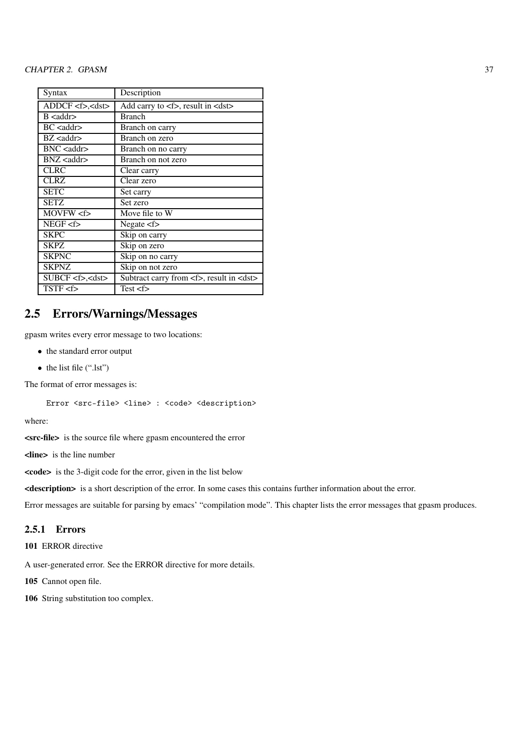| Syntax | Description |
|---|---|
| ADDCF <f>,<dst> | Add carry to <f>, result in <dst> |
| B <addr> | Branch |
| BC <addr> | Branch on carry |
| BZ <addr> | Branch on zero |
| BNC <addr> | Branch on no carry |
| BNZ <addr> | Branch on not zero |
| CLRC | Clear carry |
| CLRZ | Clear zero |
| SETC | Set carry |
| SETZ | Set zero |
| MOVFW <f> | Move file to W |
| NEGF <f> | Negate <f> |
| SKPC | Skip on carry |
| SKPZ | Skip on zero |
| SKPNC | Skip on no carry |
| SKPNZ | Skip on not zero |
| SUBCF <f>,<dst> | Subtract carry from <f>, result in <dst> |
| TSTF <f> | Test <f> |

## 2.5 Errors/Warnings/Messages

gpasm writes every error message to two locations:

- the standard error output
- the list file (".lst")

The format of error messages is:

```
Error <src-file> <line> : <code> <description>
```

where:

**<src-file>** is the source file where gpasm encountered the error

**<line>** is the line number

**<code>** is the 3-digit code for the error, given in the list below

**<description>** is a short description of the error. In some cases this contains further information about the error.

Error messages are suitable for parsing by emacs' "compilation mode". This chapter lists the error messages that gpasm produces.

### 2.5.1 Errors

**101** ERROR directive

A user-generated error. See the ERROR directive for more details.

**105** Cannot open file.

**106** String substitution too complex.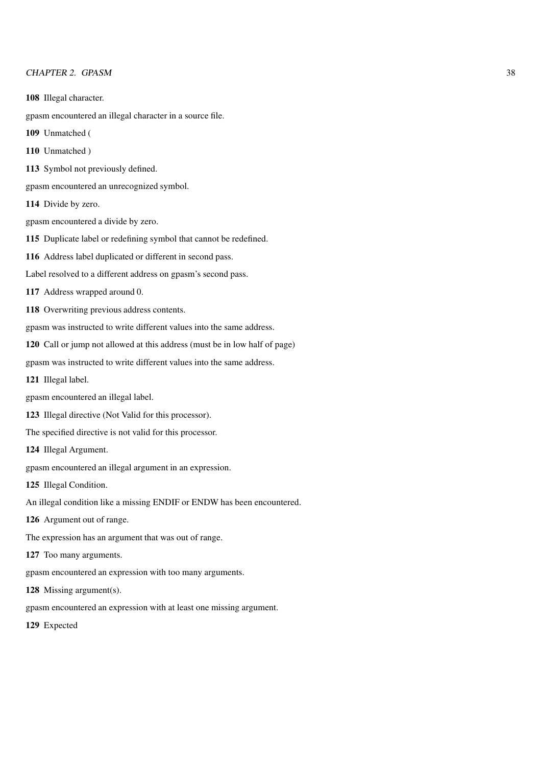**108** Illegal character.

gpasm encountered an illegal character in a source file.

**109** Unmatched (

**110** Unmatched )

**113** Symbol not previously defined.

gpasm encountered an unrecognized symbol.

**114** Divide by zero.

gpasm encountered a divide by zero.

**115** Duplicate label or redefining symbol that cannot be redefined.

**116** Address label duplicated or different in second pass.

Label resolved to a different address on gpasm's second pass.

**117** Address wrapped around 0.

**118** Overwriting previous address contents.

gpasm was instructed to write different values into the same address.

**120** Call or jump not allowed at this address (must be in low half of page)

gpasm was instructed to write different values into the same address.

**121** Illegal label.

gpasm encountered an illegal label.

**123** Illegal directive (Not Valid for this processor).

The specified directive is not valid for this processor.

**124** Illegal Argument.

gpasm encountered an illegal argument in an expression.

**125** Illegal Condition.

An illegal condition like a missing ENDIF or ENDW has been encountered.

**126** Argument out of range.

The expression has an argument that was out of range.

**127** Too many arguments.

gpasm encountered an expression with too many arguments.

**128** Missing argument(s).

gpasm encountered an expression with at least one missing argument.

**129** Expected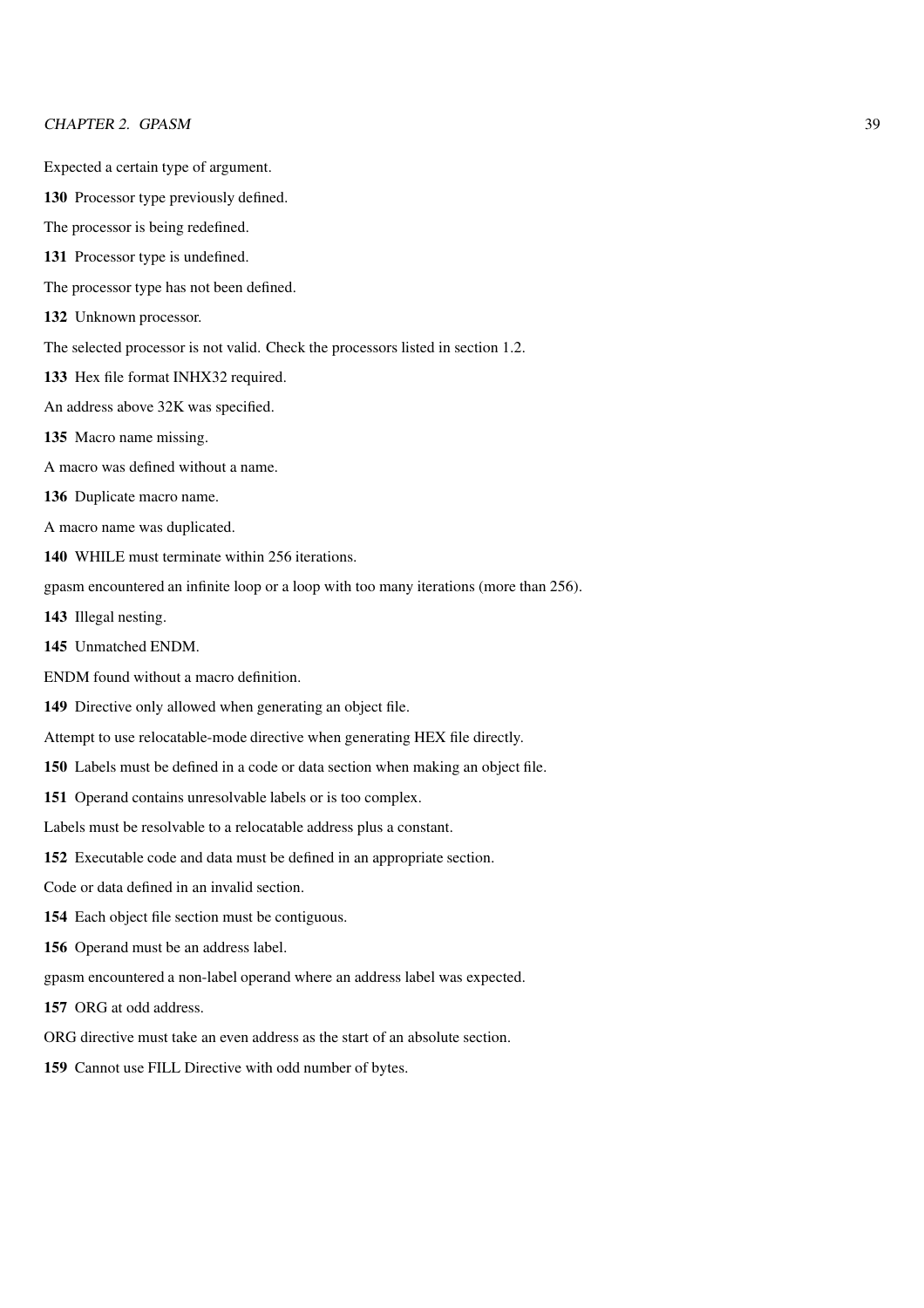Expected a certain type of argument.

**130** Processor type previously defined.

The processor is being redefined.

**131** Processor type is undefined.

The processor type has not been defined.

**132** Unknown processor.

The selected processor is not valid. Check the processors listed in section 1.2.

**133** Hex file format INHX32 required.

An address above 32K was specified.

**135** Macro name missing.

A macro was defined without a name.

**136** Duplicate macro name.

A macro name was duplicated.

**140** WHILE must terminate within 256 iterations.

gpasm encountered an infinite loop or a loop with too many iterations (more than 256).

**143** Illegal nesting.

**145** Unmatched ENDM.

ENDM found without a macro definition.

**149** Directive only allowed when generating an object file.

Attempt to use relocatable-mode directive when generating HEX file directly.

**150** Labels must be defined in a code or data section when making an object file.

**151** Operand contains unresolvable labels or is too complex.

Labels must be resolvable to a relocatable address plus a constant.

**152** Executable code and data must be defined in an appropriate section.

Code or data defined in an invalid section.

**154** Each object file section must be contiguous.

**156** Operand must be an address label.

gpasm encountered a non-label operand where an address label was expected.

**157** ORG at odd address.

ORG directive must take an even address as the start of an absolute section.

**159** Cannot use FILL Directive with odd number of bytes.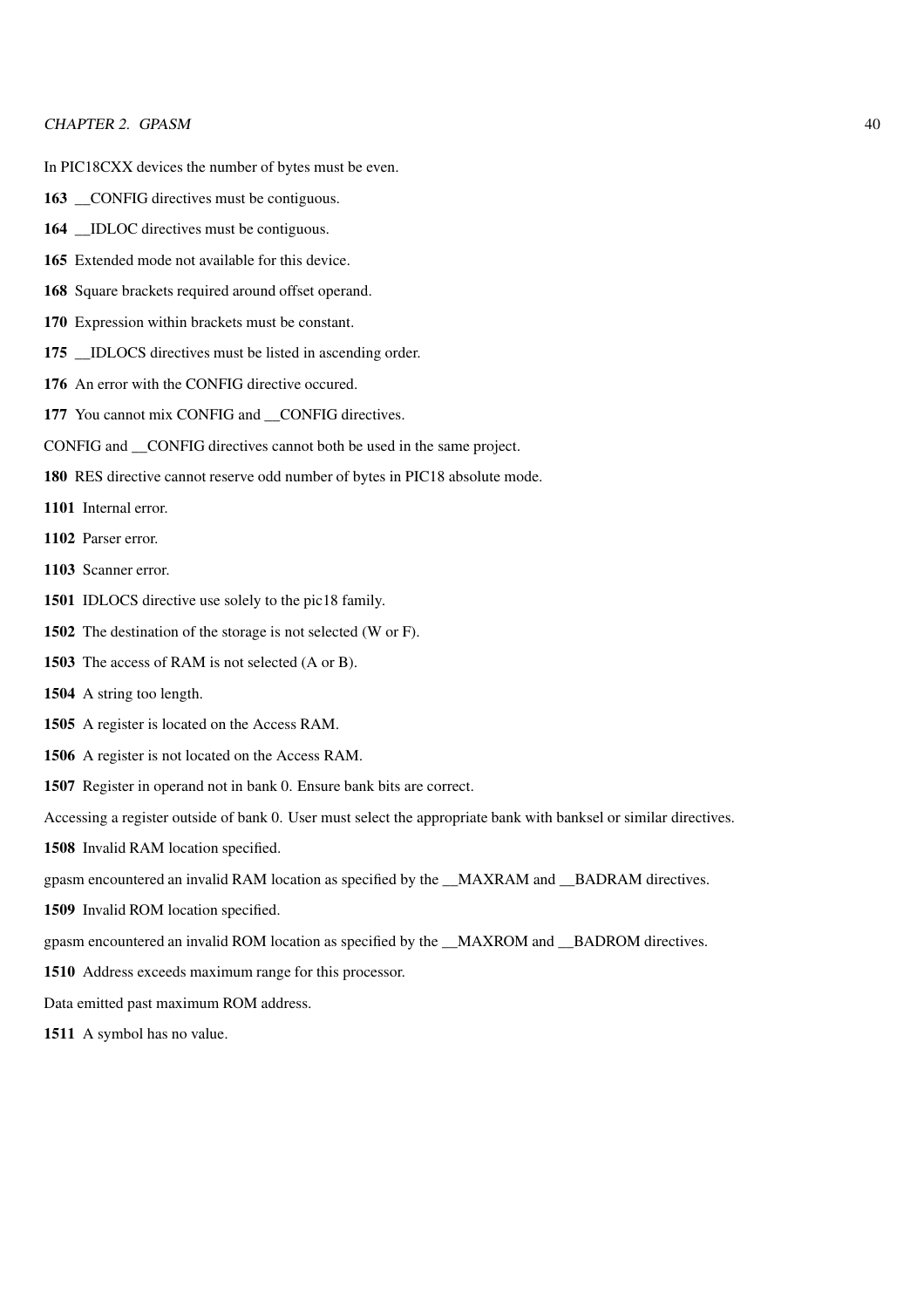In PIC18CXX devices the number of bytes must be even.

**163** __CONFIG directives must be contiguous.

**164** __IDLOC directives must be contiguous.

**165** Extended mode not available for this device.

**168** Square brackets required around offset operand.

**170** Expression within brackets must be constant.

**175** __IDLOCS directives must be listed in ascending order.

**176** An error with the CONFIG directive occured.

**177** You cannot mix CONFIG and __CONFIG directives.

CONFIG and __CONFIG directives cannot both be used in the same project.

**180** RES directive cannot reserve odd number of bytes in PIC18 absolute mode.

**1101** Internal error.

**1102** Parser error.

**1103** Scanner error.

**1501** IDLOCS directive use solely to the pic18 family.

**1502** The destination of the storage is not selected (W or F).

**1503** The access of RAM is not selected (A or B).

**1504** A string too length.

**1505** A register is located on the Access RAM.

**1506** A register is not located on the Access RAM.

**1507** Register in operand not in bank 0. Ensure bank bits are correct.

Accessing a register outside of bank 0. User must select the appropriate bank with banksel or similar directives.

**1508** Invalid RAM location specified.

gpasm encountered an invalid RAM location as specified by the __MAXRAM and __BADRAM directives.

**1509** Invalid ROM location specified.

gpasm encountered an invalid ROM location as specified by the __MAXROM and __BADROM directives.

**1510** Address exceeds maximum range for this processor.

Data emitted past maximum ROM address.

**1511** A symbol has no value.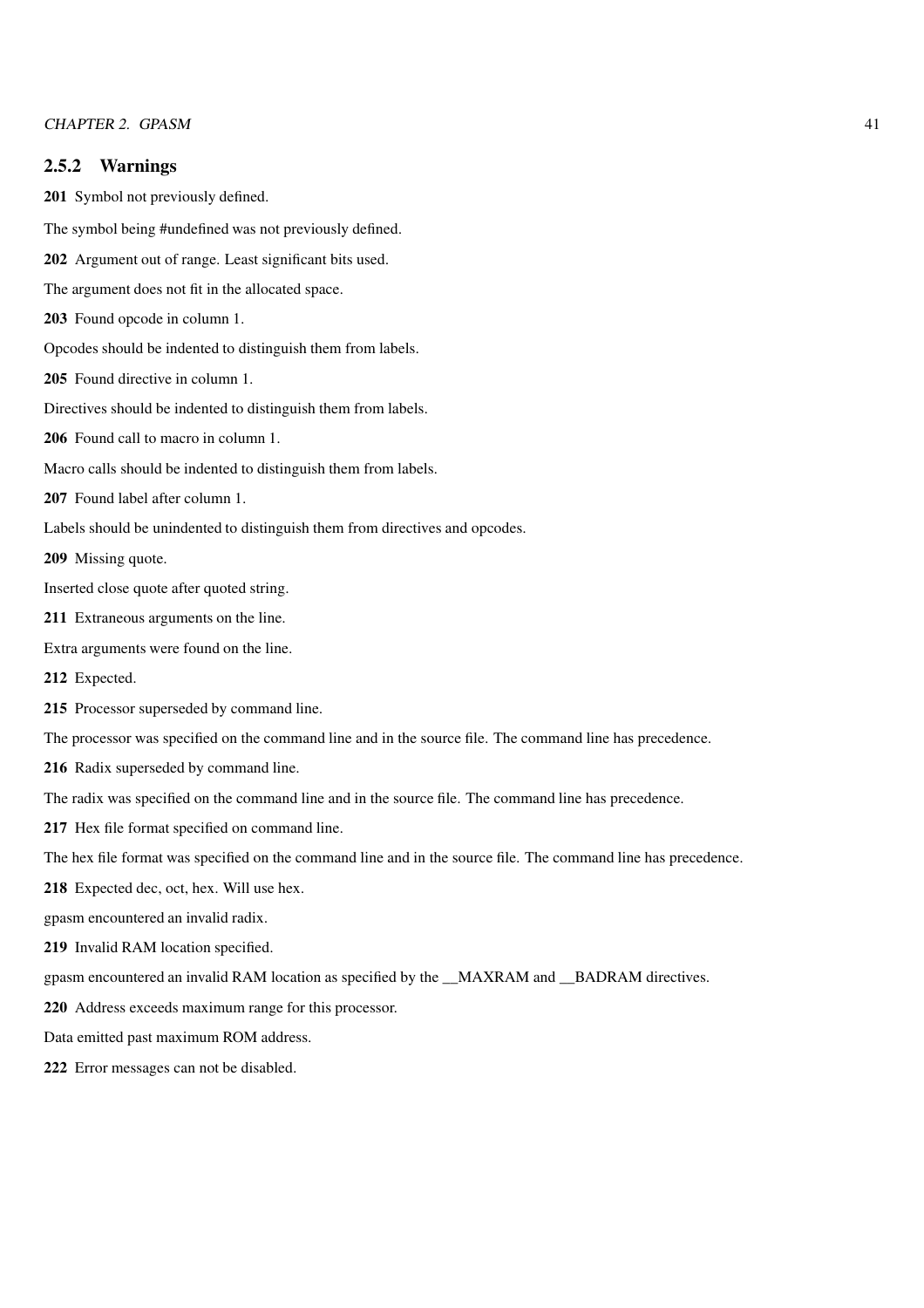### 2.5.2 Warnings

**201** Symbol not previously defined.

The symbol being #undefined was not previously defined.

**202** Argument out of range. Least significant bits used.

The argument does not fit in the allocated space.

**203** Found opcode in column 1.

Opcodes should be indented to distinguish them from labels.

**205** Found directive in column 1.

Directives should be indented to distinguish them from labels.

**206** Found call to macro in column 1.

Macro calls should be indented to distinguish them from labels.

**207** Found label after column 1.

Labels should be unindented to distinguish them from directives and opcodes.

**209** Missing quote.

Inserted close quote after quoted string.

**211** Extraneous arguments on the line.

Extra arguments were found on the line.

**212** Expected.

**215** Processor superseded by command line.

The processor was specified on the command line and in the source file. The command line has precedence.

**216** Radix superseded by command line.

The radix was specified on the command line and in the source file. The command line has precedence.

**217** Hex file format specified on command line.

The hex file format was specified on the command line and in the source file. The command line has precedence.

**218** Expected dec, oct, hex. Will use hex.

gpasm encountered an invalid radix.

**219** Invalid RAM location specified.

gpasm encountered an invalid RAM location as specified by the __MAXRAM and __BADRAM directives.

**220** Address exceeds maximum range for this processor.

Data emitted past maximum ROM address.

**222** Error messages can not be disabled.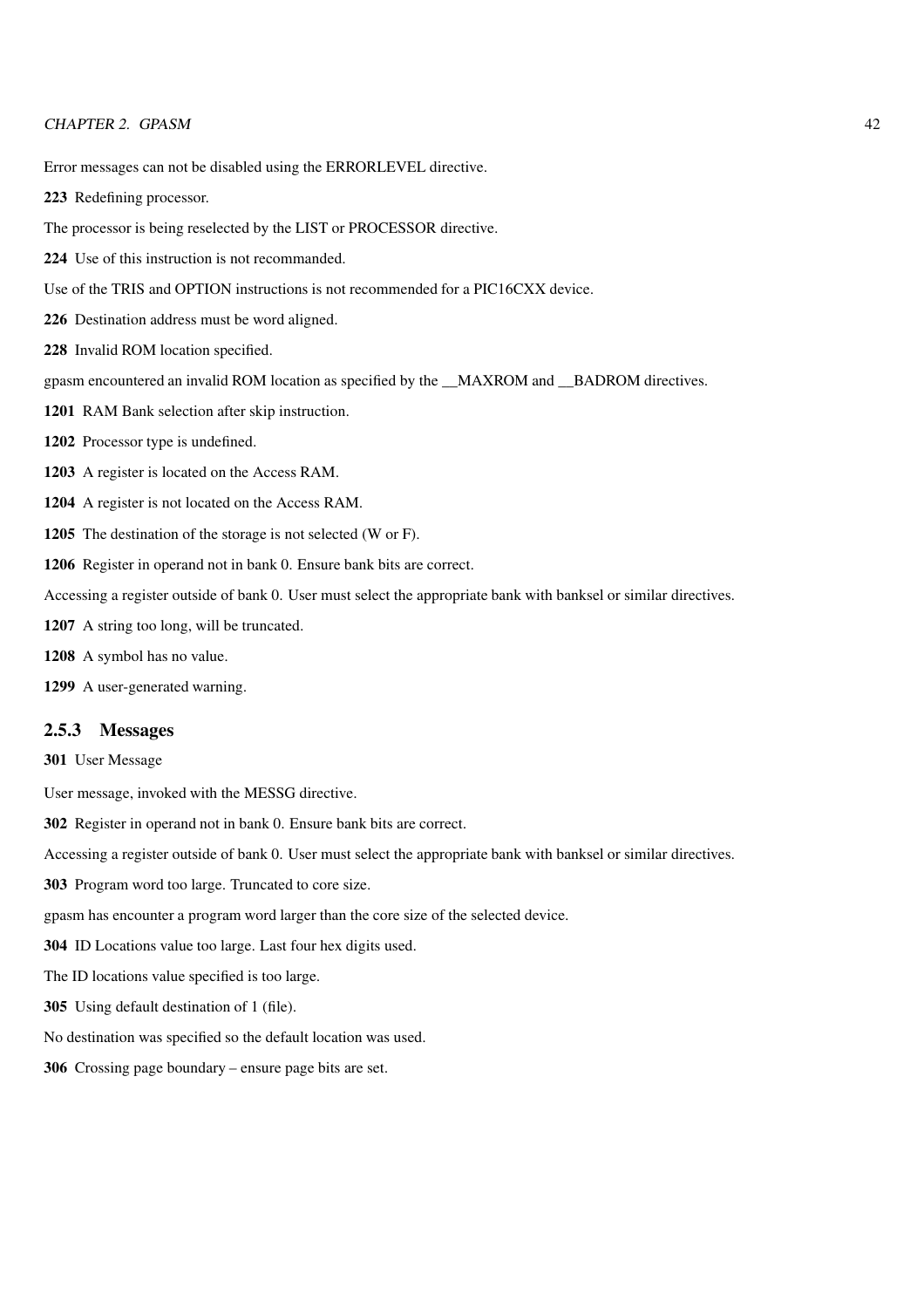Error messages can not be disabled using the ERRORLEVEL directive.

**223** Redefining processor.

The processor is being reselected by the LIST or PROCESSOR directive.

**224** Use of this instruction is not recommanded.

Use of the TRIS and OPTION instructions is not recommended for a PIC16CXX device.

**226** Destination address must be word aligned.

**228** Invalid ROM location specified.

gpasm encountered an invalid ROM location as specified by the __MAXROM and __BADROM directives.

**1201** RAM Bank selection after skip instruction.

**1202** Processor type is undefined.

**1203** A register is located on the Access RAM.

**1204** A register is not located on the Access RAM.

**1205** The destination of the storage is not selected (W or F).

**1206** Register in operand not in bank 0. Ensure bank bits are correct.

Accessing a register outside of bank 0. User must select the appropriate bank with banksel or similar directives.

**1207** A string too long, will be truncated.

**1208** A symbol has no value.

**1299** A user-generated warning.

### 2.5.3 Messages

**301** User Message

User message, invoked with the MESSG directive.

**302** Register in operand not in bank 0. Ensure bank bits are correct.

Accessing a register outside of bank 0. User must select the appropriate bank with banksel or similar directives.

**303** Program word too large. Truncated to core size.

gpasm has encounter a program word larger than the core size of the selected device.

**304** ID Locations value too large. Last four hex digits used.

The ID locations value specified is too large.

**305** Using default destination of 1 (file).

No destination was specified so the default location was used.

**306** Crossing page boundary – ensure page bits are set.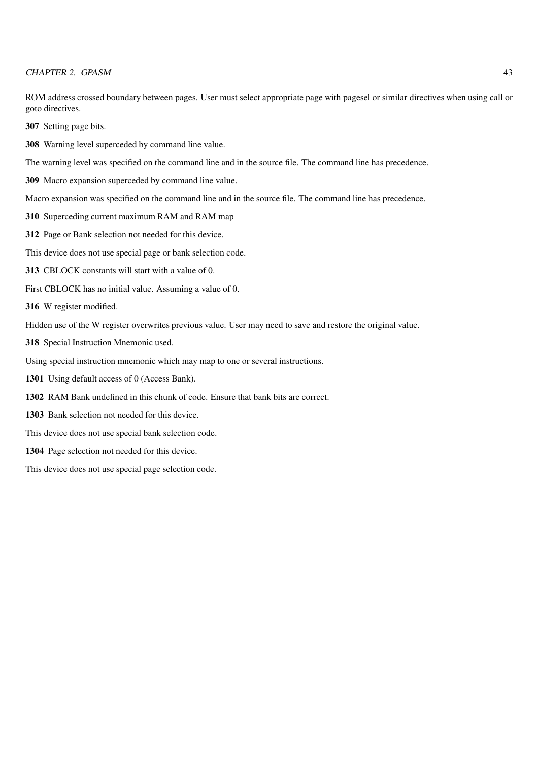ROM address crossed boundary between pages. User must select appropriate page with pagesel or similar directives when using call or goto directives.

**307** Setting page bits.

**308** Warning level superceded by command line value.

The warning level was specified on the command line and in the source file. The command line has precedence.

**309** Macro expansion superceded by command line value.

Macro expansion was specified on the command line and in the source file. The command line has precedence.

**310** Superceding current maximum RAM and RAM map

**312** Page or Bank selection not needed for this device.

This device does not use special page or bank selection code.

**313** CBLOCK constants will start with a value of 0.

First CBLOCK has no initial value. Assuming a value of 0.

**316** W register modified.

Hidden use of the W register overwrites previous value. User may need to save and restore the original value.

**318** Special Instruction Mnemonic used.

Using special instruction mnemonic which may map to one or several instructions.

**1301** Using default access of 0 (Access Bank).

**1302** RAM Bank undefined in this chunk of code. Ensure that bank bits are correct.

**1303** Bank selection not needed for this device.

This device does not use special bank selection code.

**1304** Page selection not needed for this device.

This device does not use special page selection code.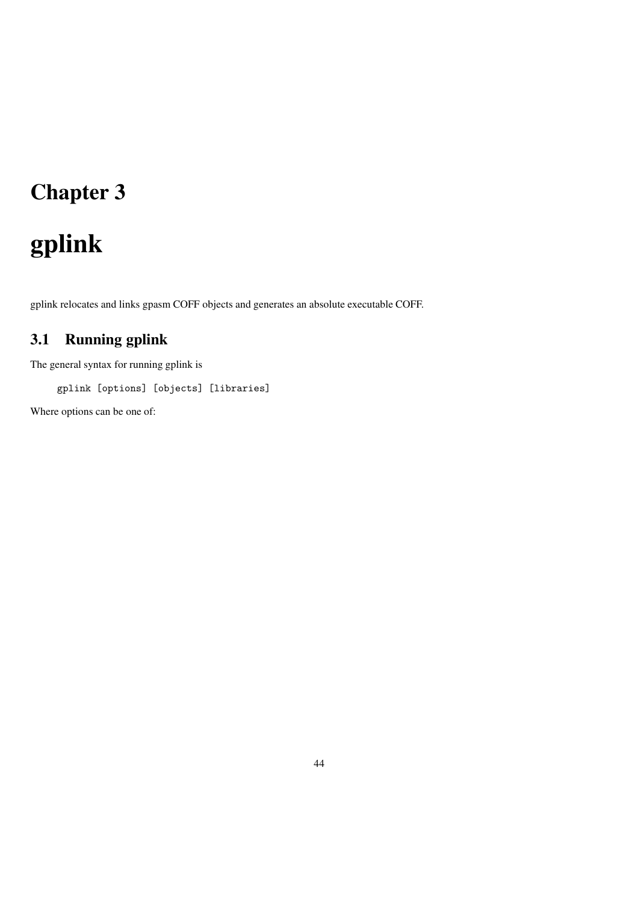# Chapter 3

# gplink

gplink relocates and links gpasm COFF objects and generates an absolute executable COFF.

## 3.1 Running gplink

The general syntax for running gplink is

```
gplink [options] [objects] [libraries]
```

Where options can be one of: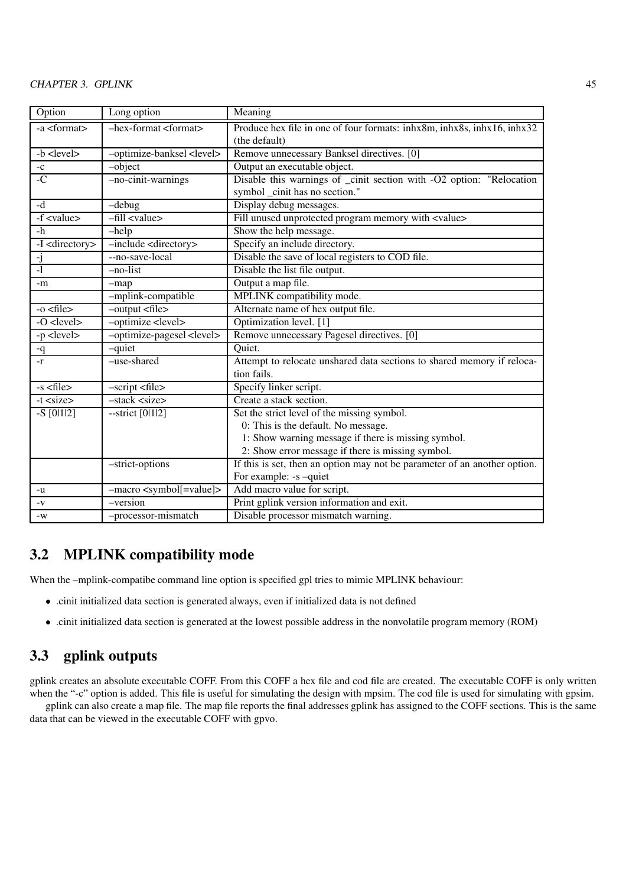| Option | Long option | Meaning |
|---|---|---|
| -a <format> | –hex-format <format> | Produce hex file in one of four formats: inhx8m, inhx8s, inhx16, inhx32 (the default) |
| -b <level> | –optimize-banksel <level> | Remove unnecessary Banksel directives. [0] |
| -c | –object | Output an executable object. |
| -C | –no-cinit-warnings | Disable this warnings of _cinit section with -O2 option: "Relocation symbol _cinit has no section." |
| -d | –debug | Display debug messages. |
| -f <value> | –fill <value> | Fill unused unprotected program memory with <value> |
| -h | –help | Show the help message. |
| -I <directory> | –include <directory> | Specify an include directory. |
| -j | --no-save-local | Disable the save of local registers to COD file. |
| -l | –no-list | Disable the list file output. |
| -m | –map | Output a map file. |
| | –mplink-compatible | MPLINK compatibility mode. |
| -o <file> | –output <file> | Alternate name of hex output file. |
| -O <level> | –optimize <level> | Optimization level. [1] |
| -p <level> | –optimize-pagesel <level> | Remove unnecessary Pagesel directives. [0] |
| -q | –quiet | Quiet. |
| -r | –use-shared | Attempt to relocate unshared data sections to shared memory if relocation fails. |
| -s <file> | –script <file> | Specify linker script. |
| -t <size> | –stack <size> | Create a stack section. |
| -S [0\|1\|2] | --strict [0\|1\|2] | Set the strict level of the missing symbol.<br>0: This is the default. No message.<br>1: Show warning message if there is missing symbol.<br>2: Show error message if there is missing symbol. |
| | –strict-options | If this is set, then an option may not be parameter of an another option. For example: -s –quiet |
| -u | –macro <symbol[=value]> | Add macro value for script. |
| -v | –version | Print gplink version information and exit. |
| -w | –processor-mismatch | Disable processor mismatch warning. |

## 3.2 MPLINK compatibility mode

When the –mplink-compatibe command line option is specified gpl tries to mimic MPLINK behaviour:

- .cinit initialized data section is generated always, even if initialized data is not defined
- .cinit initialized data section is generated at the lowest possible address in the nonvolatile program memory (ROM)

## 3.3 gplink outputs

gplink creates an absolute executable COFF. From this COFF a hex file and cod file are created. The executable COFF is only written when the "-c" option is added. This file is useful for simulating the design with mpsim. The cod file is used for simulating with gpsim.

gplink can also create a map file. The map file reports the final addresses gplink has assigned to the COFF sections. This is the same data that can be viewed in the executable COFF with gpvo.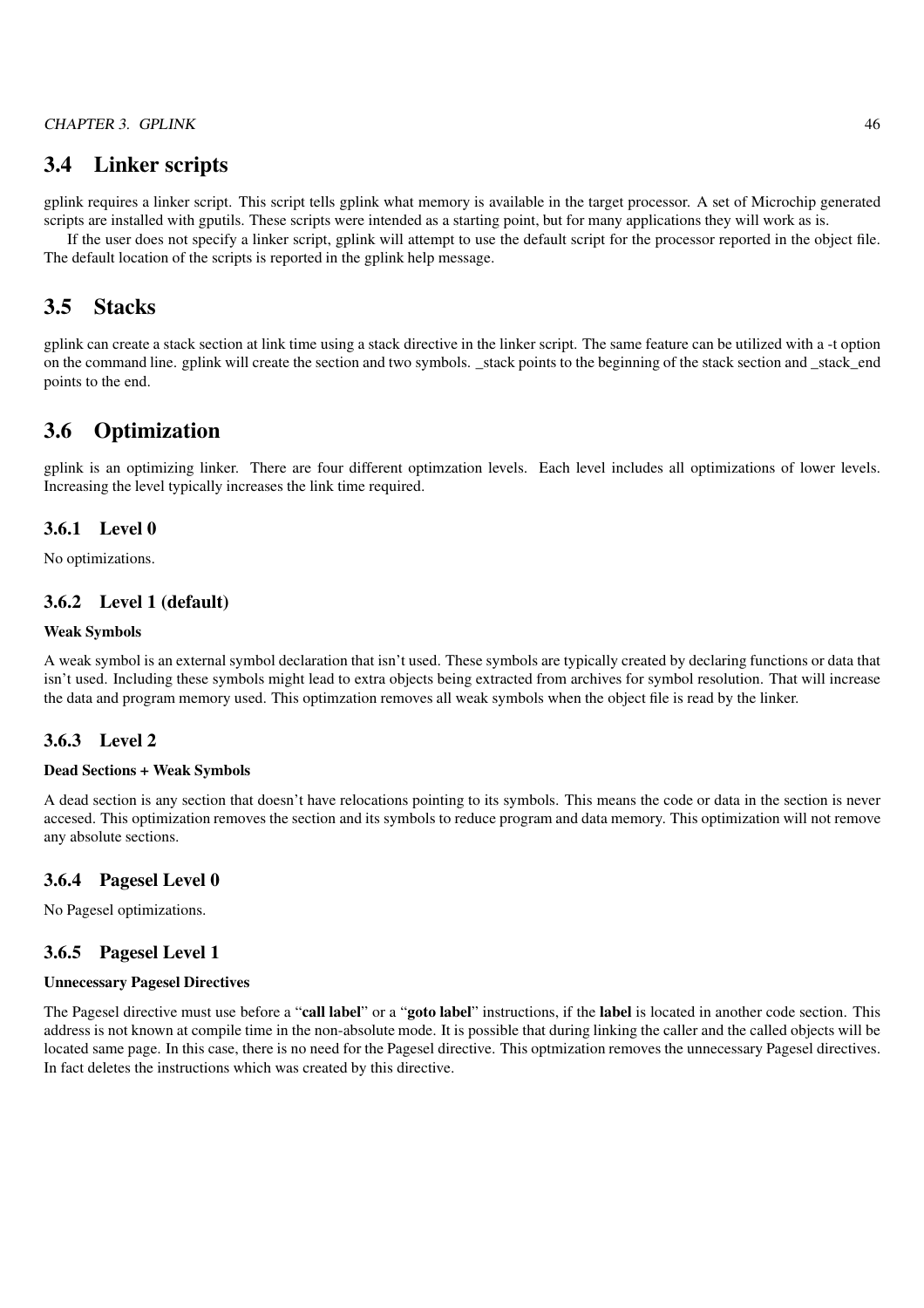## 3.4 Linker scripts

gplink requires a linker script. This script tells gplink what memory is available in the target processor. A set of Microchip generated scripts are installed with gputils. These scripts were intended as a starting point, but for many applications they will work as is.

If the user does not specify a linker script, gplink will attempt to use the default script for the processor reported in the object file. The default location of the scripts is reported in the gplink help message.

## 3.5 Stacks

gplink can create a stack section at link time using a stack directive in the linker script. The same feature can be utilized with a -t option on the command line. gplink will create the section and two symbols. _stack points to the beginning of the stack section and _stack_end points to the end.

## 3.6 Optimization

gplink is an optimizing linker. There are four different optimzation levels. Each level includes all optimizations of lower levels. Increasing the level typically increases the link time required.

### 3.6.1 Level 0

No optimizations.

### 3.6.2 Level 1 (default)

**Weak Symbols**

A weak symbol is an external symbol declaration that isn't used. These symbols are typically created by declaring functions or data that isn't used. Including these symbols might lead to extra objects being extracted from archives for symbol resolution. That will increase the data and program memory used. This optimzation removes all weak symbols when the object file is read by the linker.

### 3.6.3 Level 2

**Dead Sections + Weak Symbols**

A dead section is any section that doesn't have relocations pointing to its symbols. This means the code or data in the section is never accesed. This optimization removes the section and its symbols to reduce program and data memory. This optimization will not remove any absolute sections.

### 3.6.4 Pagesel Level 0

No Pagesel optimizations.

### 3.6.5 Pagesel Level 1

**Unnecessary Pagesel Directives**

The Pagesel directive must use before a "**call label**" or a "**goto label**" instructions, if the **label** is located in another code section. This address is not known at compile time in the non-absolute mode. It is possible that during linking the caller and the called objects will be located same page. In this case, there is no need for the Pagesel directive. This optmization removes the unnecessary Pagesel directives. In fact deletes the instructions which was created by this directive.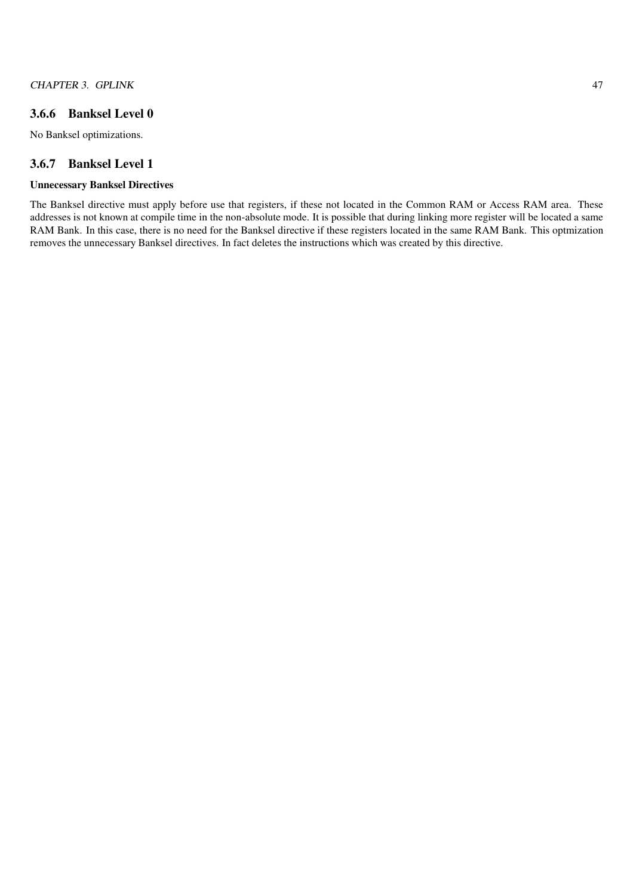### 3.6.6 Banksel Level 0

No Banksel optimizations.

### 3.6.7 Banksel Level 1

**Unnecessary Banksel Directives**

The Banksel directive must apply before use that registers, if these not located in the Common RAM or Access RAM area. These addresses is not known at compile time in the non-absolute mode. It is possible that during linking more register will be located a same RAM Bank. In this case, there is no need for the Banksel directive if these registers located in the same RAM Bank. This optmization removes the unnecessary Banksel directives. In fact deletes the instructions which was created by this directive.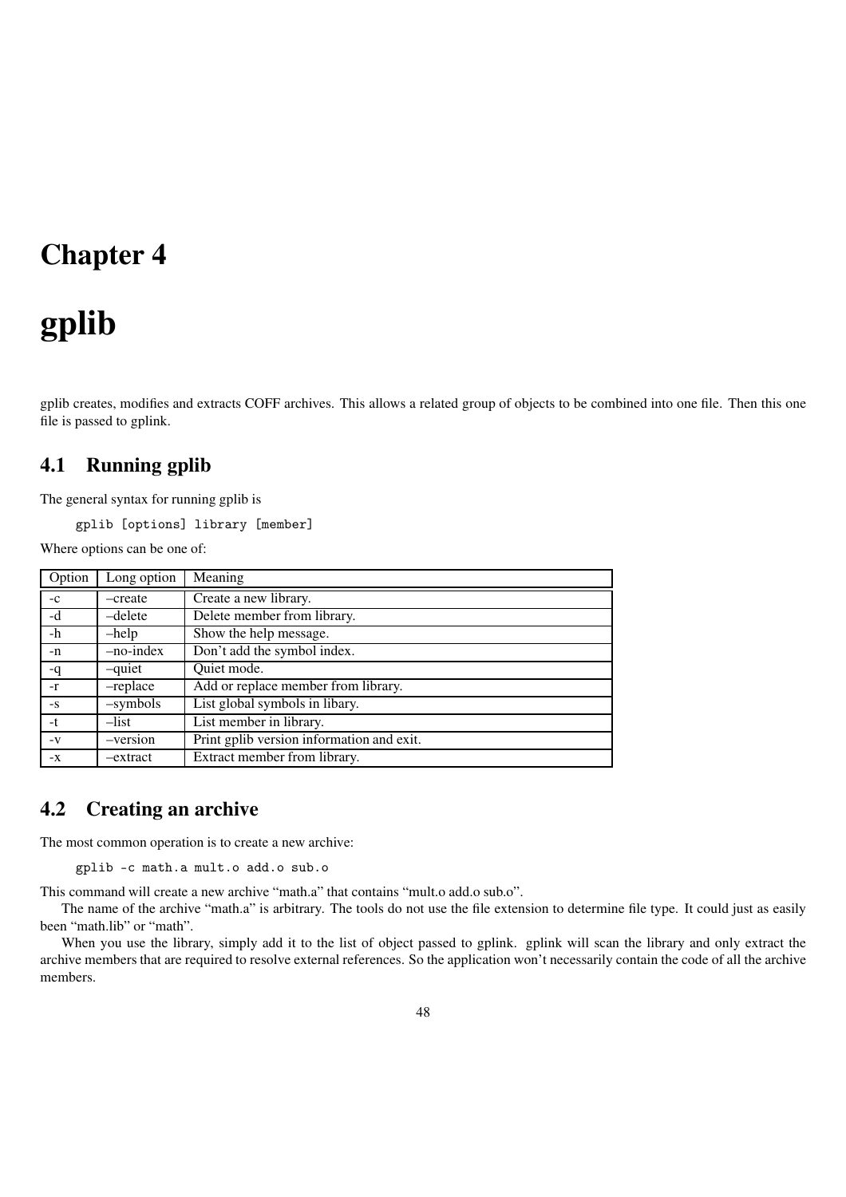# Chapter 4

# gplib

gplib creates, modifies and extracts COFF archives. This allows a related group of objects to be combined into one file. Then this one file is passed to gplink.

## 4.1 Running gplib

The general syntax for running gplib is

```
gplib [options] library [member]
```

Where options can be one of:

| Option | Long option | Meaning |
|---|---|---|
| -c | –create | Create a new library. |
| -d | –delete | Delete member from library. |
| -h | –help | Show the help message. |
| -n | –no-index | Don't add the symbol index. |
| -q | –quiet | Quiet mode. |
| -r | –replace | Add or replace member from library. |
| -s | –symbols | List global symbols in libary. |
| -t | –list | List member in library. |
| -v | –version | Print gplib version information and exit. |
| -x | –extract | Extract member from library. |

## 4.2 Creating an archive

The most common operation is to create a new archive:

```
gplib -c math.a mult.o add.o sub.o
```

This command will create a new archive "math.a" that contains "mult.o add.o sub.o".

The name of the archive "math.a" is arbitrary. The tools do not use the file extension to determine file type. It could just as easily been "math.lib" or "math".

When you use the library, simply add it to the list of object passed to gplink. gplink will scan the library and only extract the archive members that are required to resolve external references. So the application won't necessarily contain the code of all the archive members.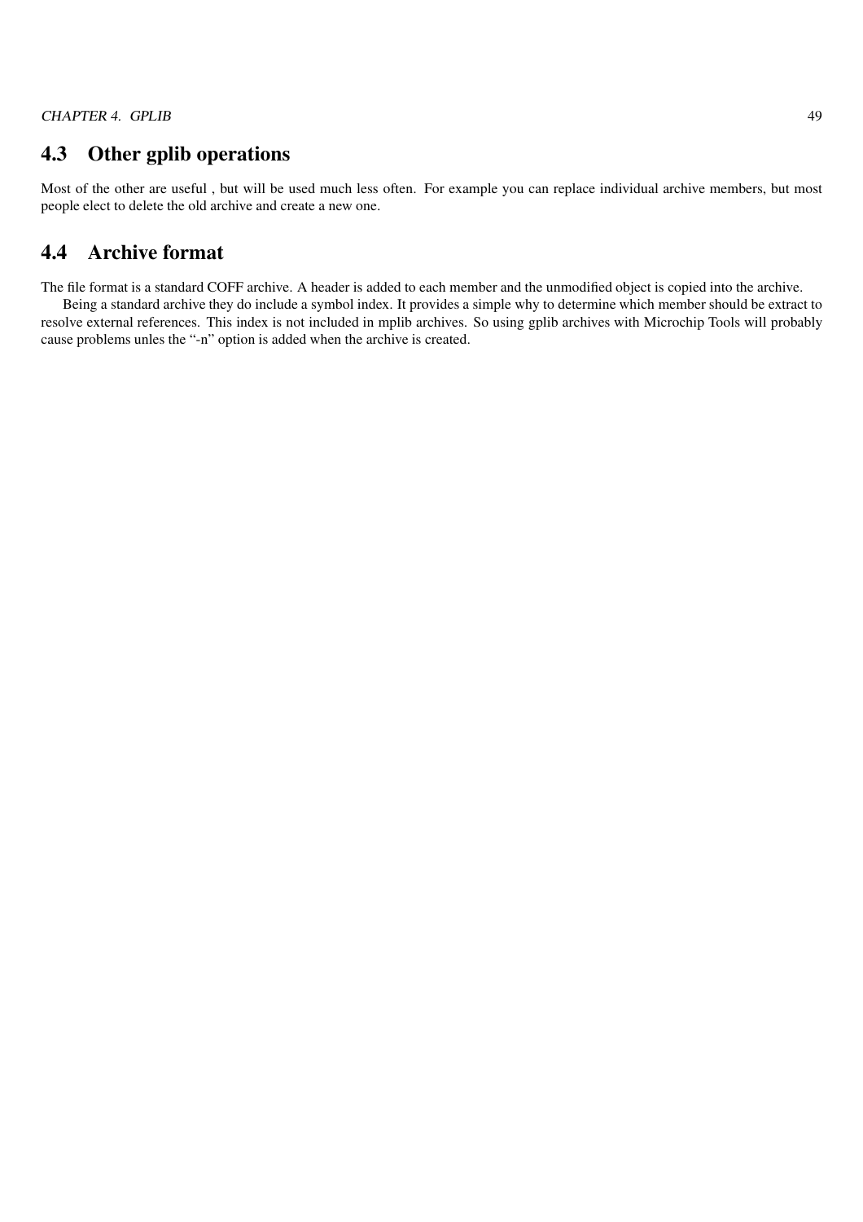## 4.3 Other gplib operations

Most of the other are useful , but will be used much less often. For example you can replace individual archive members, but most people elect to delete the old archive and create a new one.

## 4.4 Archive format

The file format is a standard COFF archive. A header is added to each member and the unmodified object is copied into the archive.

Being a standard archive they do include a symbol index. It provides a simple why to determine which member should be extract to resolve external references. This index is not included in mplib archives. So using gplib archives with Microchip Tools will probably cause problems unles the "-n" option is added when the archive is created.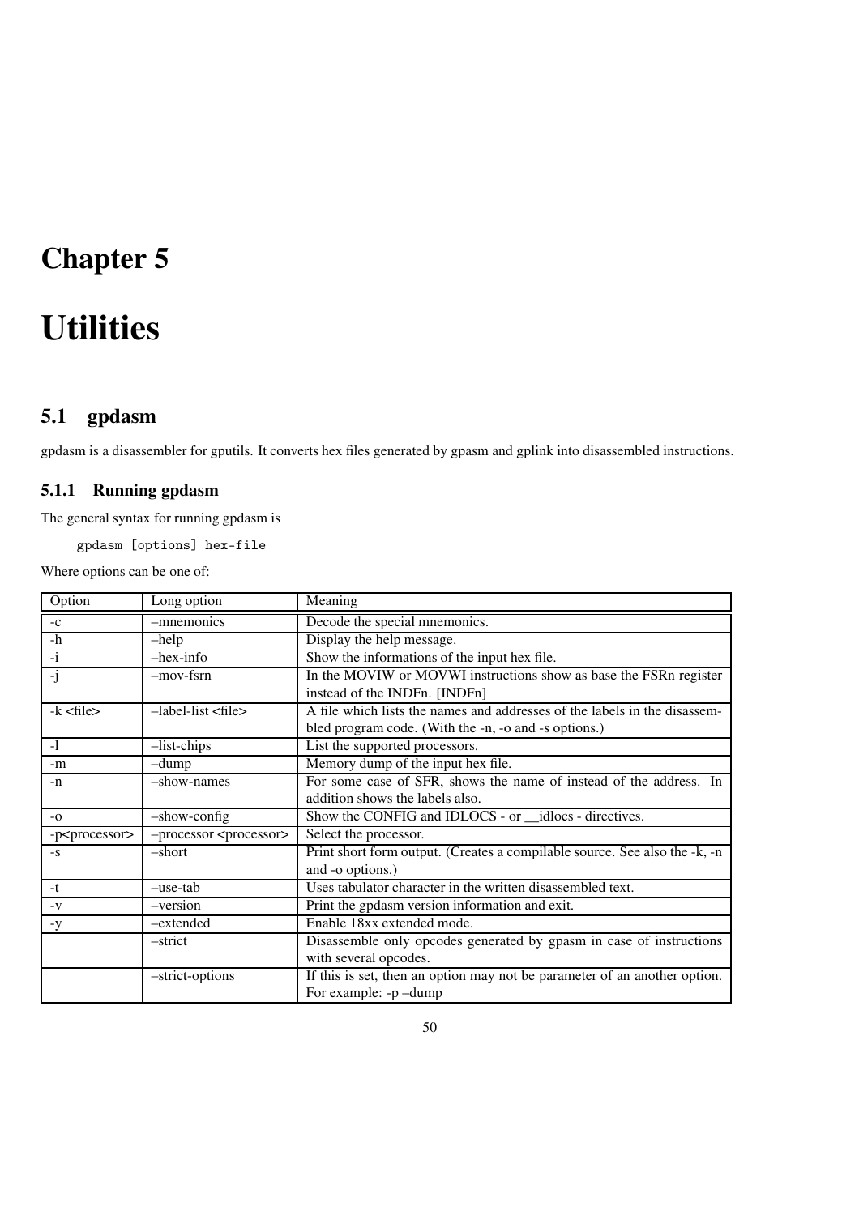# Chapter 5

# Utilities

## 5.1 gpdasm

gpdasm is a disassembler for gputils. It converts hex files generated by gpasm and gplink into disassembled instructions.

### 5.1.1 Running gpdasm

The general syntax for running gpdasm is

```
gpdasm [options] hex-file
```

Where options can be one of:

| Option | Long option | Meaning |
|---|---|---|
| -c | –mnemonics | Decode the special mnemonics. |
| -h | –help | Display the help message. |
| -i | –hex-info | Show the informations of the input hex file. |
| -j | –mov-fsrn | In the MOVIW or MOVWI instructions show as base the FSRn register instead of the INDFn. [INDFn] |
| -k <file> | –label-list <file> | A file which lists the names and addresses of the labels in the disassembled program code. (With the -n, -o and -s options.) |
| -l | –list-chips | List the supported processors. |
| -m | –dump | Memory dump of the input hex file. |
| -n | –show-names | For some case of SFR, shows the name of instead of the address. In addition shows the labels also. |
| -o | –show-config | Show the CONFIG and IDLOCS - or __idlocs - directives. |
| -p<processor> | –processor <processor> | Select the processor. |
| -s | –short | Print short form output. (Creates a compilable source. See also the -k, -n and -o options.) |
| -t | –use-tab | Uses tabulator character in the written disassembled text. |
| -v | –version | Print the gpdasm version information and exit. |
| -y | –extended | Enable 18xx extended mode. |
| | –strict | Disassemble only opcodes generated by gpasm in case of instructions with several opcodes. |
| | –strict-options | If this is set, then an option may not be parameter of an another option. For example: -p –dump |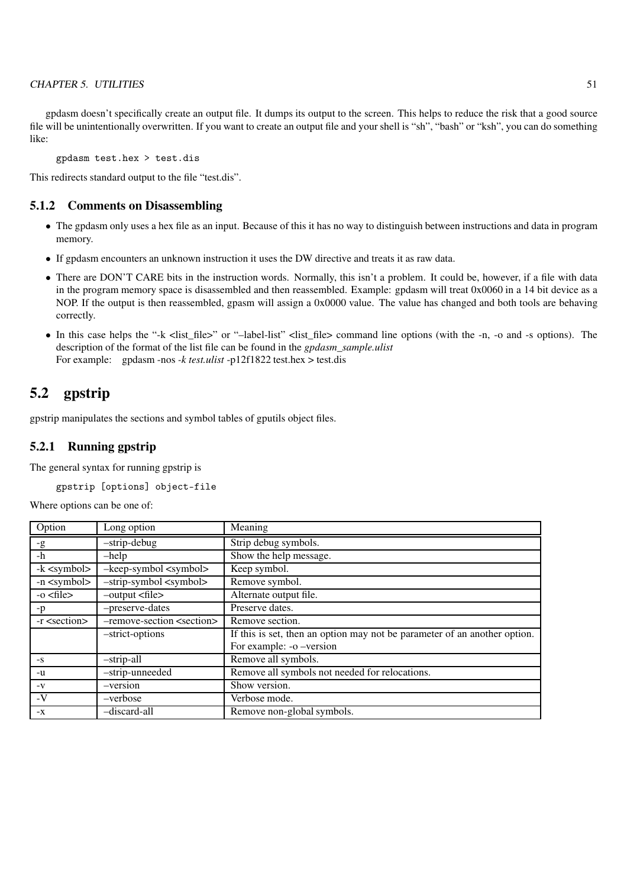gpdasm doesn't specifically create an output file. It dumps its output to the screen. This helps to reduce the risk that a good source file will be unintentionally overwritten. If you want to create an output file and your shell is "sh", "bash" or "ksh", you can do something like:

```
gpdasm test.hex > test.dis
```

This redirects standard output to the file "test.dis".

### 5.1.2 Comments on Disassembling

- The gpdasm only uses a hex file as an input. Because of this it has no way to distinguish between instructions and data in program memory.
- If gpdasm encounters an unknown instruction it uses the DW directive and treats it as raw data.
- There are DON'T CARE bits in the instruction words. Normally, this isn't a problem. It could be, however, if a file with data in the program memory space is disassembled and then reassembled. Example: gpdasm will treat 0x0060 in a 14 bit device as a NOP. If the output is then reassembled, gpasm will assign a 0x0000 value. The value has changed and both tools are behaving correctly.
- In this case helps the "-k <list_file>" or "–label-list" <list_file> command line options (with the -n, -o and -s options). The description of the format of the list file can be found in the *gpdasm_sample.ulist*
  For example: gpdasm -nos *-k test.ulist* -p12f1822 test.hex > test.dis

## 5.2 gpstrip

gpstrip manipulates the sections and symbol tables of gputils object files.

### 5.2.1 Running gpstrip

The general syntax for running gpstrip is

```
gpstrip [options] object-file
```

Where options can be one of:

| Option | Long option | Meaning |
|---|---|---|
| -g | –strip-debug | Strip debug symbols. |
| -h | –help | Show the help message. |
| -k <symbol> | –keep-symbol <symbol> | Keep symbol. |
| -n <symbol> | –strip-symbol <symbol> | Remove symbol. |
| -o <file> | –output <file> | Alternate output file. |
| -p | –preserve-dates | Preserve dates. |
| -r <section> | –remove-section <section> | Remove section. |
| | –strict-options | If this is set, then an option may not be parameter of an another option. For example: -o –version |
| -s | –strip-all | Remove all symbols. |
| -u | –strip-unneeded | Remove all symbols not needed for relocations. |
| -v | –version | Show version. |
| -V | –verbose | Verbose mode. |
| -x | –discard-all | Remove non-global symbols. |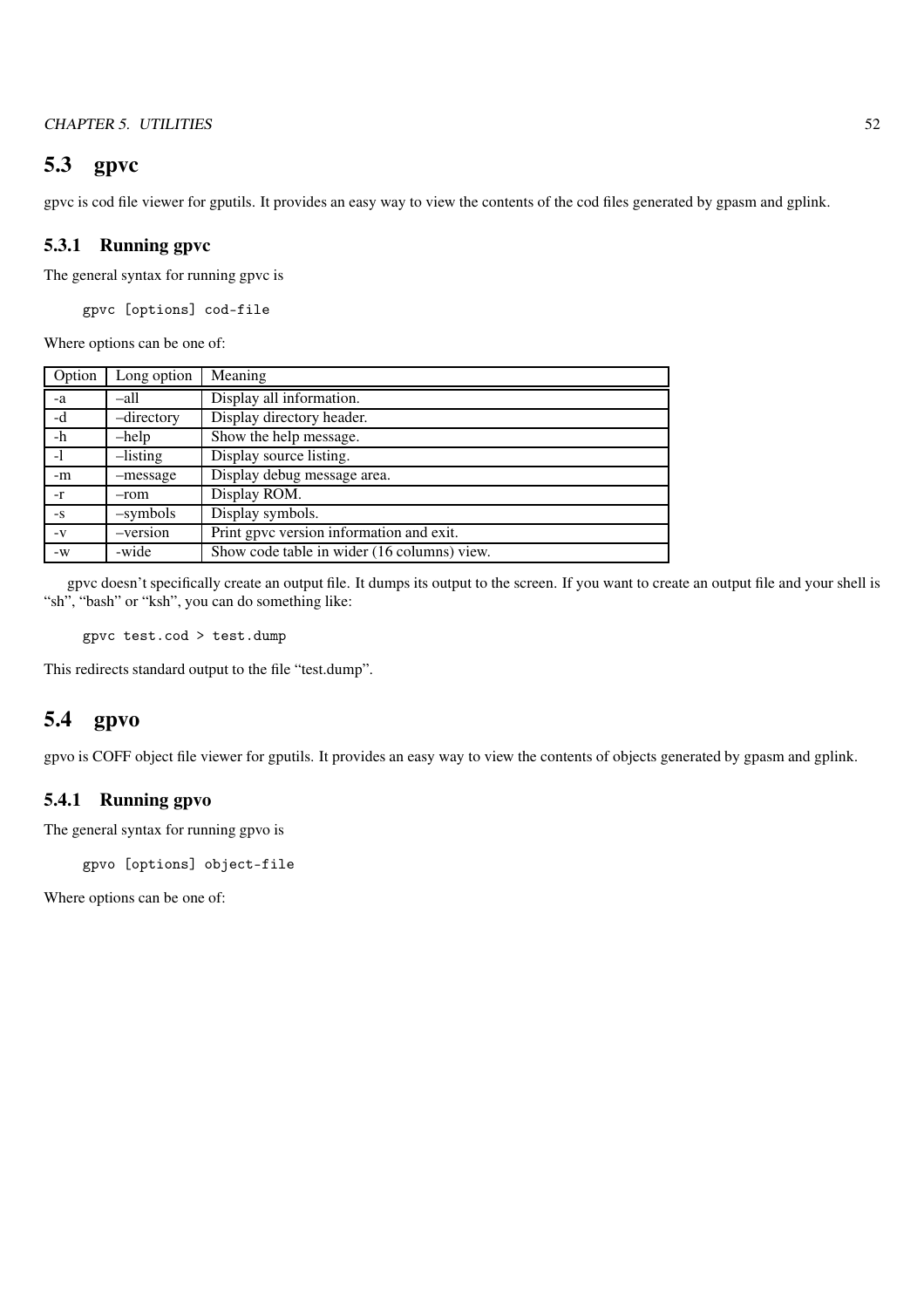## 5.3 gpvc

gpvc is cod file viewer for gputils. It provides an easy way to view the contents of the cod files generated by gpasm and gplink.

### 5.3.1 Running gpvc

The general syntax for running gpvc is

```
gpvc [options] cod-file
```

Where options can be one of:

| Option | Long option | Meaning |
|---|---|---|
| -a | –all | Display all information. |
| -d | –directory | Display directory header. |
| -h | –help | Show the help message. |
| -l | –listing | Display source listing. |
| -m | –message | Display debug message area. |
| -r | –rom | Display ROM. |
| -s | –symbols | Display symbols. |
| -v | –version | Print gpvc version information and exit. |
| -w | -wide | Show code table in wider (16 columns) view. |

gpvc doesn't specifically create an output file. It dumps its output to the screen. If you want to create an output file and your shell is "sh", "bash" or "ksh", you can do something like:

```
gpvc test.cod > test.dump
```

This redirects standard output to the file "test.dump".

## 5.4 gpvo

gpvo is COFF object file viewer for gputils. It provides an easy way to view the contents of objects generated by gpasm and gplink.

### 5.4.1 Running gpvo

The general syntax for running gpvo is

```
gpvo [options] object-file
```

Where options can be one of: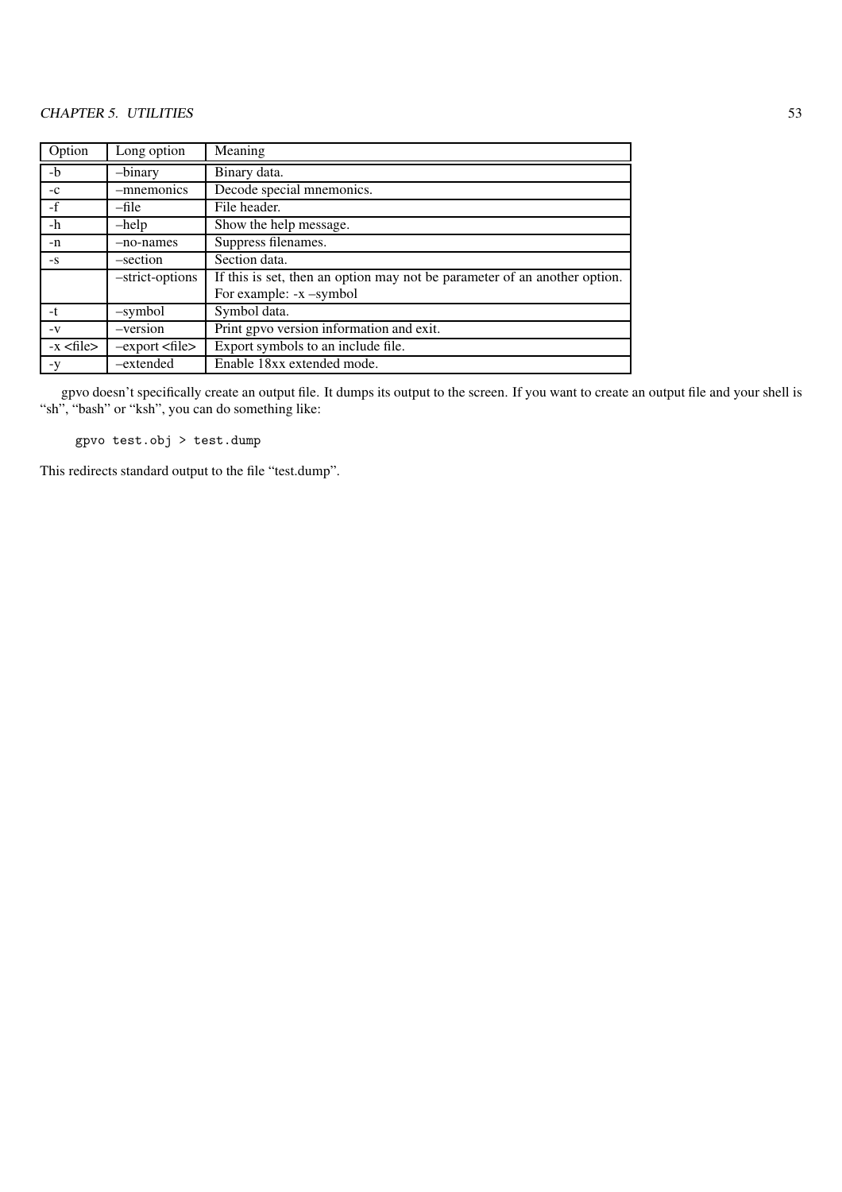| Option | Long option | Meaning |
|---|---|---|
| -b | –binary | Binary data. |
| -c | –mnemonics | Decode special mnemonics. |
| -f | –file | File header. |
| -h | –help | Show the help message. |
| -n | –no-names | Suppress filenames. |
| -s | –section | Section data. |
| | –strict-options | If this is set, then an option may not be parameter of an another option. For example: -x –symbol |
| -t | –symbol | Symbol data. |
| -v | –version | Print gpvo version information and exit. |
| -x <file> | –export <file> | Export symbols to an include file. |
| -y | –extended | Enable 18xx extended mode. |

gpvo doesn't specifically create an output file. It dumps its output to the screen. If you want to create an output file and your shell is "sh", "bash" or "ksh", you can do something like:

```
gpvo test.obj > test.dump
```

This redirects standard output to the file "test.dump".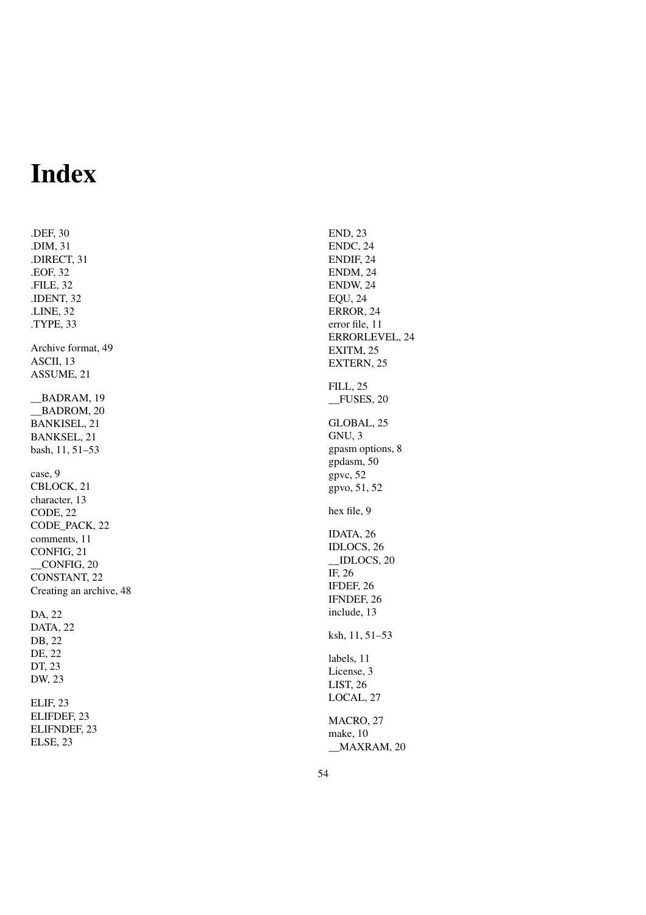# Index

.DEF, 30
.DIM, 31
.DIRECT, 31
.EOF, 32
.FILE, 32
.IDENT, 32
.LINE, 32
.TYPE, 33

Archive format, 49
ASCII, 13
ASSUME, 21

__BADRAM, 19
__BADROM, 20
BANKISEL, 21
BANKSEL, 21
bash, 11, 51–53

case, 9
CBLOCK, 21
character, 13
CODE, 22
CODE_PACK, 22
comments, 11
CONFIG, 21
__CONFIG, 20
CONSTANT, 22
Creating an archive, 48

DA, 22
DATA, 22
DB, 22
DE, 22
DT, 23
DW, 23

ELIF, 23
ELIFDEF, 23
ELIFNDEF, 23
ELSE, 23

END, 23
ENDC, 24
ENDIF, 24
ENDM, 24
ENDW, 24
EQU, 24
ERROR, 24
error file, 11
ERRORLEVEL, 24
EXITM, 25
EXTERN, 25

FILL, 25
__FUSES, 20

GLOBAL, 25
GNU, 3
gpasm options, 8
gpdasm, 50
gpvc, 52
gpvo, 51, 52

hex file, 9

IDATA, 26
IDLOCS, 26
__IDLOCS, 20
IF, 26
IFDEF, 26
IFNDEF, 26
include, 13

ksh, 11, 51–53

labels, 11
License, 3
LIST, 26
LOCAL, 27

MACRO, 27
make, 10
__MAXRAM, 20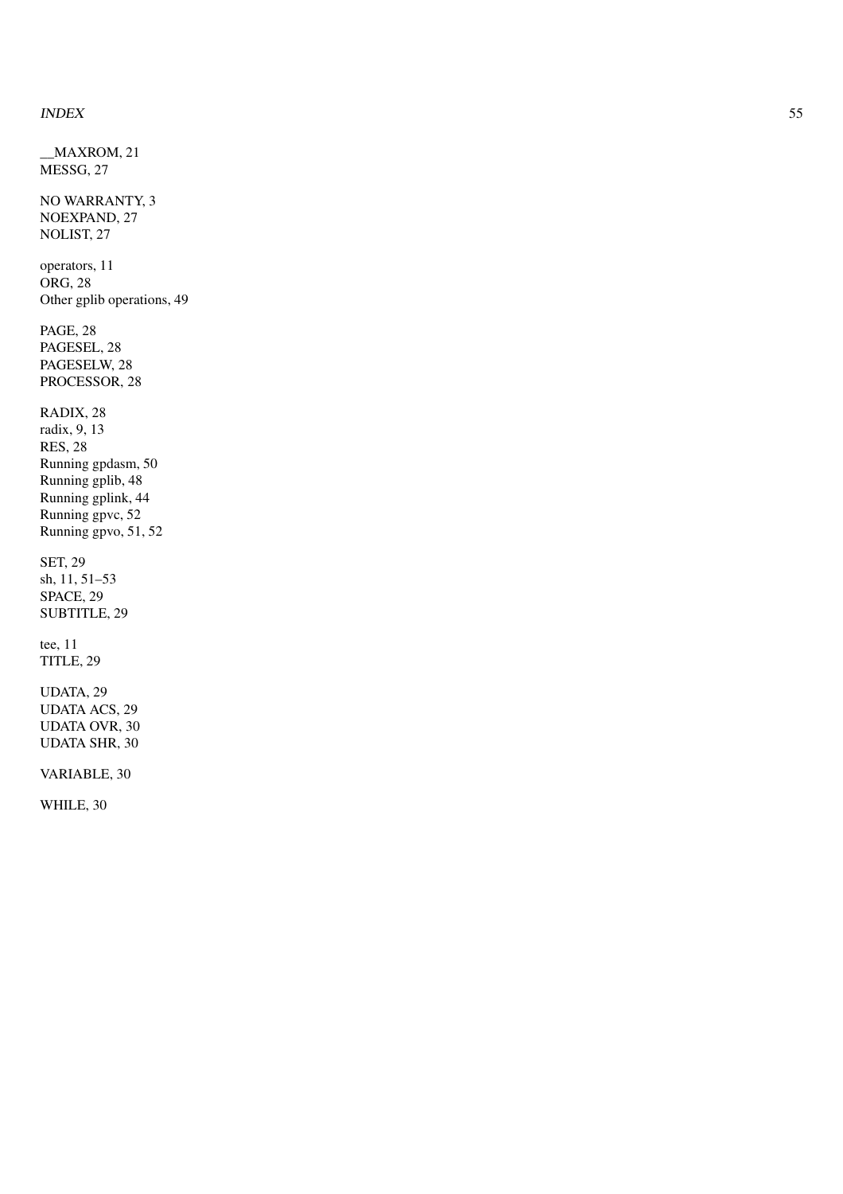__MAXROM, 21
MESSG, 27

NO WARRANTY, 3
NOEXPAND, 27
NOLIST, 27

operators, 11
ORG, 28
Other gplib operations, 49

PAGE, 28
PAGESEL, 28
PAGESELW, 28
PROCESSOR, 28

RADIX, 28
radix, 9, 13
RES, 28
Running gpdasm, 50
Running gplib, 48
Running gplink, 44
Running gpvc, 52
Running gpvo, 51, 52

SET, 29
sh, 11, 51–53
SPACE, 29
SUBTITLE, 29

tee, 11
TITLE, 29

UDATA, 29
UDATA ACS, 29
UDATA OVR, 30
UDATA SHR, 30

VARIABLE, 30

WHILE, 30